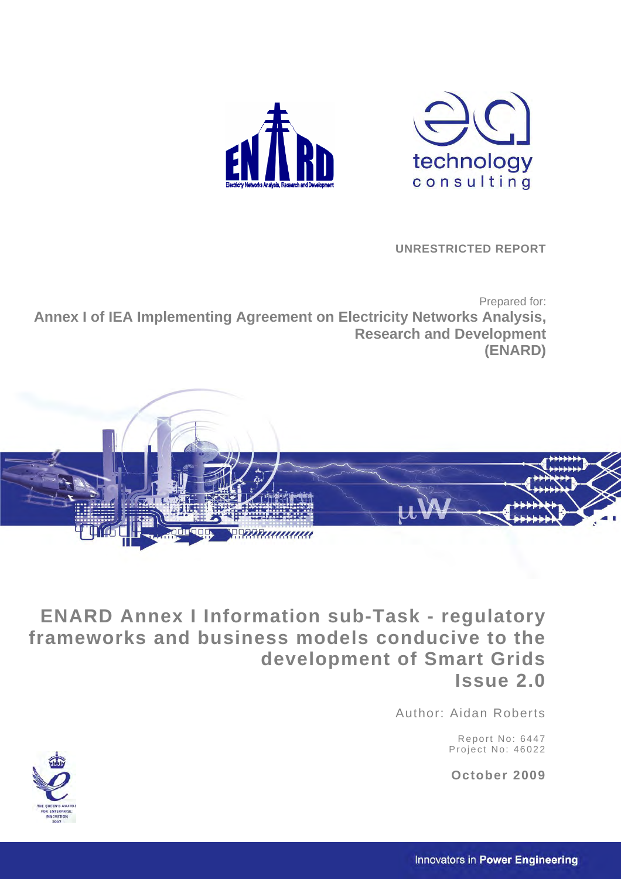UNRESTRICTED REPORT

Prepared for:

**Annex I of IEA Implementing Agreement on Electricity Networks Analysis, Research and Development (ENARD)**

# ENARD Annex I Information sub-Task - regulatory frameworks and business models conducive to the development of Smart Grids Issue 2.0

Author: Aidan Roberts

Report No: 6447
Project No: 46022

**October 2009**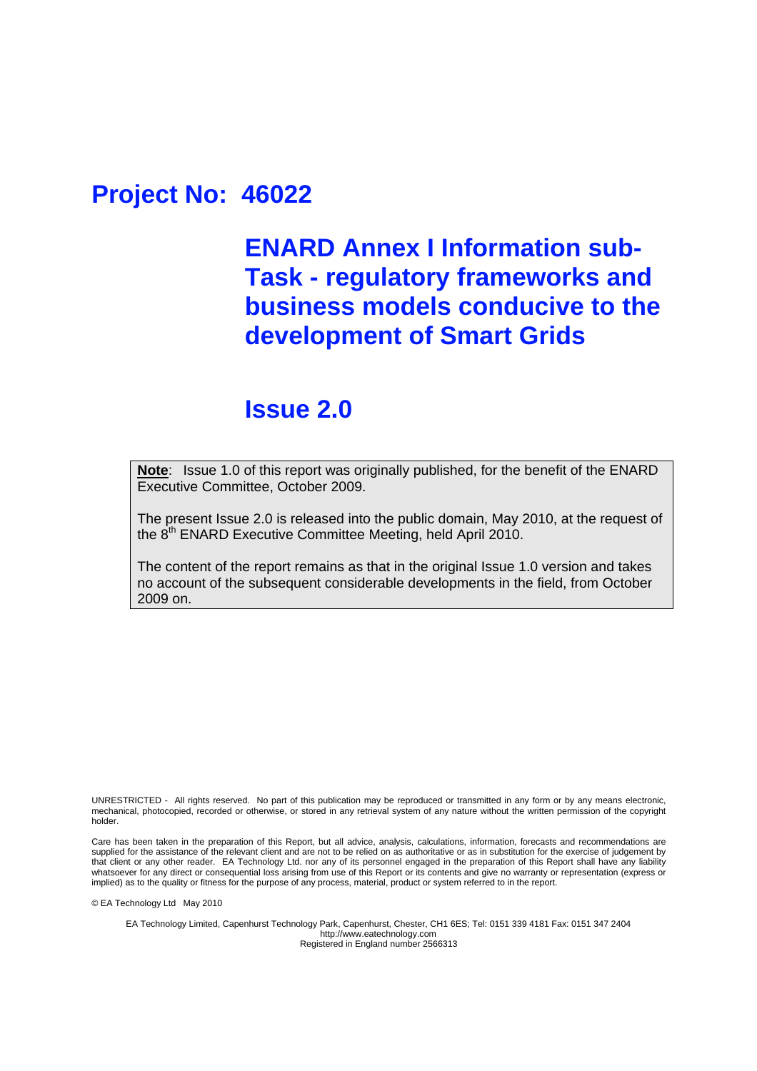# Project No: 46022

## ENARD Annex I Information sub-Task - regulatory frameworks and business models conducive to the development of Smart Grids

## Issue 2.0

**Note**: Issue 1.0 of this report was originally published, for the benefit of the ENARD Executive Committee, October 2009.

The present Issue 2.0 is released into the public domain, May 2010, at the request of the 8th ENARD Executive Committee Meeting, held April 2010.

The content of the report remains as that in the original Issue 1.0 version and takes no account of the subsequent considerable developments in the field, from October 2009 on.

UNRESTRICTED - All rights reserved. No part of this publication may be reproduced or transmitted in any form or by any means electronic, mechanical, photocopied, recorded or otherwise, or stored in any retrieval system of any nature without the written permission of the copyright holder.

Care has been taken in the preparation of this Report, but all advice, analysis, calculations, information, forecasts and recommendations are supplied for the assistance of the relevant client and are not to be relied on as authoritative or as in substitution for the exercise of judgement by that client or any other reader. EA Technology Ltd. nor any of its personnel engaged in the preparation of this Report shall have any liability whatsoever for any direct or consequential loss arising from use of this Report or its contents and give no warranty or representation (express or implied) as to the quality or fitness for the purpose of any process, material, product or system referred to in the report.

© EA Technology Ltd May 2010

EA Technology Limited, Capenhurst Technology Park, Capenhurst, Chester, CH1 6ES; Tel: 0151 339 4181 Fax: 0151 347 2404
http://www.eatechnology.com
Registered in England number 2566313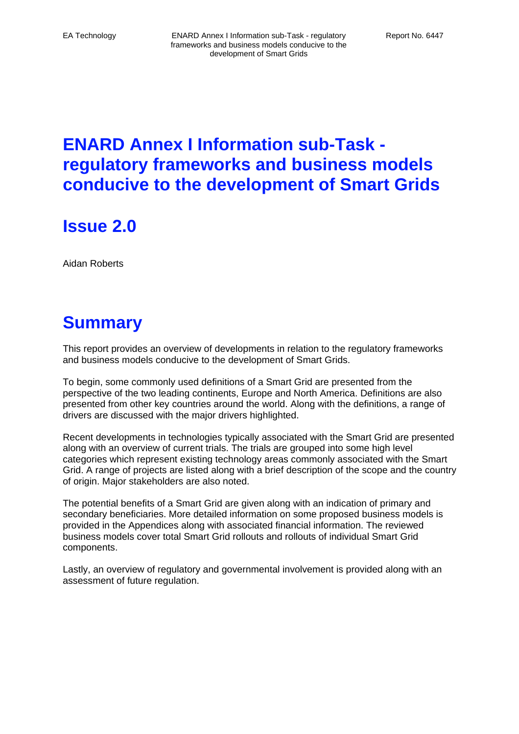# ENARD Annex I Information sub-Task - regulatory frameworks and business models conducive to the development of Smart Grids

## Issue 2.0

Aidan Roberts

# Summary

This report provides an overview of developments in relation to the regulatory frameworks and business models conducive to the development of Smart Grids.

To begin, some commonly used definitions of a Smart Grid are presented from the perspective of the two leading continents, Europe and North America. Definitions are also presented from other key countries around the world. Along with the definitions, a range of drivers are discussed with the major drivers highlighted.

Recent developments in technologies typically associated with the Smart Grid are presented along with an overview of current trials. The trials are grouped into some high level categories which represent existing technology areas commonly associated with the Smart Grid. A range of projects are listed along with a brief description of the scope and the country of origin. Major stakeholders are also noted.

The potential benefits of a Smart Grid are given along with an indication of primary and secondary beneficiaries. More detailed information on some proposed business models is provided in the Appendices along with associated financial information. The reviewed business models cover total Smart Grid rollouts and rollouts of individual Smart Grid components.

Lastly, an overview of regulatory and governmental involvement is provided along with an assessment of future regulation.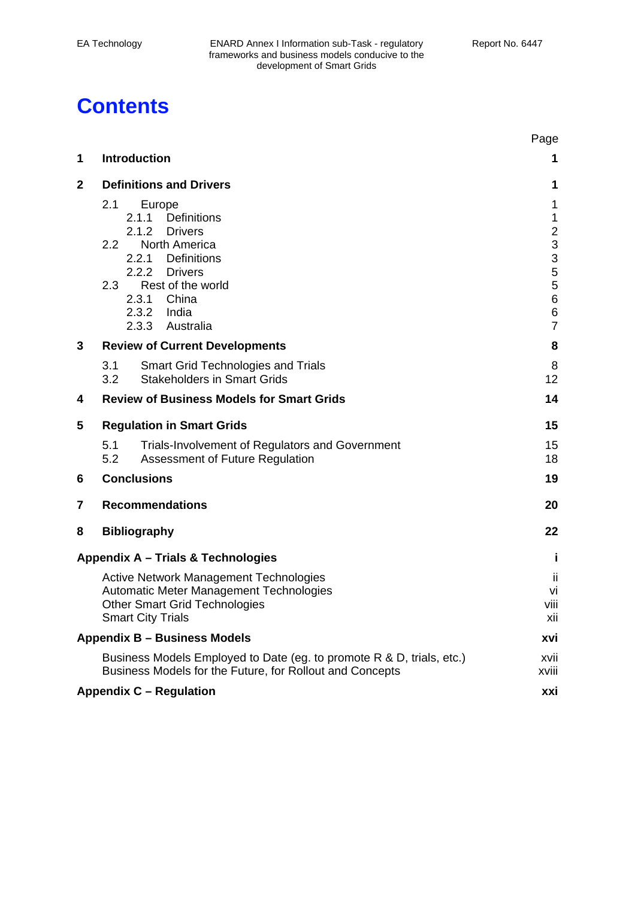# Contents

| | | Page |
|---|---|---|
| **1** | **Introduction** | **1** |
| **2** | **Definitions and Drivers** | **1** |
| | 2.1 Europe | 1 |
| | 2.1.1 Definitions | 1 |
| | 2.1.2 Drivers | 2 |
| | 2.2 North America | 3 |
| | 2.2.1 Definitions | 3 |
| | 2.2.2 Drivers | 5 |
| | 2.3 Rest of the world | 5 |
| | 2.3.1 China | 6 |
| | 2.3.2 India | 6 |
| | 2.3.3 Australia | 7 |
| **3** | **Review of Current Developments** | **8** |
| | 3.1 Smart Grid Technologies and Trials | 8 |
| | 3.2 Stakeholders in Smart Grids | 12 |
| **4** | **Review of Business Models for Smart Grids** | **14** |
| **5** | **Regulation in Smart Grids** | **15** |
| | 5.1 Trials-Involvement of Regulators and Government | 15 |
| | 5.2 Assessment of Future Regulation | 18 |
| **6** | **Conclusions** | **19** |
| **7** | **Recommendations** | **20** |
| **8** | **Bibliography** | **22** |
| **Appendix A – Trials & Technologies** | | **i** |
| | Active Network Management Technologies | ii |
| | Automatic Meter Management Technologies | vi |
| | Other Smart Grid Technologies | viii |
| | Smart City Trials | xii |
| **Appendix B – Business Models** | | **xvi** |
| | Business Models Employed to Date (eg. to promote R & D, trials, etc.) | xvii |
| | Business Models for the Future, for Rollout and Concepts | xviii |
| **Appendix C – Regulation** | | **xxi** |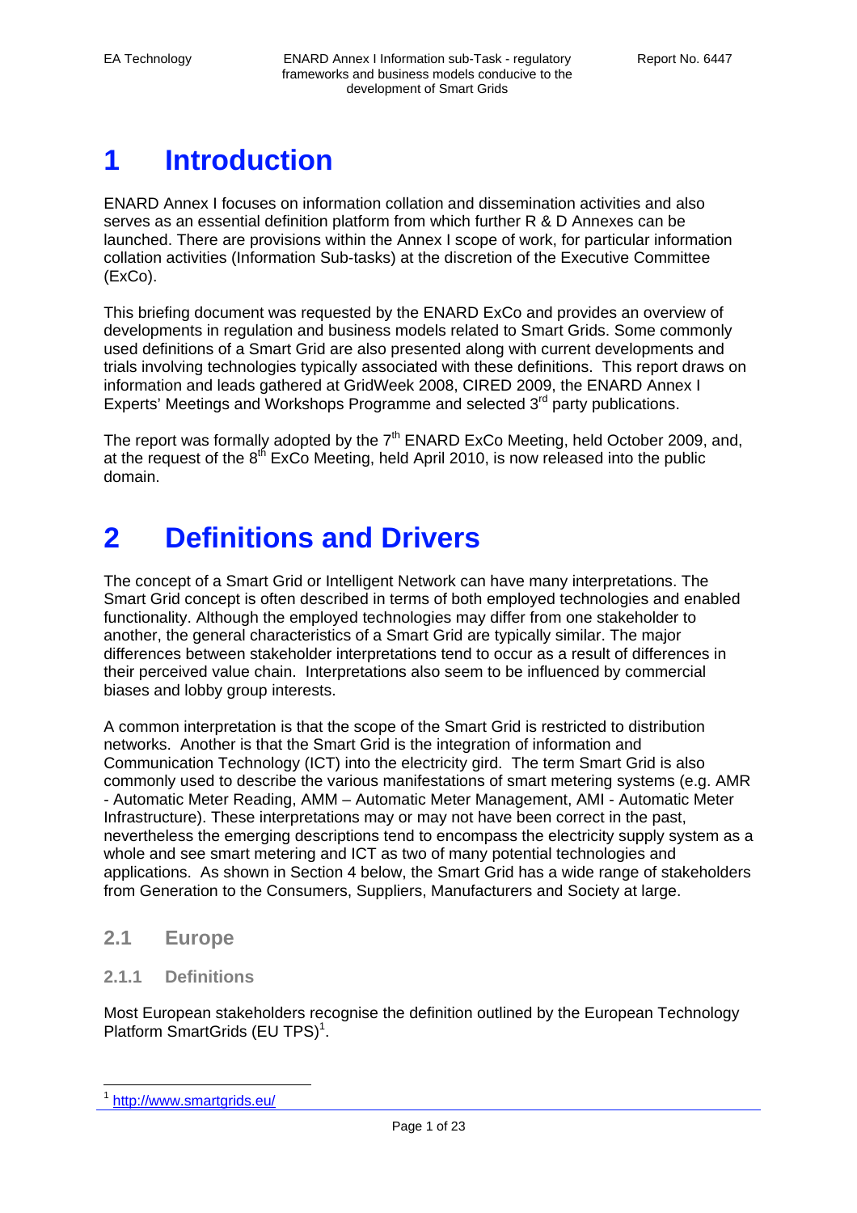# 1 Introduction

ENARD Annex I focuses on information collation and dissemination activities and also serves as an essential definition platform from which further R & D Annexes can be launched. There are provisions within the Annex I scope of work, for particular information collation activities (Information Sub-tasks) at the discretion of the Executive Committee (ExCo).

This briefing document was requested by the ENARD ExCo and provides an overview of developments in regulation and business models related to Smart Grids. Some commonly used definitions of a Smart Grid are also presented along with current developments and trials involving technologies typically associated with these definitions. This report draws on information and leads gathered at GridWeek 2008, CIRED 2009, the ENARD Annex I Experts' Meetings and Workshops Programme and selected 3rd party publications.

The report was formally adopted by the 7th ENARD ExCo Meeting, held October 2009, and, at the request of the 8th ExCo Meeting, held April 2010, is now released into the public domain.

# 2 Definitions and Drivers

The concept of a Smart Grid or Intelligent Network can have many interpretations. The Smart Grid concept is often described in terms of both employed technologies and enabled functionality. Although the employed technologies may differ from one stakeholder to another, the general characteristics of a Smart Grid are typically similar. The major differences between stakeholder interpretations tend to occur as a result of differences in their perceived value chain. Interpretations also seem to be influenced by commercial biases and lobby group interests.

A common interpretation is that the scope of the Smart Grid is restricted to distribution networks. Another is that the Smart Grid is the integration of information and Communication Technology (ICT) into the electricity gird. The term Smart Grid is also commonly used to describe the various manifestations of smart metering systems (e.g. AMR - Automatic Meter Reading, AMM – Automatic Meter Management, AMI - Automatic Meter Infrastructure). These interpretations may or may not have been correct in the past, nevertheless the emerging descriptions tend to encompass the electricity supply system as a whole and see smart metering and ICT as two of many potential technologies and applications. As shown in Section 4 below, the Smart Grid has a wide range of stakeholders from Generation to the Consumers, Suppliers, Manufacturers and Society at large.

## 2.1 Europe

### 2.1.1 Definitions

Most European stakeholders recognise the definition outlined by the European Technology Platform SmartGrids (EU TPS)[1].

[1] http://www.smartgrids.eu/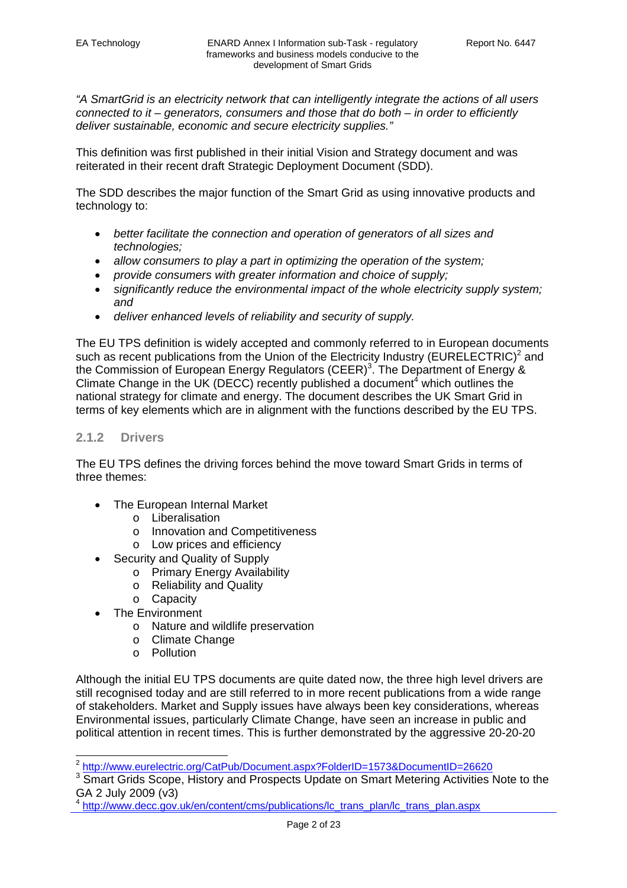*"A SmartGrid is an electricity network that can intelligently integrate the actions of all users connected to it – generators, consumers and those that do both – in order to efficiently deliver sustainable, economic and secure electricity supplies."*

This definition was first published in their initial Vision and Strategy document and was reiterated in their recent draft Strategic Deployment Document (SDD).

The SDD describes the major function of the Smart Grid as using innovative products and technology to:

- *better facilitate the connection and operation of generators of all sizes and technologies;*
- *allow consumers to play a part in optimizing the operation of the system;*
- *provide consumers with greater information and choice of supply;*
- *significantly reduce the environmental impact of the whole electricity supply system; and*
- *deliver enhanced levels of reliability and security of supply.*

The EU TPS definition is widely accepted and commonly referred to in European documents such as recent publications from the Union of the Electricity Industry (EURELECTRIC)[2] and the Commission of European Energy Regulators (CEER)[3]. The Department of Energy & Climate Change in the UK (DECC) recently published a document[4] which outlines the national strategy for climate and energy. The document describes the UK Smart Grid in terms of key elements which are in alignment with the functions described by the EU TPS.

### 2.1.2 Drivers

The EU TPS defines the driving forces behind the move toward Smart Grids in terms of three themes:

- The European Internal Market
  - Liberalisation
  - Innovation and Competitiveness
  - Low prices and efficiency
- Security and Quality of Supply
  - Primary Energy Availability
  - Reliability and Quality
  - Capacity
- The Environment
  - Nature and wildlife preservation
  - Climate Change
  - Pollution

Although the initial EU TPS documents are quite dated now, the three high level drivers are still recognised today and are still referred to in more recent publications from a wide range of stakeholders. Market and Supply issues have always been key considerations, whereas Environmental issues, particularly Climate Change, have seen an increase in public and political attention in recent times. This is further demonstrated by the aggressive 20-20-20

---

[2] http://www.eurelectric.org/CatPub/Document.aspx?FolderID=1573&DocumentID=26620

[3] Smart Grids Scope, History and Prospects Update on Smart Metering Activities Note to the GA 2 July 2009 (v3)

[4] http://www.decc.gov.uk/en/content/cms/publications/lc_trans_plan/lc_trans_plan.aspx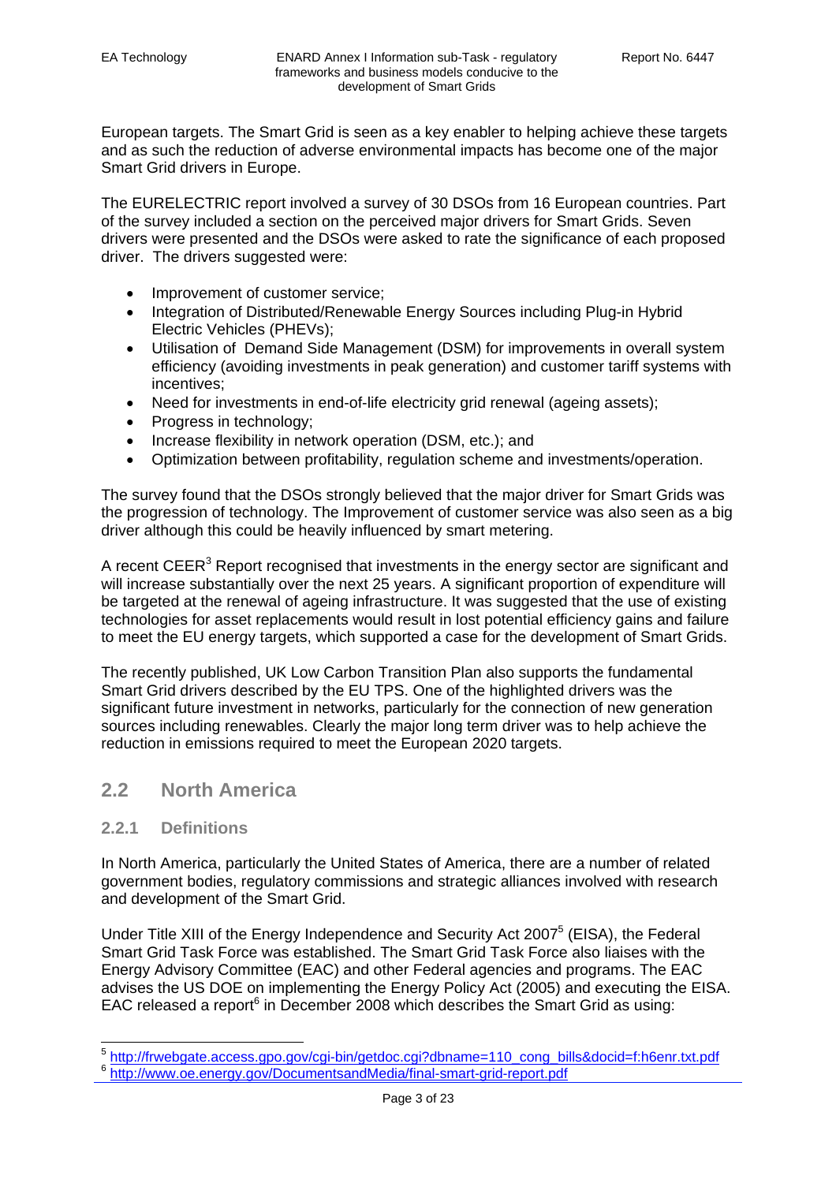European targets. The Smart Grid is seen as a key enabler to helping achieve these targets and as such the reduction of adverse environmental impacts has become one of the major Smart Grid drivers in Europe.

The EURELECTRIC report involved a survey of 30 DSOs from 16 European countries. Part of the survey included a section on the perceived major drivers for Smart Grids. Seven drivers were presented and the DSOs were asked to rate the significance of each proposed driver. The drivers suggested were:

- Improvement of customer service;
- Integration of Distributed/Renewable Energy Sources including Plug-in Hybrid Electric Vehicles (PHEVs);
- Utilisation of Demand Side Management (DSM) for improvements in overall system efficiency (avoiding investments in peak generation) and customer tariff systems with incentives;
- Need for investments in end-of-life electricity grid renewal (ageing assets);
- Progress in technology;
- Increase flexibility in network operation (DSM, etc.); and
- Optimization between profitability, regulation scheme and investments/operation.

The survey found that the DSOs strongly believed that the major driver for Smart Grids was the progression of technology. The Improvement of customer service was also seen as a big driver although this could be heavily influenced by smart metering.

A recent CEER[3] Report recognised that investments in the energy sector are significant and will increase substantially over the next 25 years. A significant proportion of expenditure will be targeted at the renewal of ageing infrastructure. It was suggested that the use of existing technologies for asset replacements would result in lost potential efficiency gains and failure to meet the EU energy targets, which supported a case for the development of Smart Grids.

The recently published, UK Low Carbon Transition Plan also supports the fundamental Smart Grid drivers described by the EU TPS. One of the highlighted drivers was the significant future investment in networks, particularly for the connection of new generation sources including renewables. Clearly the major long term driver was to help achieve the reduction in emissions required to meet the European 2020 targets.

## 2.2 North America

### 2.2.1 Definitions

In North America, particularly the United States of America, there are a number of related government bodies, regulatory commissions and strategic alliances involved with research and development of the Smart Grid.

Under Title XIII of the Energy Independence and Security Act 2007[5] (EISA), the Federal Smart Grid Task Force was established. The Smart Grid Task Force also liaises with the Energy Advisory Committee (EAC) and other Federal agencies and programs. The EAC advises the US DOE on implementing the Energy Policy Act (2005) and executing the EISA. EAC released a report[6] in December 2008 which describes the Smart Grid as using:

[5] http://frwebgate.access.gpo.gov/cgi-bin/getdoc.cgi?dbname=110_cong_bills&docid=f:h6enr.txt.pdf

[6] http://www.oe.energy.gov/DocumentsandMedia/final-smart-grid-report.pdf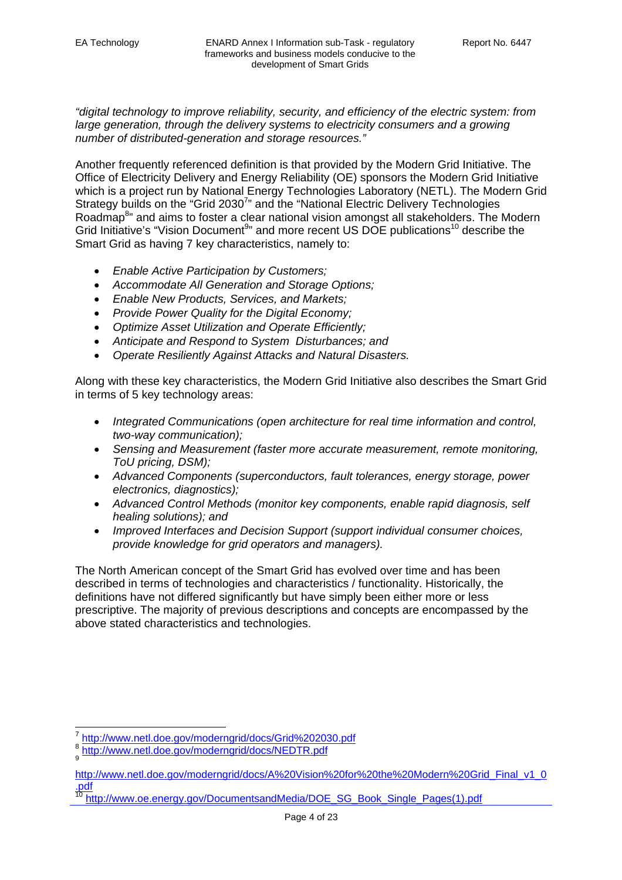*"digital technology to improve reliability, security, and efficiency of the electric system: from large generation, through the delivery systems to electricity consumers and a growing number of distributed-generation and storage resources."*

Another frequently referenced definition is that provided by the Modern Grid Initiative. The Office of Electricity Delivery and Energy Reliability (OE) sponsors the Modern Grid Initiative which is a project run by National Energy Technologies Laboratory (NETL). The Modern Grid Strategy builds on the "Grid 2030[7]" and the "National Electric Delivery Technologies Roadmap[8]" and aims to foster a clear national vision amongst all stakeholders. The Modern Grid Initiative's "Vision Document[9]" and more recent US DOE publications[10] describe the Smart Grid as having 7 key characteristics, namely to:

- *Enable Active Participation by Customers;*
- *Accommodate All Generation and Storage Options;*
- *Enable New Products, Services, and Markets;*
- *Provide Power Quality for the Digital Economy;*
- *Optimize Asset Utilization and Operate Efficiently;*
- *Anticipate and Respond to System Disturbances; and*
- *Operate Resiliently Against Attacks and Natural Disasters.*

Along with these key characteristics, the Modern Grid Initiative also describes the Smart Grid in terms of 5 key technology areas:

- *Integrated Communications (open architecture for real time information and control, two-way communication);*
- *Sensing and Measurement (faster more accurate measurement, remote monitoring, ToU pricing, DSM);*
- *Advanced Components (superconductors, fault tolerances, energy storage, power electronics, diagnostics);*
- *Advanced Control Methods (monitor key components, enable rapid diagnosis, self healing solutions); and*
- *Improved Interfaces and Decision Support (support individual consumer choices, provide knowledge for grid operators and managers).*

The North American concept of the Smart Grid has evolved over time and has been described in terms of technologies and characteristics / functionality. Historically, the definitions have not differed significantly but have simply been either more or less prescriptive. The majority of previous descriptions and concepts are encompassed by the above stated characteristics and technologies.

---

[7] http://www.netl.doe.gov/moderngrid/docs/Grid%202030.pdf

[8] http://www.netl.doe.gov/moderngrid/docs/NEDTR.pdf

[9] http://www.netl.doe.gov/moderngrid/docs/A%20Vision%20for%20the%20Modern%20Grid_Final_v1_0.pdf

[10] http://www.oe.energy.gov/DocumentsandMedia/DOE_SG_Book_Single_Pages(1).pdf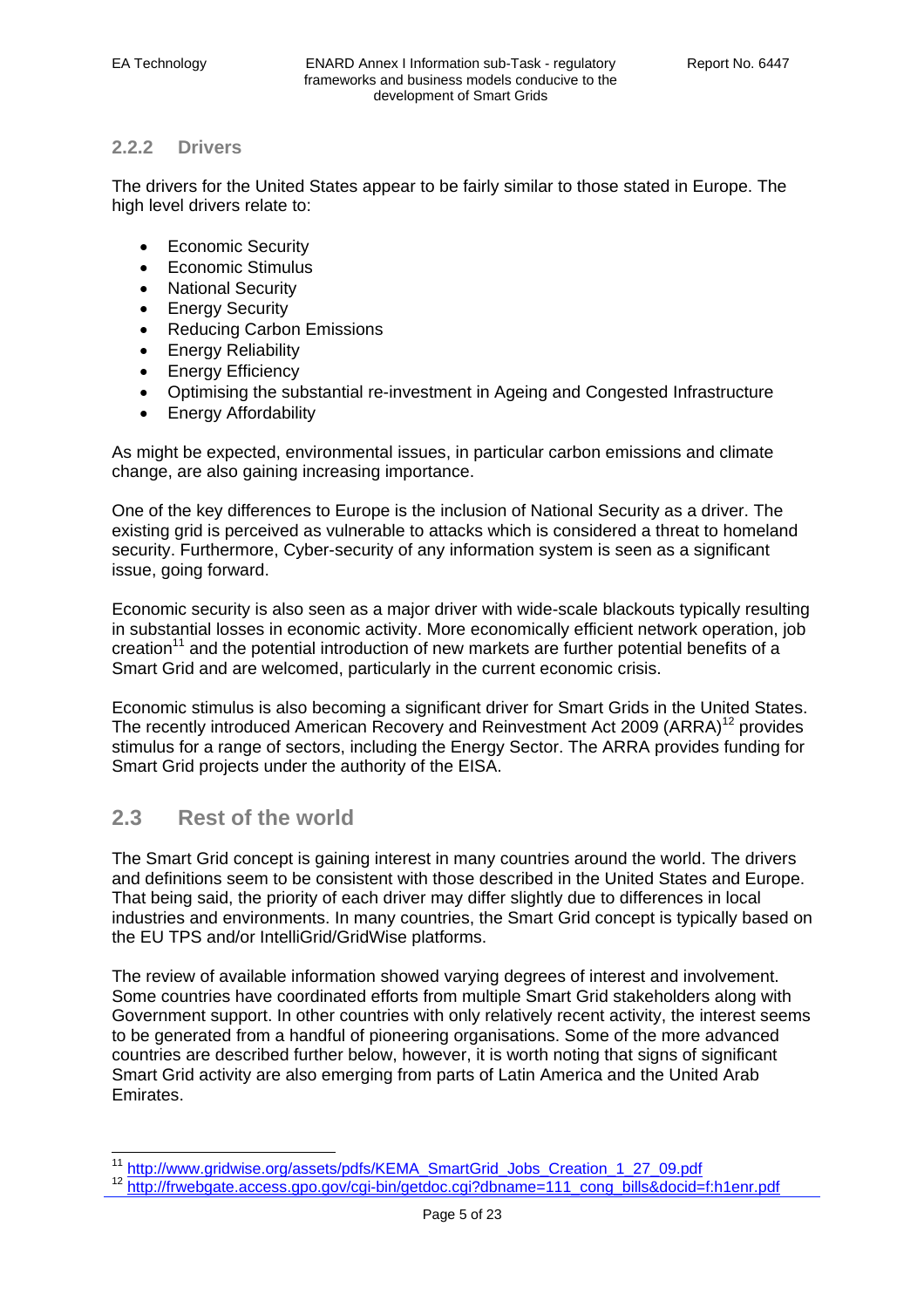### 2.2.2 Drivers

The drivers for the United States appear to be fairly similar to those stated in Europe. The high level drivers relate to:

- Economic Security
- Economic Stimulus
- National Security
- Energy Security
- Reducing Carbon Emissions
- Energy Reliability
- Energy Efficiency
- Optimising the substantial re-investment in Ageing and Congested Infrastructure
- Energy Affordability

As might be expected, environmental issues, in particular carbon emissions and climate change, are also gaining increasing importance.

One of the key differences to Europe is the inclusion of National Security as a driver. The existing grid is perceived as vulnerable to attacks which is considered a threat to homeland security. Furthermore, Cyber-security of any information system is seen as a significant issue, going forward.

Economic security is also seen as a major driver with wide-scale blackouts typically resulting in substantial losses in economic activity. More economically efficient network operation, job creation[11] and the potential introduction of new markets are further potential benefits of a Smart Grid and are welcomed, particularly in the current economic crisis.

Economic stimulus is also becoming a significant driver for Smart Grids in the United States. The recently introduced American Recovery and Reinvestment Act 2009 (ARRA)[12] provides stimulus for a range of sectors, including the Energy Sector. The ARRA provides funding for Smart Grid projects under the authority of the EISA.

## 2.3 Rest of the world

The Smart Grid concept is gaining interest in many countries around the world. The drivers and definitions seem to be consistent with those described in the United States and Europe. That being said, the priority of each driver may differ slightly due to differences in local industries and environments. In many countries, the Smart Grid concept is typically based on the EU TPS and/or IntelliGrid/GridWise platforms.

The review of available information showed varying degrees of interest and involvement. Some countries have coordinated efforts from multiple Smart Grid stakeholders along with Government support. In other countries with only relatively recent activity, the interest seems to be generated from a handful of pioneering organisations. Some of the more advanced countries are described further below, however, it is worth noting that signs of significant Smart Grid activity are also emerging from parts of Latin America and the United Arab Emirates.

---

[11] http://www.gridwise.org/assets/pdfs/KEMA_SmartGrid_Jobs_Creation_1_27_09.pdf

[12] http://frwebgate.access.gpo.gov/cgi-bin/getdoc.cgi?dbname=111_cong_bills&docid=f:h1enr.pdf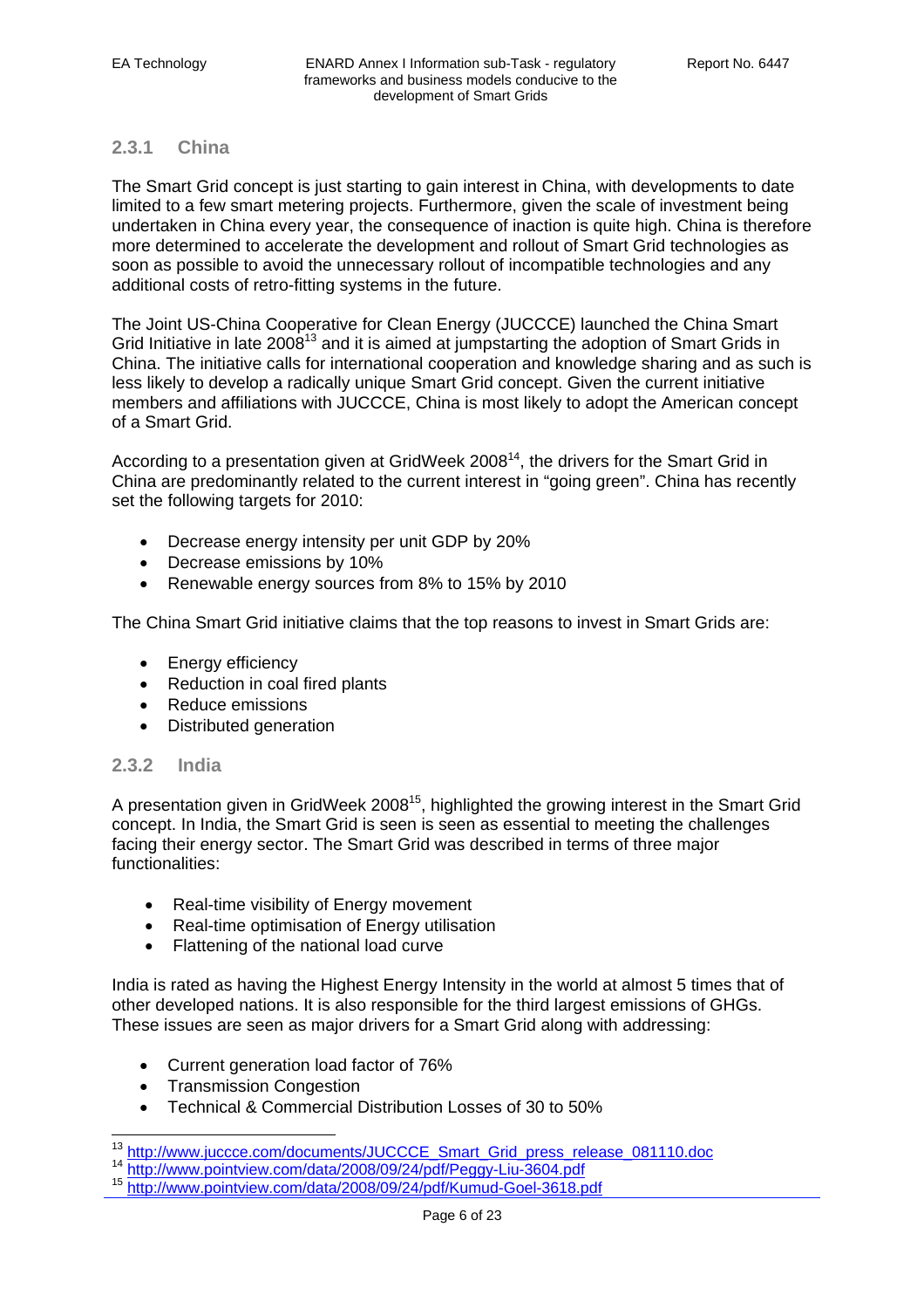### 2.3.1 China

The Smart Grid concept is just starting to gain interest in China, with developments to date limited to a few smart metering projects. Furthermore, given the scale of investment being undertaken in China every year, the consequence of inaction is quite high. China is therefore more determined to accelerate the development and rollout of Smart Grid technologies as soon as possible to avoid the unnecessary rollout of incompatible technologies and any additional costs of retro-fitting systems in the future.

The Joint US-China Cooperative for Clean Energy (JUCCCE) launched the China Smart Grid Initiative in late 2008[13] and it is aimed at jumpstarting the adoption of Smart Grids in China. The initiative calls for international cooperation and knowledge sharing and as such is less likely to develop a radically unique Smart Grid concept. Given the current initiative members and affiliations with JUCCCE, China is most likely to adopt the American concept of a Smart Grid.

According to a presentation given at GridWeek 2008[14], the drivers for the Smart Grid in China are predominantly related to the current interest in "going green". China has recently set the following targets for 2010:

- Decrease energy intensity per unit GDP by 20%
- Decrease emissions by 10%
- Renewable energy sources from 8% to 15% by 2010

The China Smart Grid initiative claims that the top reasons to invest in Smart Grids are:

- Energy efficiency
- Reduction in coal fired plants
- Reduce emissions
- Distributed generation

### 2.3.2 India

A presentation given in GridWeek 2008[15], highlighted the growing interest in the Smart Grid concept. In India, the Smart Grid is seen is seen as essential to meeting the challenges facing their energy sector. The Smart Grid was described in terms of three major functionalities:

- Real-time visibility of Energy movement
- Real-time optimisation of Energy utilisation
- Flattening of the national load curve

India is rated as having the Highest Energy Intensity in the world at almost 5 times that of other developed nations. It is also responsible for the third largest emissions of GHGs. These issues are seen as major drivers for a Smart Grid along with addressing:

- Current generation load factor of 76%
- Transmission Congestion
- Technical & Commercial Distribution Losses of 30 to 50%

---

[13] http://www.juccce.com/documents/JUCCCE_Smart_Grid_press_release_081110.doc

[14] http://www.pointview.com/data/2008/09/24/pdf/Peggy-Liu-3604.pdf

[15] http://www.pointview.com/data/2008/09/24/pdf/Kumud-Goel-3618.pdf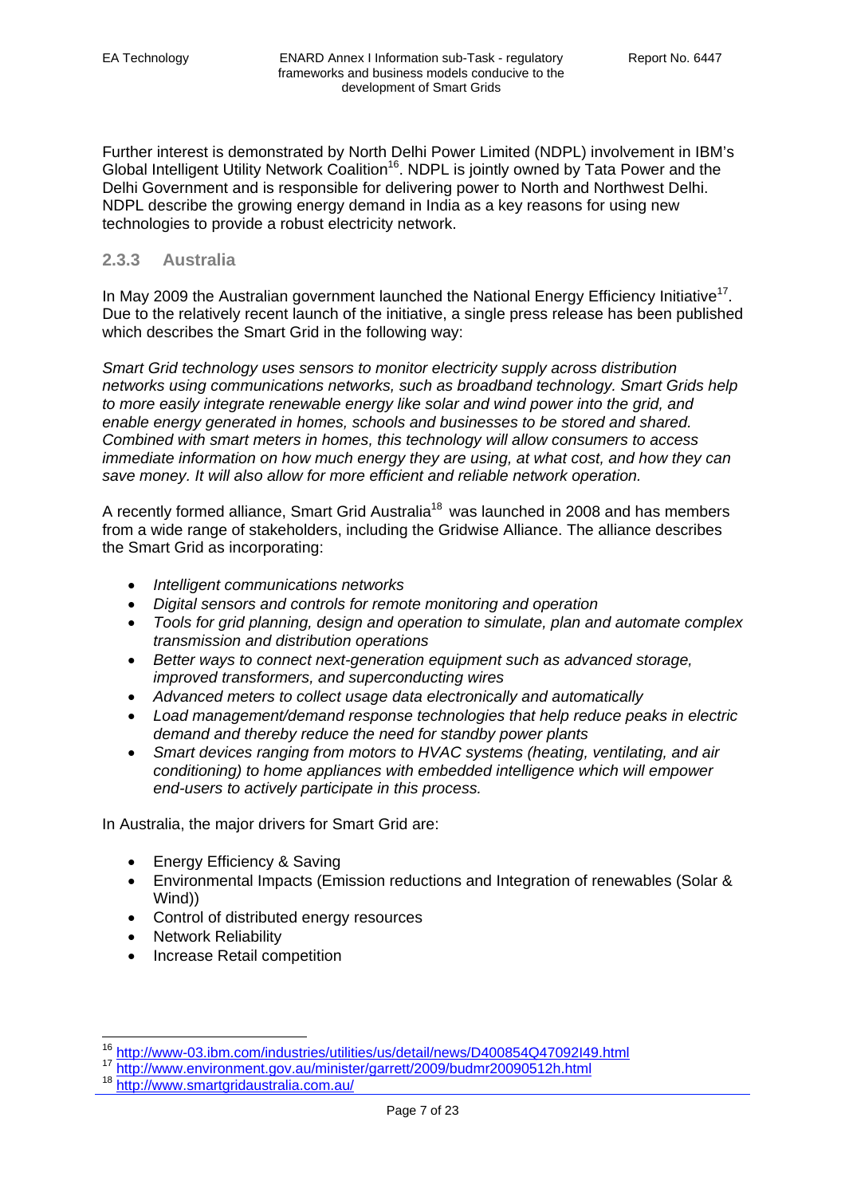Further interest is demonstrated by North Delhi Power Limited (NDPL) involvement in IBM's Global Intelligent Utility Network Coalition[16]. NDPL is jointly owned by Tata Power and the Delhi Government and is responsible for delivering power to North and Northwest Delhi. NDPL describe the growing energy demand in India as a key reasons for using new technologies to provide a robust electricity network.

### 2.3.3 Australia

In May 2009 the Australian government launched the National Energy Efficiency Initiative[17]. Due to the relatively recent launch of the initiative, a single press release has been published which describes the Smart Grid in the following way:

*Smart Grid technology uses sensors to monitor electricity supply across distribution networks using communications networks, such as broadband technology. Smart Grids help to more easily integrate renewable energy like solar and wind power into the grid, and enable energy generated in homes, schools and businesses to be stored and shared. Combined with smart meters in homes, this technology will allow consumers to access immediate information on how much energy they are using, at what cost, and how they can save money. It will also allow for more efficient and reliable network operation.*

A recently formed alliance, Smart Grid Australia[18] was launched in 2008 and has members from a wide range of stakeholders, including the Gridwise Alliance. The alliance describes the Smart Grid as incorporating:

- *Intelligent communications networks*
- *Digital sensors and controls for remote monitoring and operation*
- *Tools for grid planning, design and operation to simulate, plan and automate complex transmission and distribution operations*
- *Better ways to connect next-generation equipment such as advanced storage, improved transformers, and superconducting wires*
- *Advanced meters to collect usage data electronically and automatically*
- *Load management/demand response technologies that help reduce peaks in electric demand and thereby reduce the need for standby power plants*
- *Smart devices ranging from motors to HVAC systems (heating, ventilating, and air conditioning) to home appliances with embedded intelligence which will empower end-users to actively participate in this process.*

In Australia, the major drivers for Smart Grid are:

- Energy Efficiency & Saving
- Environmental Impacts (Emission reductions and Integration of renewables (Solar & Wind))
- Control of distributed energy resources
- Network Reliability
- Increase Retail competition

[16] http://www-03.ibm.com/industries/utilities/us/detail/news/D400854Q47092I49.html

[17] http://www.environment.gov.au/minister/garrett/2009/budmr20090512h.html

[18] http://www.smartgridaustralia.com.au/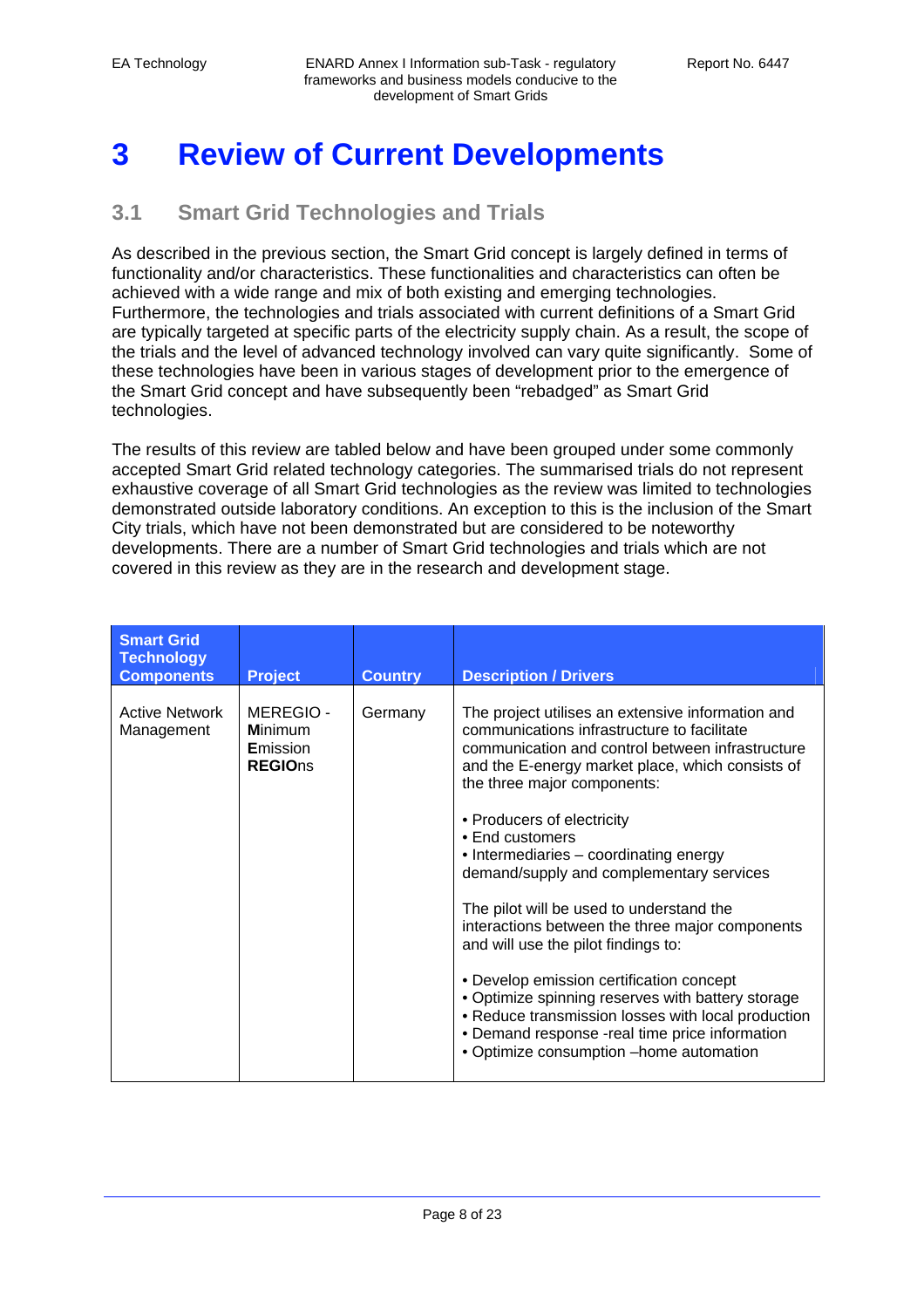# 3 Review of Current Developments

## 3.1 Smart Grid Technologies and Trials

As described in the previous section, the Smart Grid concept is largely defined in terms of functionality and/or characteristics. These functionalities and characteristics can often be achieved with a wide range and mix of both existing and emerging technologies. Furthermore, the technologies and trials associated with current definitions of a Smart Grid are typically targeted at specific parts of the electricity supply chain. As a result, the scope of the trials and the level of advanced technology involved can vary quite significantly. Some of these technologies have been in various stages of development prior to the emergence of the Smart Grid concept and have subsequently been "rebadged" as Smart Grid technologies.

The results of this review are tabled below and have been grouped under some commonly accepted Smart Grid related technology categories. The summarised trials do not represent exhaustive coverage of all Smart Grid technologies as the review was limited to technologies demonstrated outside laboratory conditions. An exception to this is the inclusion of the Smart City trials, which have not been demonstrated but are considered to be noteworthy developments. There are a number of Smart Grid technologies and trials which are not covered in this review as they are in the research and development stage.

| Smart Grid Technology Components | Project | Country | Description / Drivers |
|---|---|---|---|
| Active Network Management | MEREGIO - **M**inimum **E**mission **REGIO**ns | Germany | The project utilises an extensive information and communications infrastructure to facilitate communication and control between infrastructure and the E-energy market place, which consists of the three major components:<br><br>• Producers of electricity<br>• End customers<br>• Intermediaries – coordinating energy demand/supply and complementary services<br><br>The pilot will be used to understand the interactions between the three major components and will use the pilot findings to:<br><br>• Develop emission certification concept<br>• Optimize spinning reserves with battery storage<br>• Reduce transmission losses with local production<br>• Demand response -real time price information<br>• Optimize consumption –home automation |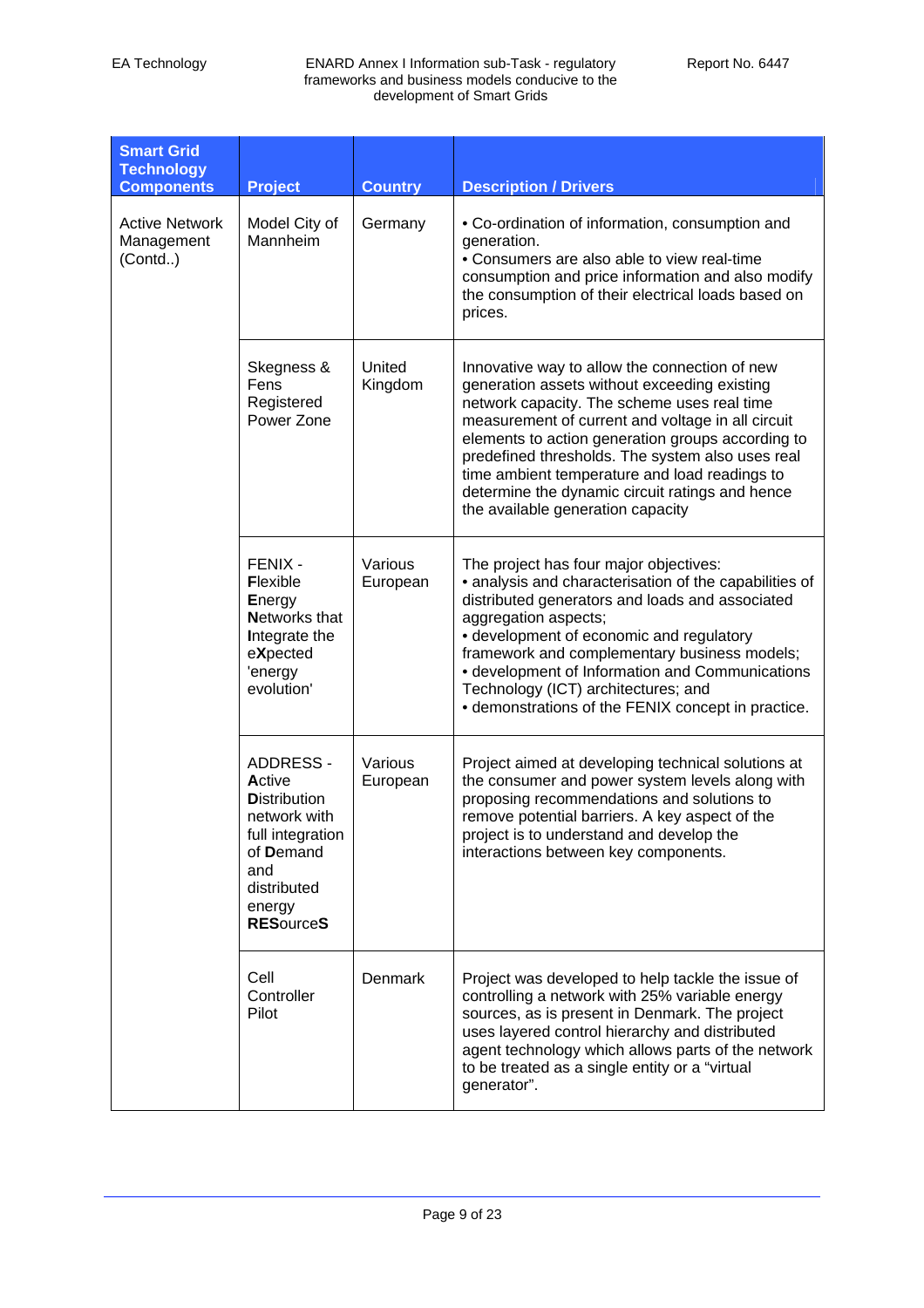| Smart Grid Technology Components | Project | Country | Description / Drivers |
|---|---|---|---|
| Active Network Management (Contd..) | Model City of Mannheim | Germany | • Co-ordination of information, consumption and generation.<br>• Consumers are also able to view real-time consumption and price information and also modify the consumption of their electrical loads based on prices. |
| | Skegness & Fens Registered Power Zone | United Kingdom | Innovative way to allow the connection of new generation assets without exceeding existing network capacity. The scheme uses real time measurement of current and voltage in all circuit elements to action generation groups according to predefined thresholds. The system also uses real time ambient temperature and load readings to determine the dynamic circuit ratings and hence the available generation capacity |
| | FENIX - **F**lexible **E**nergy **N**etworks that **I**ntegrate the e**X**pected 'energy evolution' | Various European | The project has four major objectives:<br>• analysis and characterisation of the capabilities of distributed generators and loads and associated aggregation aspects;<br>• development of economic and regulatory framework and complementary business models;<br>• development of Information and Communications Technology (ICT) architectures; and<br>• demonstrations of the FENIX concept in practice. |
| | ADDRESS - **A**ctive **D**istribution network with full integration of **D**emand and distributed energy **RES**ource**S** | Various European | Project aimed at developing technical solutions at the consumer and power system levels along with proposing recommendations and solutions to remove potential barriers. A key aspect of the project is to understand and develop the interactions between key components. |
| | Cell Controller Pilot | Denmark | Project was developed to help tackle the issue of controlling a network with 25% variable energy sources, as is present in Denmark. The project uses layered control hierarchy and distributed agent technology which allows parts of the network to be treated as a single entity or a "virtual generator". |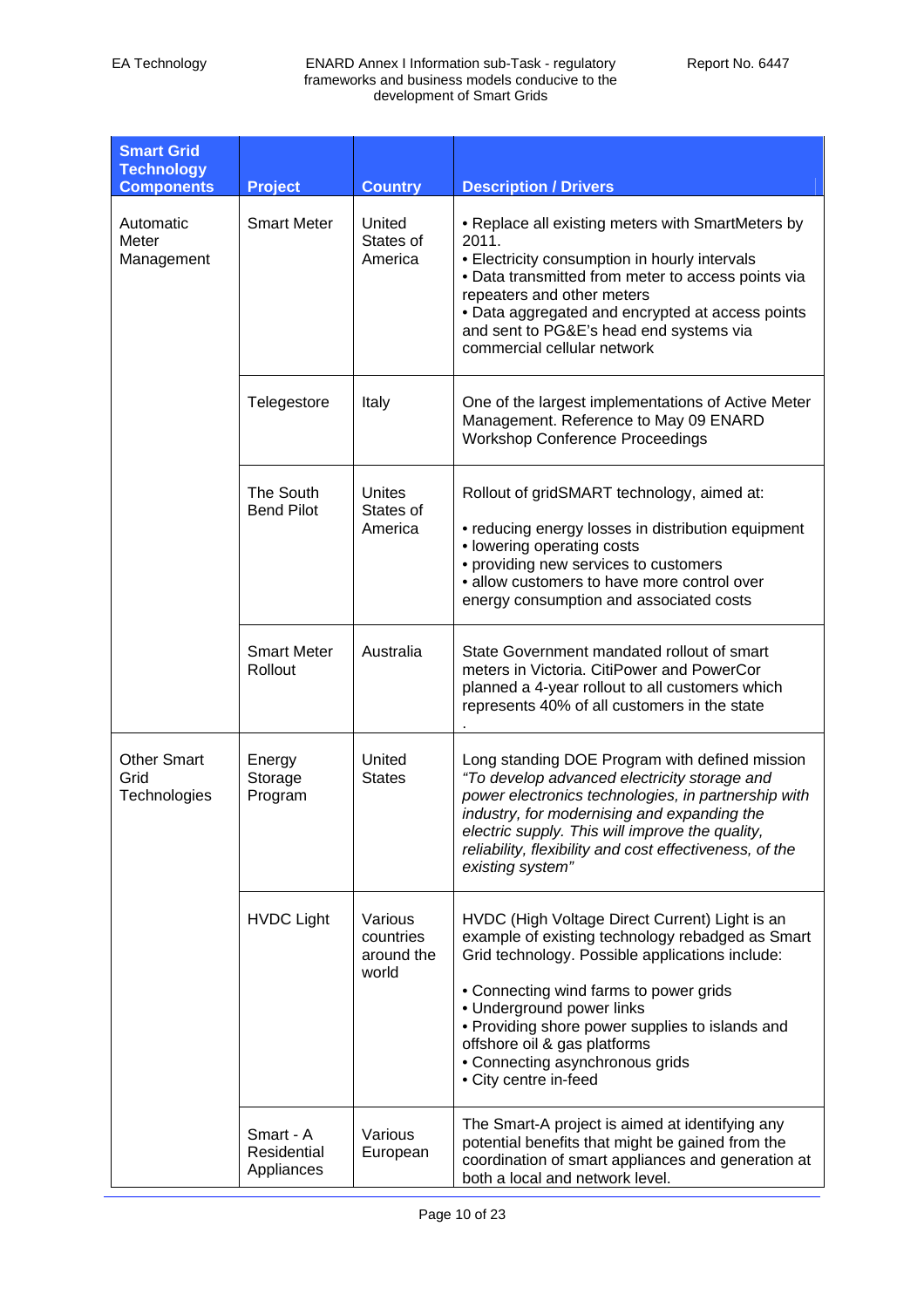| Smart Grid Technology Components | Project | Country | Description / Drivers |
|---|---|---|---|
| Automatic Meter Management | Smart Meter | United States of America | • Replace all existing meters with SmartMeters by 2011.<br>• Electricity consumption in hourly intervals<br>• Data transmitted from meter to access points via repeaters and other meters<br>• Data aggregated and encrypted at access points and sent to PG&E's head end systems via commercial cellular network |
| | Telegestore | Italy | One of the largest implementations of Active Meter Management. Reference to May 09 ENARD Workshop Conference Proceedings |
| | The South Bend Pilot | Unites States of America | Rollout of gridSMART technology, aimed at:<br><br>• reducing energy losses in distribution equipment<br>• lowering operating costs<br>• providing new services to customers<br>• allow customers to have more control over energy consumption and associated costs |
| | Smart Meter Rollout | Australia | State Government mandated rollout of smart meters in Victoria. CitiPower and PowerCor planned a 4-year rollout to all customers which represents 40% of all customers in the state<br>. |
| Other Smart Grid Technologies | Energy Storage Program | United States | Long standing DOE Program with defined mission *"To develop advanced electricity storage and power electronics technologies, in partnership with industry, for modernising and expanding the electric supply. This will improve the quality, reliability, flexibility and cost effectiveness, of the existing system"* |
| | HVDC Light | Various countries around the world | HVDC (High Voltage Direct Current) Light is an example of existing technology rebadged as Smart Grid technology. Possible applications include:<br><br>• Connecting wind farms to power grids<br>• Underground power links<br>• Providing shore power supplies to islands and offshore oil & gas platforms<br>• Connecting asynchronous grids<br>• City centre in-feed |
| | Smart - A Residential Appliances | Various European | The Smart-A project is aimed at identifying any potential benefits that might be gained from the coordination of smart appliances and generation at both a local and network level. |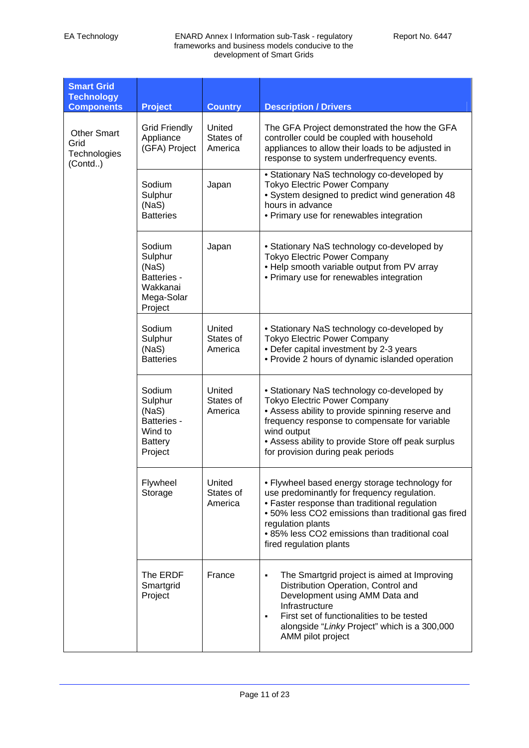| Smart Grid Technology Components | Project | Country | Description / Drivers |
|---|---|---|---|
| Other Smart Grid Technologies (Contd..) | Grid Friendly Appliance (GFA) Project | United States of America | The GFA Project demonstrated the how the GFA controller could be coupled with household appliances to allow their loads to be adjusted in response to system underfrequency events. |
| | Sodium Sulphur (NaS) Batteries | Japan | • Stationary NaS technology co-developed by Tokyo Electric Power Company<br>• System designed to predict wind generation 48 hours in advance<br>• Primary use for renewables integration |
| | Sodium Sulphur (NaS) Batteries - Wakkanai Mega-Solar Project | Japan | • Stationary NaS technology co-developed by Tokyo Electric Power Company<br>• Help smooth variable output from PV array<br>• Primary use for renewables integration |
| | Sodium Sulphur (NaS) Batteries | United States of America | • Stationary NaS technology co-developed by Tokyo Electric Power Company<br>• Defer capital investment by 2-3 years<br>• Provide 2 hours of dynamic islanded operation |
| | Sodium Sulphur (NaS) Batteries - Wind to Battery Project | United States of America | • Stationary NaS technology co-developed by Tokyo Electric Power Company<br>• Assess ability to provide spinning reserve and frequency response to compensate for variable wind output<br>• Assess ability to provide Store off peak surplus for provision during peak periods |
| | Flywheel Storage | United States of America | • Flywheel based energy storage technology for use predominantly for frequency regulation.<br>• Faster response than traditional regulation<br>• 50% less CO2 emissions than traditional gas fired regulation plants<br>• 85% less CO2 emissions than traditional coal fired regulation plants |
| | The ERDF Smartgrid Project | France | ▪ The Smartgrid project is aimed at Improving Distribution Operation, Control and Development using AMM Data and Infrastructure<br>▪ First set of functionalities to be tested alongside "*Linky* Project" which is a 300,000 AMM pilot project |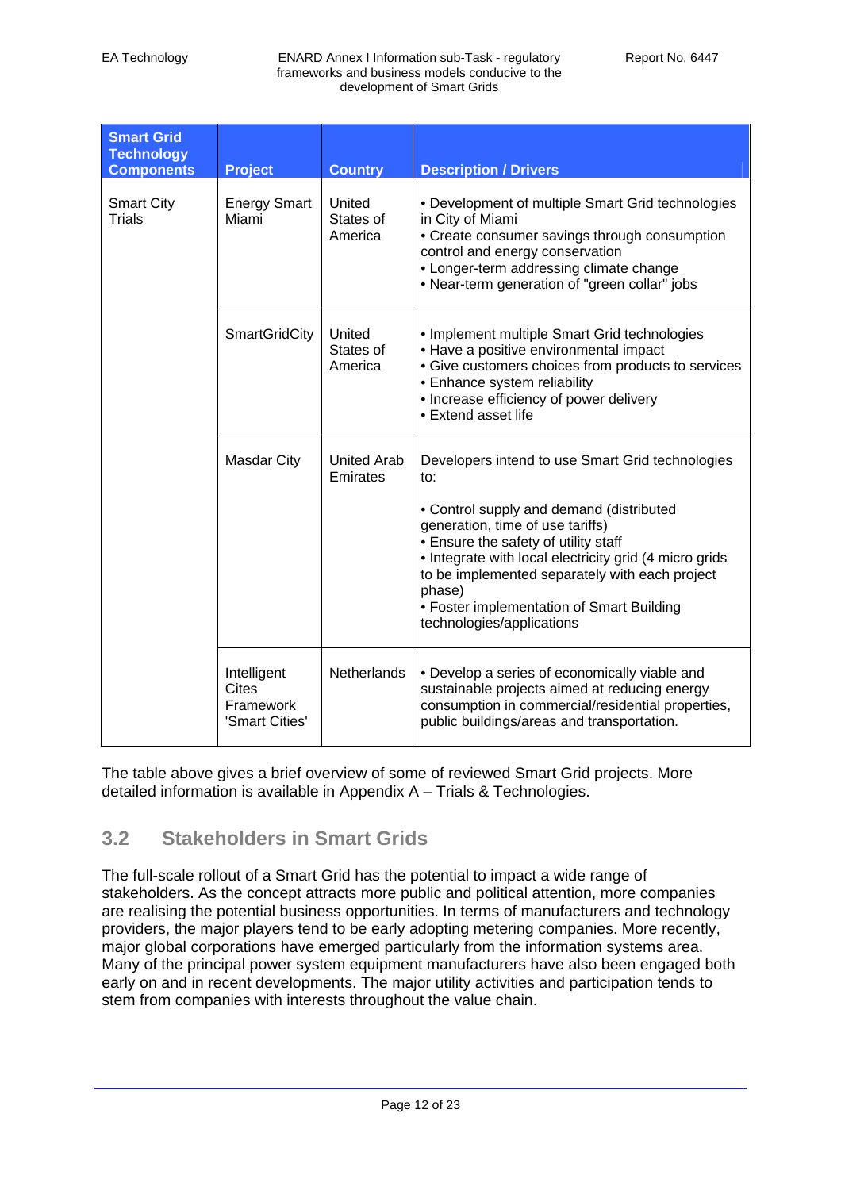| Smart Grid Technology Components | Project | Country | Description / Drivers |
|---|---|---|---|
| Smart City Trials | Energy Smart Miami | United States of America | • Development of multiple Smart Grid technologies in City of Miami<br>• Create consumer savings through consumption control and energy conservation<br>• Longer-term addressing climate change<br>• Near-term generation of "green collar" jobs |
| | SmartGridCity | United States of America | • Implement multiple Smart Grid technologies<br>• Have a positive environmental impact<br>• Give customers choices from products to services<br>• Enhance system reliability<br>• Increase efficiency of power delivery<br>• Extend asset life |
| | Masdar City | United Arab Emirates | Developers intend to use Smart Grid technologies to:<br><br>• Control supply and demand (distributed generation, time of use tariffs)<br>• Ensure the safety of utility staff<br>• Integrate with local electricity grid (4 micro grids to be implemented separately with each project phase)<br>• Foster implementation of Smart Building technologies/applications |
| | Intelligent Cites Framework 'Smart Cities' | Netherlands | • Develop a series of economically viable and sustainable projects aimed at reducing energy consumption in commercial/residential properties, public buildings/areas and transportation. |

The table above gives a brief overview of some of reviewed Smart Grid projects. More detailed information is available in Appendix A – Trials & Technologies.

## 3.2 Stakeholders in Smart Grids

The full-scale rollout of a Smart Grid has the potential to impact a wide range of stakeholders. As the concept attracts more public and political attention, more companies are realising the potential business opportunities. In terms of manufacturers and technology providers, the major players tend to be early adopting metering companies. More recently, major global corporations have emerged particularly from the information systems area. Many of the principal power system equipment manufacturers have also been engaged both early on and in recent developments. The major utility activities and participation tends to stem from companies with interests throughout the value chain.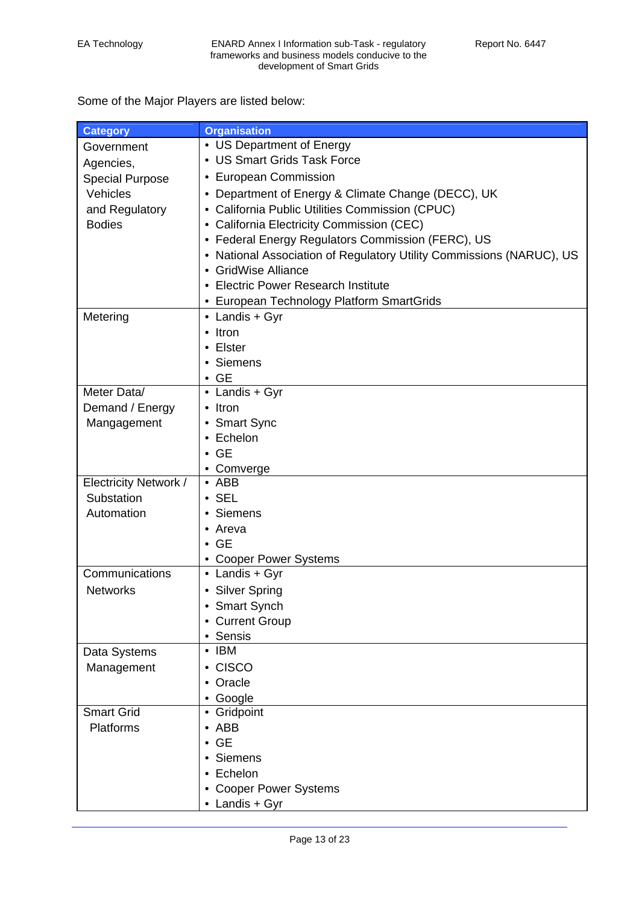Some of the Major Players are listed below:

| Category | Organisation |
|---|---|
| Government Agencies, Special Purpose Vehicles and Regulatory Bodies | • US Department of Energy<br>• US Smart Grids Task Force<br>• European Commission<br>• Department of Energy & Climate Change (DECC), UK<br>• California Public Utilities Commission (CPUC)<br>• California Electricity Commission (CEC)<br>• Federal Energy Regulators Commission (FERC), US<br>• National Association of Regulatory Utility Commissions (NARUC), US<br>• GridWise Alliance<br>• Electric Power Research Institute<br>• European Technology Platform SmartGrids |
| Metering | • Landis + Gyr<br>• Itron<br>• Elster<br>• Siemens<br>• GE |
| Meter Data/ Demand / Energy Mangagement | • Landis + Gyr<br>• Itron<br>• Smart Sync<br>• Echelon<br>• GE<br>• Comverge |
| Electricity Network / Substation Automation | • ABB<br>• SEL<br>• Siemens<br>• Areva<br>• GE<br>• Cooper Power Systems |
| Communications Networks | • Landis + Gyr<br>• Silver Spring<br>• Smart Synch<br>• Current Group<br>• Sensis |
| Data Systems Management | • IBM<br>• CISCO<br>• Oracle<br>• Google |
| Smart Grid Platforms | • Gridpoint<br>• ABB<br>• GE<br>• Siemens<br>• Echelon<br>• Cooper Power Systems<br>• Landis + Gyr |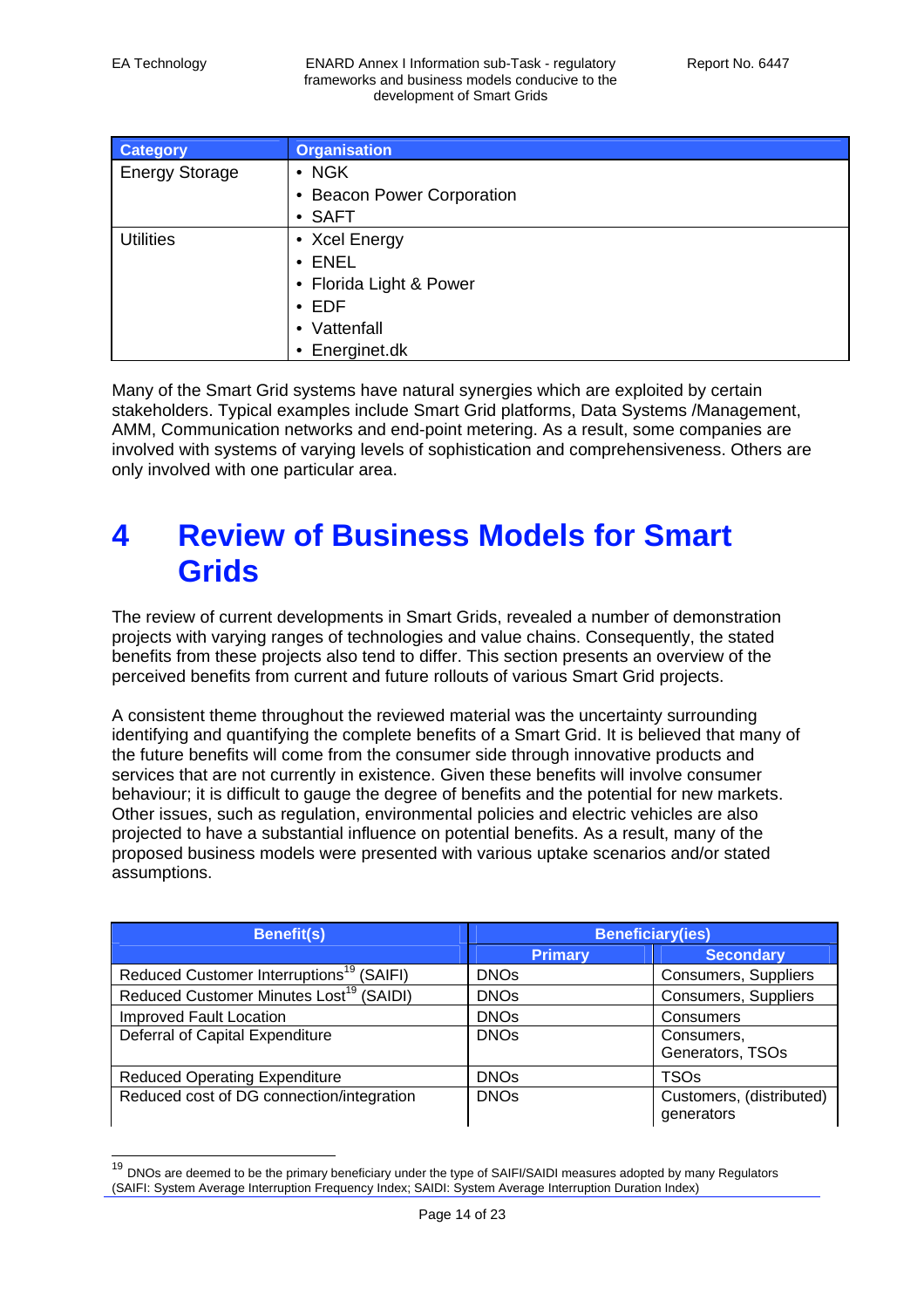| Category | Organisation |
|---|---|
| Energy Storage | • NGK<br>• Beacon Power Corporation<br>• SAFT |
| Utilities | • Xcel Energy<br>• ENEL<br>• Florida Light & Power<br>• EDF<br>• Vattenfall<br>• Energinet.dk |

Many of the Smart Grid systems have natural synergies which are exploited by certain stakeholders. Typical examples include Smart Grid platforms, Data Systems /Management, AMM, Communication networks and end-point metering. As a result, some companies are involved with systems of varying levels of sophistication and comprehensiveness. Others are only involved with one particular area.

# 4 Review of Business Models for Smart Grids

The review of current developments in Smart Grids, revealed a number of demonstration projects with varying ranges of technologies and value chains. Consequently, the stated benefits from these projects also tend to differ. This section presents an overview of the perceived benefits from current and future rollouts of various Smart Grid projects.

A consistent theme throughout the reviewed material was the uncertainty surrounding identifying and quantifying the complete benefits of a Smart Grid. It is believed that many of the future benefits will come from the consumer side through innovative products and services that are not currently in existence. Given these benefits will involve consumer behaviour; it is difficult to gauge the degree of benefits and the potential for new markets. Other issues, such as regulation, environmental policies and electric vehicles are also projected to have a substantial influence on potential benefits. As a result, many of the proposed business models were presented with various uptake scenarios and/or stated assumptions.

| Benefit(s) | Beneficiary(ies) | |
|---|---|---|
| | Primary | Secondary |
| Reduced Customer Interruptions[19] (SAIFI) | DNOs | Consumers, Suppliers |
| Reduced Customer Minutes Lost[19] (SAIDI) | DNOs | Consumers, Suppliers |
| Improved Fault Location | DNOs | Consumers |
| Deferral of Capital Expenditure | DNOs | Consumers, Generators, TSOs |
| Reduced Operating Expenditure | DNOs | TSOs |
| Reduced cost of DG connection/integration | DNOs | Customers, (distributed) generators |

[19] DNOs are deemed to be the primary beneficiary under the type of SAIFI/SAIDI measures adopted by many Regulators (SAIFI: System Average Interruption Frequency Index; SAIDI: System Average Interruption Duration Index)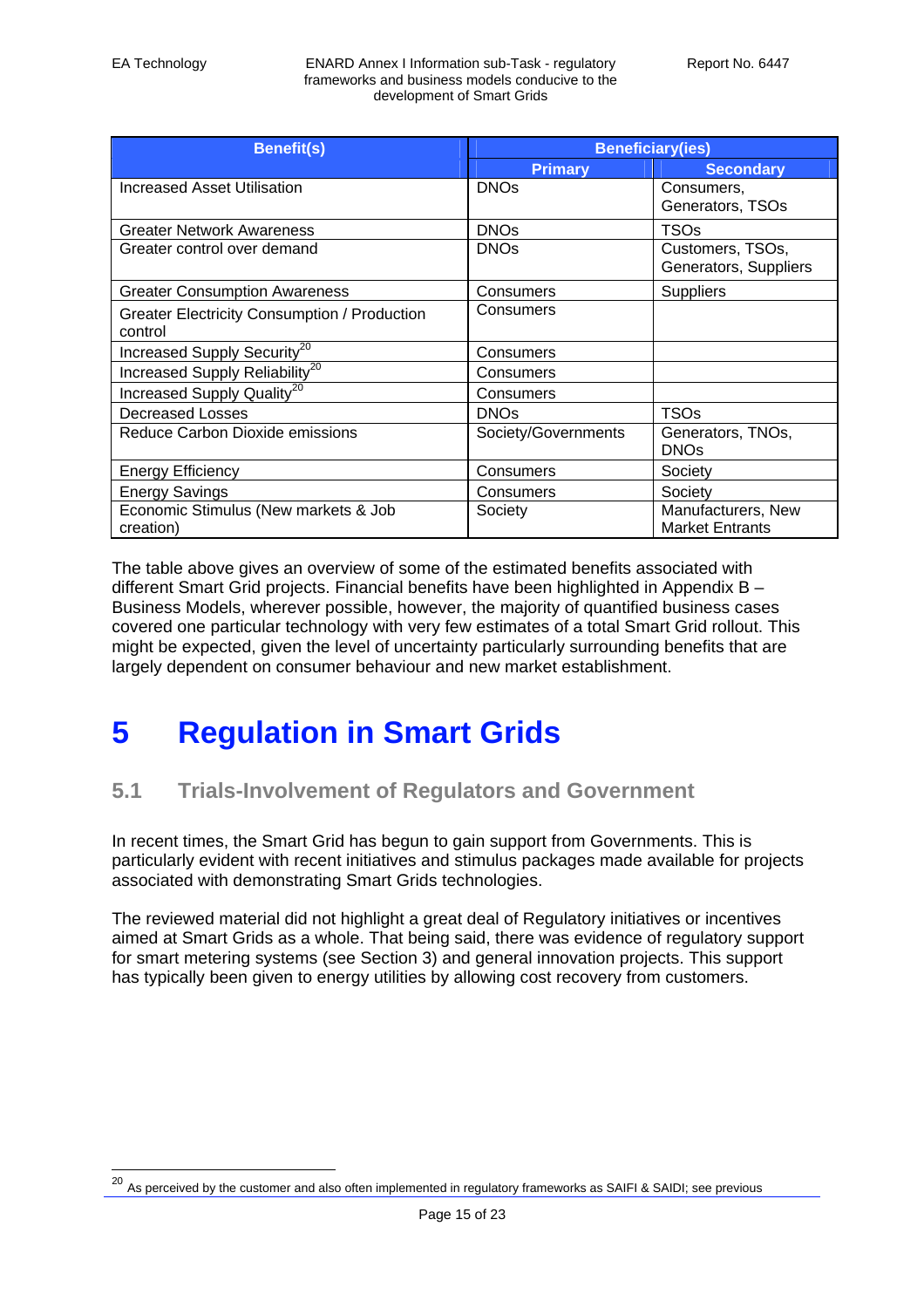| Benefit(s) | Beneficiary(ies) | |
|---|---|---|
| | Primary | Secondary |
| Increased Asset Utilisation | DNOs | Consumers, Generators, TSOs |
| Greater Network Awareness | DNOs | TSOs |
| Greater control over demand | DNOs | Customers, TSOs, Generators, Suppliers |
| Greater Consumption Awareness | Consumers | Suppliers |
| Greater Electricity Consumption / Production control | Consumers | |
| Increased Supply Security[20] | Consumers | |
| Increased Supply Reliability[20] | Consumers | |
| Increased Supply Quality[20] | Consumers | |
| Decreased Losses | DNOs | TSOs |
| Reduce Carbon Dioxide emissions | Society/Governments | Generators, TNOs, DNOs |
| Energy Efficiency | Consumers | Society |
| Energy Savings | Consumers | Society |
| Economic Stimulus (New markets & Job creation) | Society | Manufacturers, New Market Entrants |

The table above gives an overview of some of the estimated benefits associated with different Smart Grid projects. Financial benefits have been highlighted in Appendix B – Business Models, wherever possible, however, the majority of quantified business cases covered one particular technology with very few estimates of a total Smart Grid rollout. This might be expected, given the level of uncertainty particularly surrounding benefits that are largely dependent on consumer behaviour and new market establishment.

# 5 Regulation in Smart Grids

## 5.1 Trials-Involvement of Regulators and Government

In recent times, the Smart Grid has begun to gain support from Governments. This is particularly evident with recent initiatives and stimulus packages made available for projects associated with demonstrating Smart Grids technologies.

The reviewed material did not highlight a great deal of Regulatory initiatives or incentives aimed at Smart Grids as a whole. That being said, there was evidence of regulatory support for smart metering systems (see Section 3) and general innovation projects. This support has typically been given to energy utilities by allowing cost recovery from customers.

[20] As perceived by the customer and also often implemented in regulatory frameworks as SAIFI & SAIDI; see previous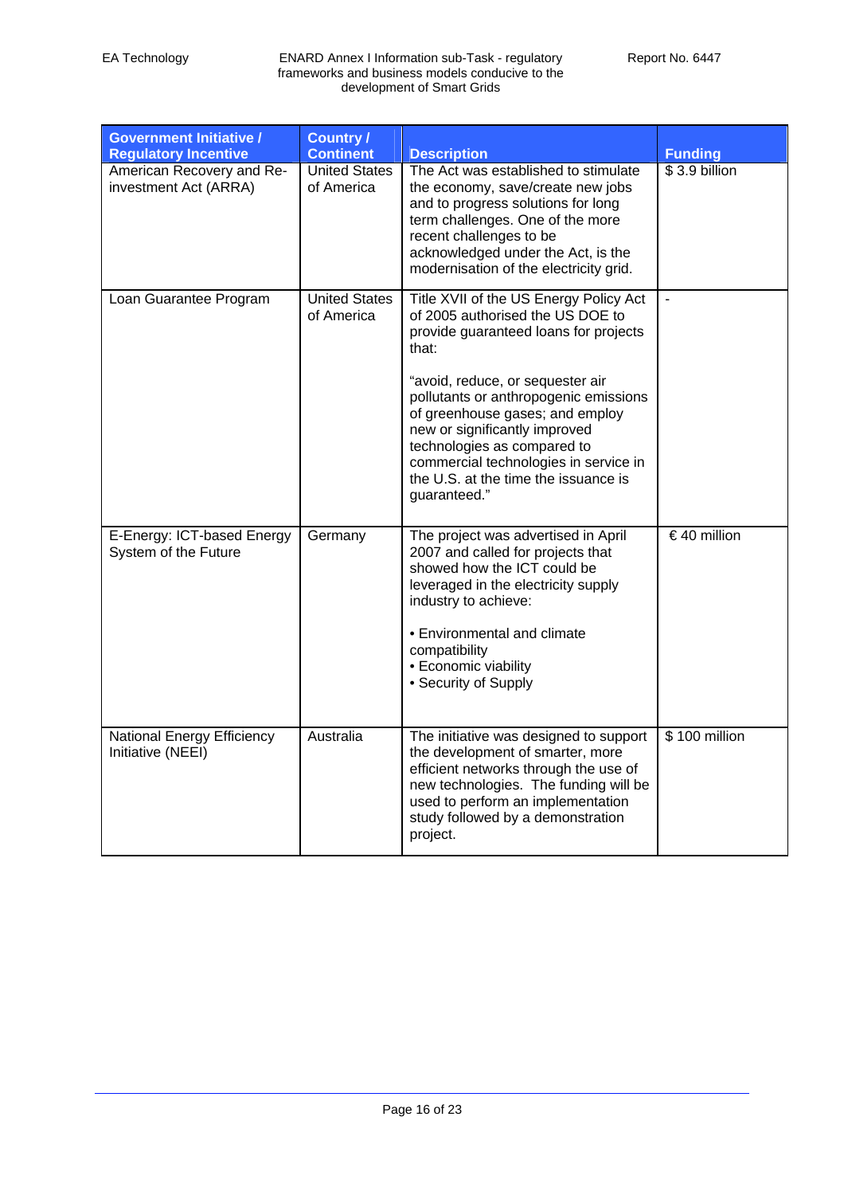| Government Initiative / Regulatory Incentive | Country / Continent | Description | Funding |
|---|---|---|---|
| American Recovery and Re-investment Act (ARRA) | United States of America | The Act was established to stimulate the economy, save/create new jobs and to progress solutions for long term challenges. One of the more recent challenges to be acknowledged under the Act, is the modernisation of the electricity grid. | $ 3.9 billion |
| Loan Guarantee Program | United States of America | Title XVII of the US Energy Policy Act of 2005 authorised the US DOE to provide guaranteed loans for projects that:<br><br>"avoid, reduce, or sequester air pollutants or anthropogenic emissions of greenhouse gases; and employ new or significantly improved technologies as compared to commercial technologies in service in the U.S. at the time the issuance is guaranteed." | - |
| E-Energy: ICT-based Energy System of the Future | Germany | The project was advertised in April 2007 and called for projects that showed how the ICT could be leveraged in the electricity supply industry to achieve:<br><br>• Environmental and climate compatibility<br>• Economic viability<br>• Security of Supply | € 40 million |
| National Energy Efficiency Initiative (NEEI) | Australia | The initiative was designed to support the development of smarter, more efficient networks through the use of new technologies. The funding will be used to perform an implementation study followed by a demonstration project. | $ 100 million |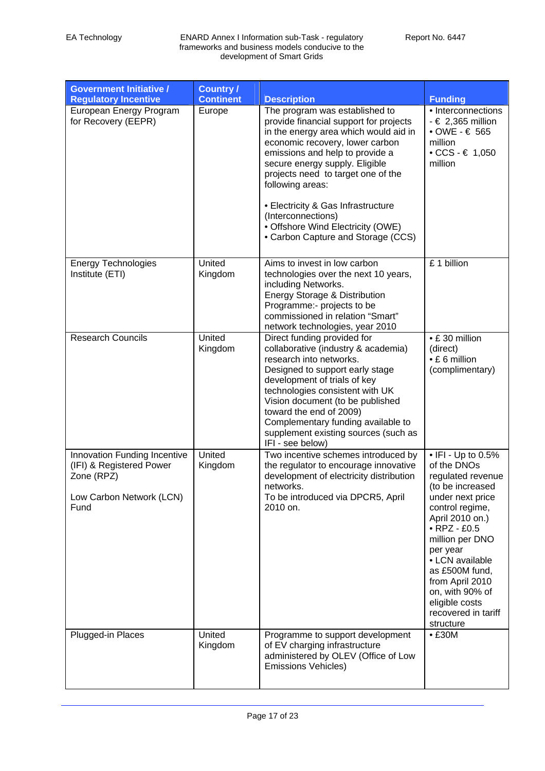| Government Initiative / Regulatory Incentive | Country / Continent | Description | Funding |
|---|---|---|---|
| European Energy Program for Recovery (EEPR) | Europe | The program was established to provide financial support for projects in the energy area which would aid in economic recovery, lower carbon emissions and help to provide a secure energy supply. Eligible projects need to target one of the following areas:<br><br>• Electricity & Gas Infrastructure (Interconnections)<br>• Offshore Wind Electricity (OWE)<br>• Carbon Capture and Storage (CCS) | • Interconnections - € 2,365 million<br>• OWE - € 565 million<br>• CCS - € 1,050 million |
| Energy Technologies Institute (ETI) | United Kingdom | Aims to invest in low carbon technologies over the next 10 years, including Networks.<br>Energy Storage & Distribution Programme:- projects to be commissioned in relation "Smart" network technologies, year 2010 | £ 1 billion |
| Research Councils | United Kingdom | Direct funding provided for collaborative (industry & academia) research into networks.<br>Designed to support early stage development of trials of key technologies consistent with UK Vision document (to be published toward the end of 2009)<br>Complementary funding available to supplement existing sources (such as IFI - see below) | • £ 30 million (direct)<br>• £ 6 million (complimentary) |
| Innovation Funding Incentive (IFI) & Registered Power Zone (RPZ)<br><br>Low Carbon Network (LCN) Fund | United Kingdom | Two incentive schemes introduced by the regulator to encourage innovative development of electricity distribution networks.<br>To be introduced via DPCR5, April 2010 on. | • IFI - Up to 0.5% of the DNOs regulated revenue (to be increased under next price control regime, April 2010 on.)<br>• RPZ - £0.5 million per DNO per year<br>• LCN available as £500M fund, from April 2010 on, with 90% of eligible costs recovered in tariff structure |
| Plugged-in Places | United Kingdom | Programme to support development of EV charging infrastructure administered by OLEV (Office of Low Emissions Vehicles) | • £30M |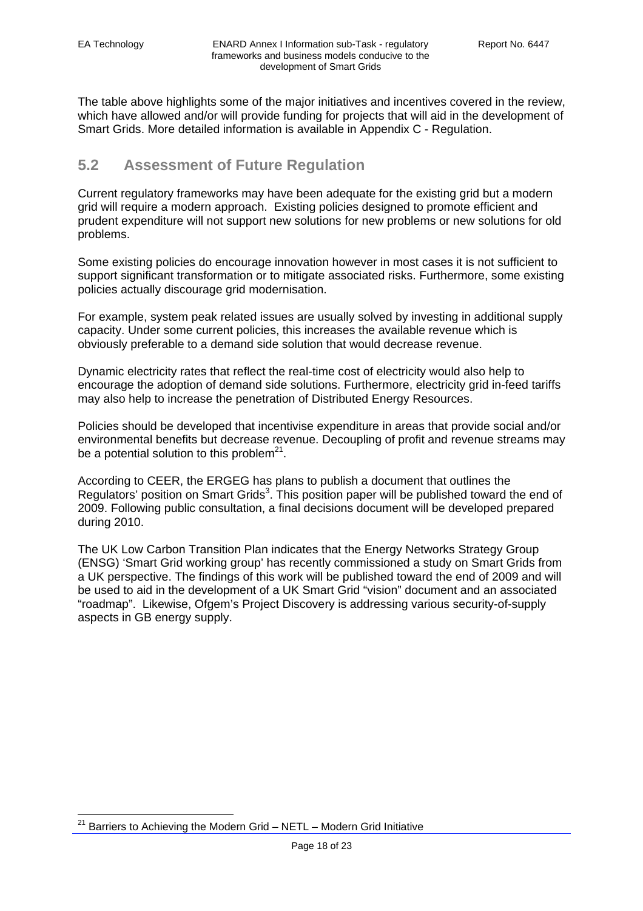The table above highlights some of the major initiatives and incentives covered in the review, which have allowed and/or will provide funding for projects that will aid in the development of Smart Grids. More detailed information is available in Appendix C - Regulation.

## 5.2 Assessment of Future Regulation

Current regulatory frameworks may have been adequate for the existing grid but a modern grid will require a modern approach. Existing policies designed to promote efficient and prudent expenditure will not support new solutions for new problems or new solutions for old problems.

Some existing policies do encourage innovation however in most cases it is not sufficient to support significant transformation or to mitigate associated risks. Furthermore, some existing policies actually discourage grid modernisation.

For example, system peak related issues are usually solved by investing in additional supply capacity. Under some current policies, this increases the available revenue which is obviously preferable to a demand side solution that would decrease revenue.

Dynamic electricity rates that reflect the real-time cost of electricity would also help to encourage the adoption of demand side solutions. Furthermore, electricity grid in-feed tariffs may also help to increase the penetration of Distributed Energy Resources.

Policies should be developed that incentivise expenditure in areas that provide social and/or environmental benefits but decrease revenue. Decoupling of profit and revenue streams may be a potential solution to this problem[21].

According to CEER, the ERGEG has plans to publish a document that outlines the Regulators' position on Smart Grids[3]. This position paper will be published toward the end of 2009. Following public consultation, a final decisions document will be developed prepared during 2010.

The UK Low Carbon Transition Plan indicates that the Energy Networks Strategy Group (ENSG) 'Smart Grid working group' has recently commissioned a study on Smart Grids from a UK perspective. The findings of this work will be published toward the end of 2009 and will be used to aid in the development of a UK Smart Grid "vision" document and an associated "roadmap". Likewise, Ofgem's Project Discovery is addressing various security-of-supply aspects in GB energy supply.

[21] Barriers to Achieving the Modern Grid – NETL – Modern Grid Initiative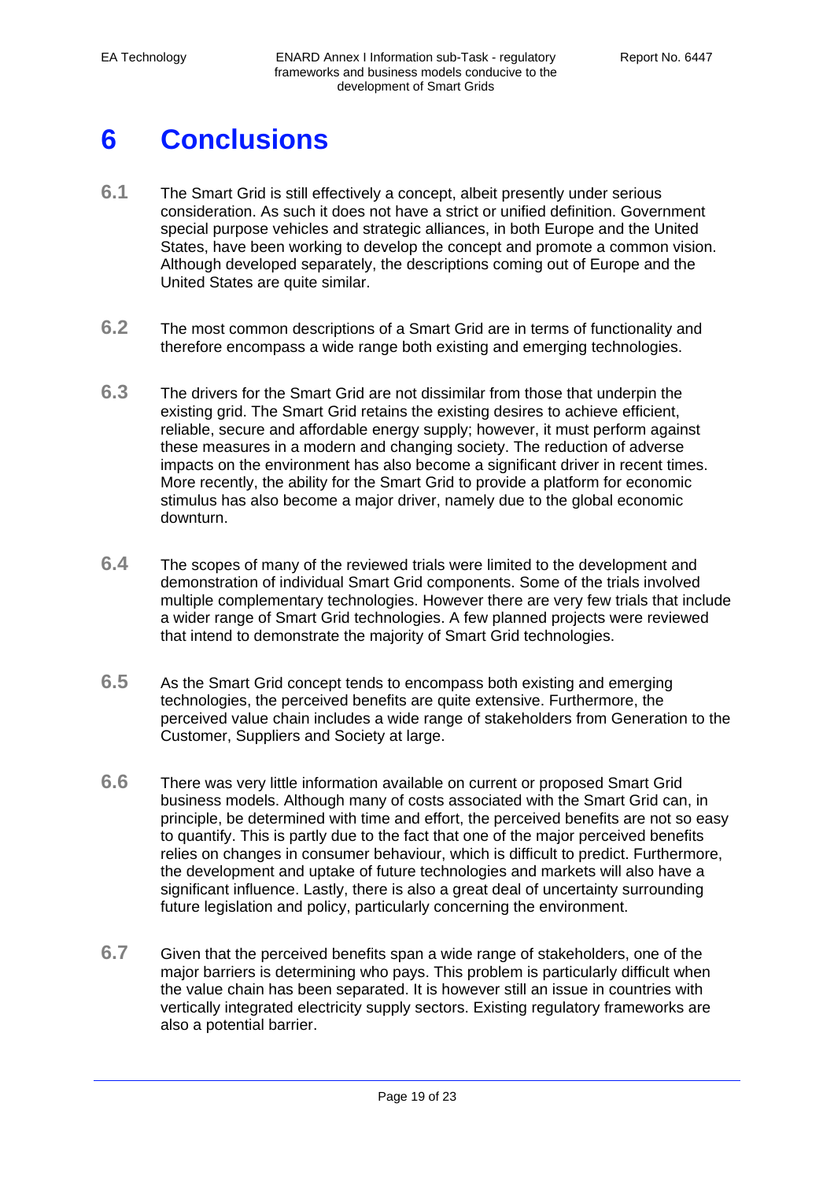# 6 Conclusions

**6.1** The Smart Grid is still effectively a concept, albeit presently under serious consideration. As such it does not have a strict or unified definition. Government special purpose vehicles and strategic alliances, in both Europe and the United States, have been working to develop the concept and promote a common vision. Although developed separately, the descriptions coming out of Europe and the United States are quite similar.

**6.2** The most common descriptions of a Smart Grid are in terms of functionality and therefore encompass a wide range both existing and emerging technologies.

**6.3** The drivers for the Smart Grid are not dissimilar from those that underpin the existing grid. The Smart Grid retains the existing desires to achieve efficient, reliable, secure and affordable energy supply; however, it must perform against these measures in a modern and changing society. The reduction of adverse impacts on the environment has also become a significant driver in recent times. More recently, the ability for the Smart Grid to provide a platform for economic stimulus has also become a major driver, namely due to the global economic downturn.

**6.4** The scopes of many of the reviewed trials were limited to the development and demonstration of individual Smart Grid components. Some of the trials involved multiple complementary technologies. However there are very few trials that include a wider range of Smart Grid technologies. A few planned projects were reviewed that intend to demonstrate the majority of Smart Grid technologies.

**6.5** As the Smart Grid concept tends to encompass both existing and emerging technologies, the perceived benefits are quite extensive. Furthermore, the perceived value chain includes a wide range of stakeholders from Generation to the Customer, Suppliers and Society at large.

**6.6** There was very little information available on current or proposed Smart Grid business models. Although many of costs associated with the Smart Grid can, in principle, be determined with time and effort, the perceived benefits are not so easy to quantify. This is partly due to the fact that one of the major perceived benefits relies on changes in consumer behaviour, which is difficult to predict. Furthermore, the development and uptake of future technologies and markets will also have a significant influence. Lastly, there is also a great deal of uncertainty surrounding future legislation and policy, particularly concerning the environment.

**6.7** Given that the perceived benefits span a wide range of stakeholders, one of the major barriers is determining who pays. This problem is particularly difficult when the value chain has been separated. It is however still an issue in countries with vertically integrated electricity supply sectors. Existing regulatory frameworks are also a potential barrier.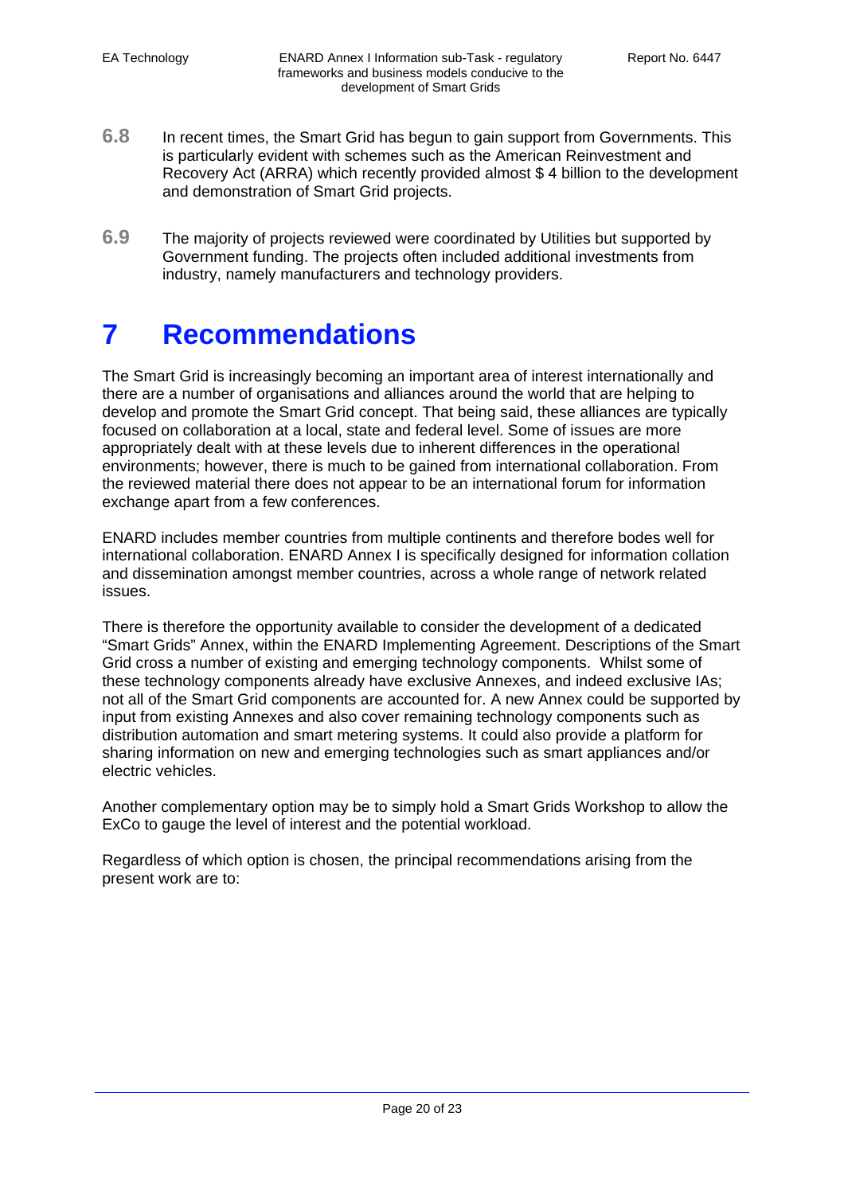**6.8** In recent times, the Smart Grid has begun to gain support from Governments. This is particularly evident with schemes such as the American Reinvestment and Recovery Act (ARRA) which recently provided almost $ 4 billion to the development and demonstration of Smart Grid projects.

**6.9** The majority of projects reviewed were coordinated by Utilities but supported by Government funding. The projects often included additional investments from industry, namely manufacturers and technology providers.

# 7 Recommendations

The Smart Grid is increasingly becoming an important area of interest internationally and there are a number of organisations and alliances around the world that are helping to develop and promote the Smart Grid concept. That being said, these alliances are typically focused on collaboration at a local, state and federal level. Some of issues are more appropriately dealt with at these levels due to inherent differences in the operational environments; however, there is much to be gained from international collaboration. From the reviewed material there does not appear to be an international forum for information exchange apart from a few conferences.

ENARD includes member countries from multiple continents and therefore bodes well for international collaboration. ENARD Annex I is specifically designed for information collation and dissemination amongst member countries, across a whole range of network related issues.

There is therefore the opportunity available to consider the development of a dedicated "Smart Grids" Annex, within the ENARD Implementing Agreement. Descriptions of the Smart Grid cross a number of existing and emerging technology components. Whilst some of these technology components already have exclusive Annexes, and indeed exclusive IAs; not all of the Smart Grid components are accounted for. A new Annex could be supported by input from existing Annexes and also cover remaining technology components such as distribution automation and smart metering systems. It could also provide a platform for sharing information on new and emerging technologies such as smart appliances and/or electric vehicles.

Another complementary option may be to simply hold a Smart Grids Workshop to allow the ExCo to gauge the level of interest and the potential workload.

Regardless of which option is chosen, the principal recommendations arising from the present work are to: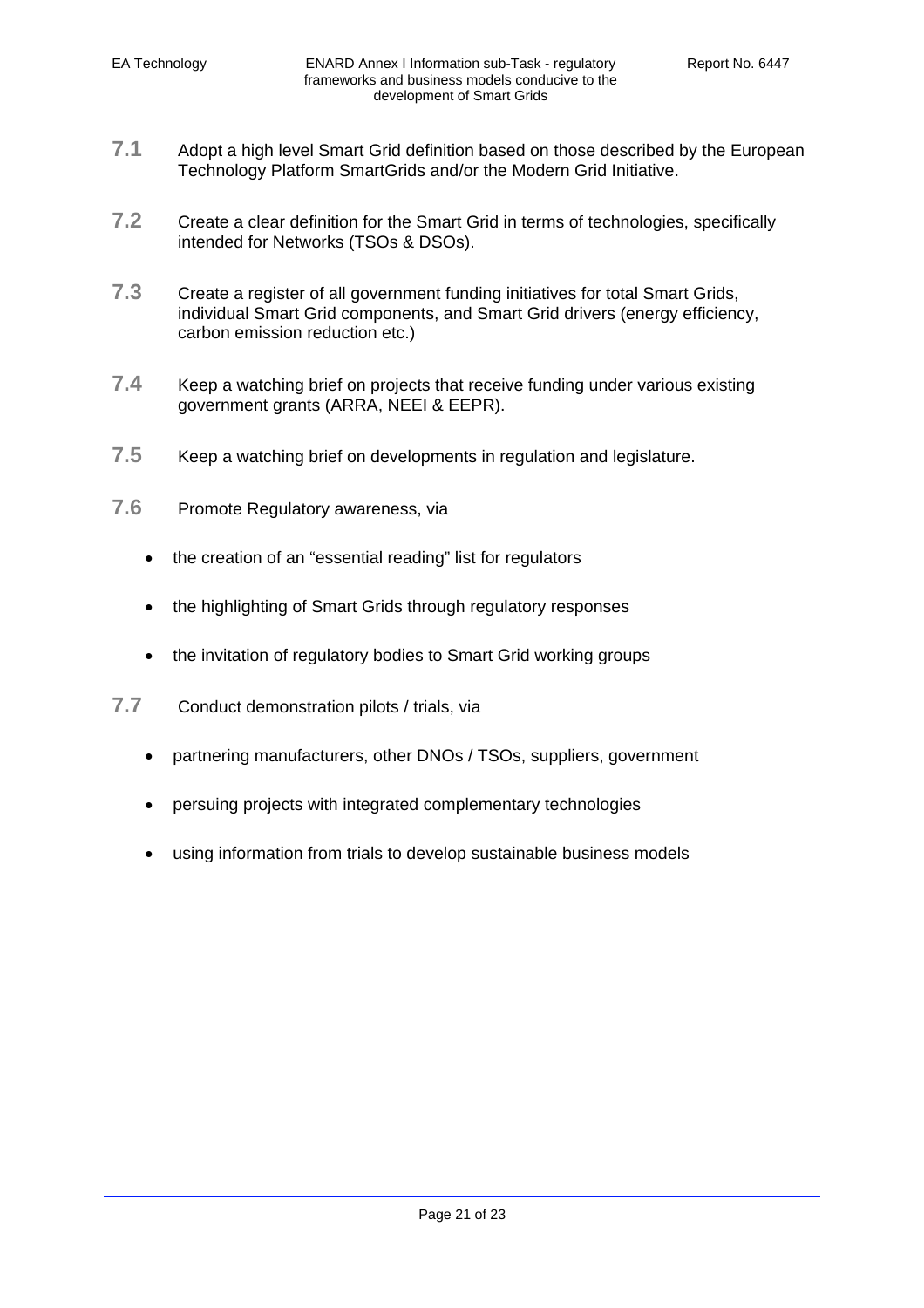**7.1** Adopt a high level Smart Grid definition based on those described by the European Technology Platform SmartGrids and/or the Modern Grid Initiative.

**7.2** Create a clear definition for the Smart Grid in terms of technologies, specifically intended for Networks (TSOs & DSOs).

**7.3** Create a register of all government funding initiatives for total Smart Grids, individual Smart Grid components, and Smart Grid drivers (energy efficiency, carbon emission reduction etc.)

**7.4** Keep a watching brief on projects that receive funding under various existing government grants (ARRA, NEEI & EEPR).

**7.5** Keep a watching brief on developments in regulation and legislature.

**7.6** Promote Regulatory awareness, via

- the creation of an "essential reading" list for regulators
- the highlighting of Smart Grids through regulatory responses
- the invitation of regulatory bodies to Smart Grid working groups

**7.7** Conduct demonstration pilots / trials, via

- partnering manufacturers, other DNOs / TSOs, suppliers, government
- persuing projects with integrated complementary technologies
- using information from trials to develop sustainable business models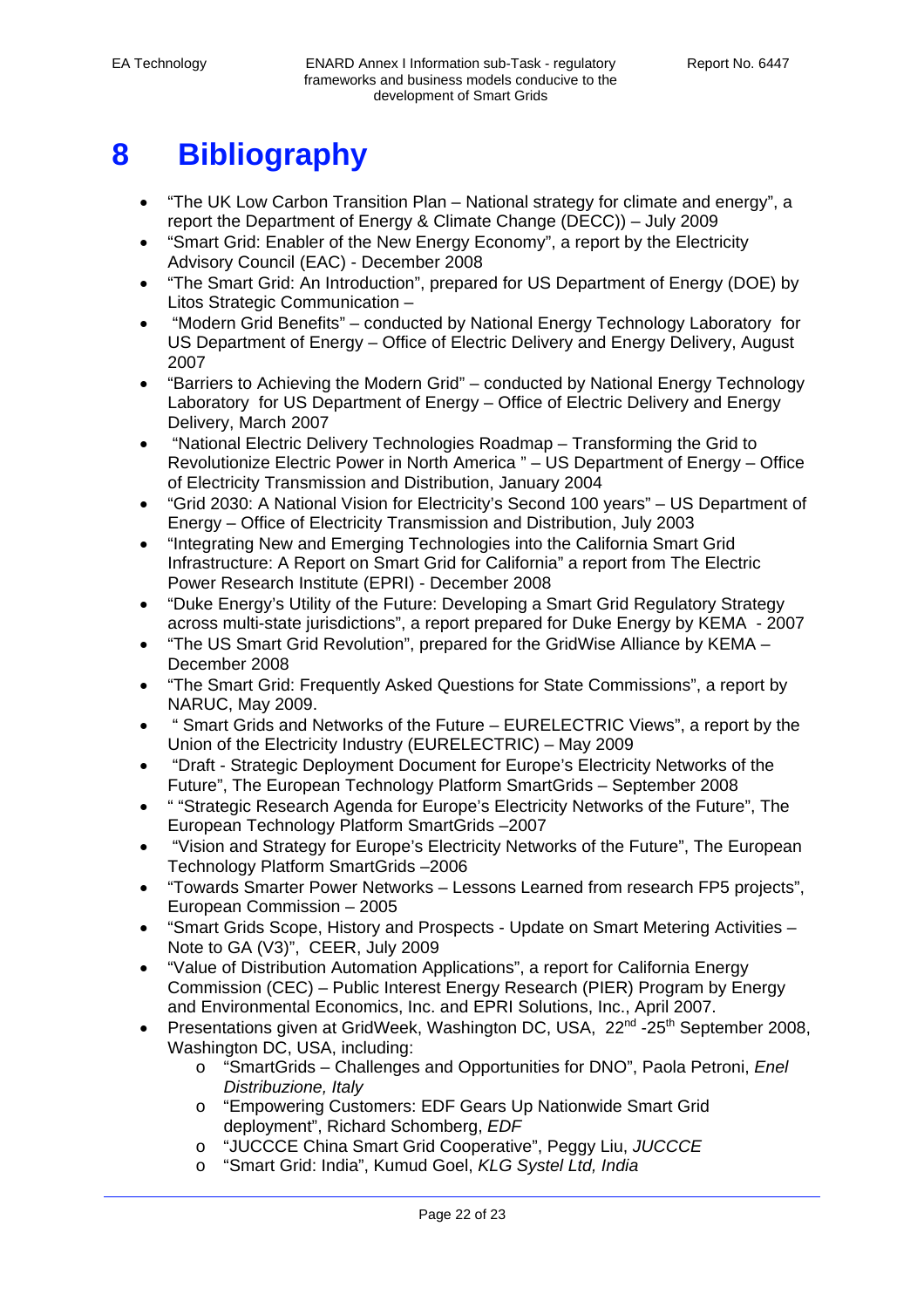# 8 Bibliography

- "The UK Low Carbon Transition Plan – National strategy for climate and energy", a report the Department of Energy & Climate Change (DECC)) – July 2009
- "Smart Grid: Enabler of the New Energy Economy", a report by the Electricity Advisory Council (EAC) - December 2008
- "The Smart Grid: An Introduction", prepared for US Department of Energy (DOE) by Litos Strategic Communication –
- "Modern Grid Benefits" – conducted by National Energy Technology Laboratory for US Department of Energy – Office of Electric Delivery and Energy Delivery, August 2007
- "Barriers to Achieving the Modern Grid" – conducted by National Energy Technology Laboratory for US Department of Energy – Office of Electric Delivery and Energy Delivery, March 2007
- "National Electric Delivery Technologies Roadmap – Transforming the Grid to Revolutionize Electric Power in North America " – US Department of Energy – Office of Electricity Transmission and Distribution, January 2004
- "Grid 2030: A National Vision for Electricity's Second 100 years" – US Department of Energy – Office of Electricity Transmission and Distribution, July 2003
- "Integrating New and Emerging Technologies into the California Smart Grid Infrastructure: A Report on Smart Grid for California" a report from The Electric Power Research Institute (EPRI) - December 2008
- "Duke Energy's Utility of the Future: Developing a Smart Grid Regulatory Strategy across multi-state jurisdictions", a report prepared for Duke Energy by KEMA - 2007
- "The US Smart Grid Revolution", prepared for the GridWise Alliance by KEMA – December 2008
- "The Smart Grid: Frequently Asked Questions for State Commissions", a report by NARUC, May 2009.
- " Smart Grids and Networks of the Future – EURELECTRIC Views", a report by the Union of the Electricity Industry (EURELECTRIC) – May 2009
- "Draft - Strategic Deployment Document for Europe's Electricity Networks of the Future", The European Technology Platform SmartGrids – September 2008
- " "Strategic Research Agenda for Europe's Electricity Networks of the Future", The European Technology Platform SmartGrids –2007
- "Vision and Strategy for Europe's Electricity Networks of the Future", The European Technology Platform SmartGrids –2006
- "Towards Smarter Power Networks – Lessons Learned from research FP5 projects", European Commission – 2005
- "Smart Grids Scope, History and Prospects - Update on Smart Metering Activities – Note to GA (V3)", CEER, July 2009
- "Value of Distribution Automation Applications", a report for California Energy Commission (CEC) – Public Interest Energy Research (PIER) Program by Energy and Environmental Economics, Inc. and EPRI Solutions, Inc., April 2007.
- Presentations given at GridWeek, Washington DC, USA, 22nd -25th September 2008, Washington DC, USA, including:
  - "SmartGrids – Challenges and Opportunities for DNO", Paola Petroni, *Enel Distribuzione, Italy*
  - "Empowering Customers: EDF Gears Up Nationwide Smart Grid deployment", Richard Schomberg, *EDF*
  - "JUCCCE China Smart Grid Cooperative", Peggy Liu, *JUCCCE*
  - "Smart Grid: India", Kumud Goel, *KLG Systel Ltd, India*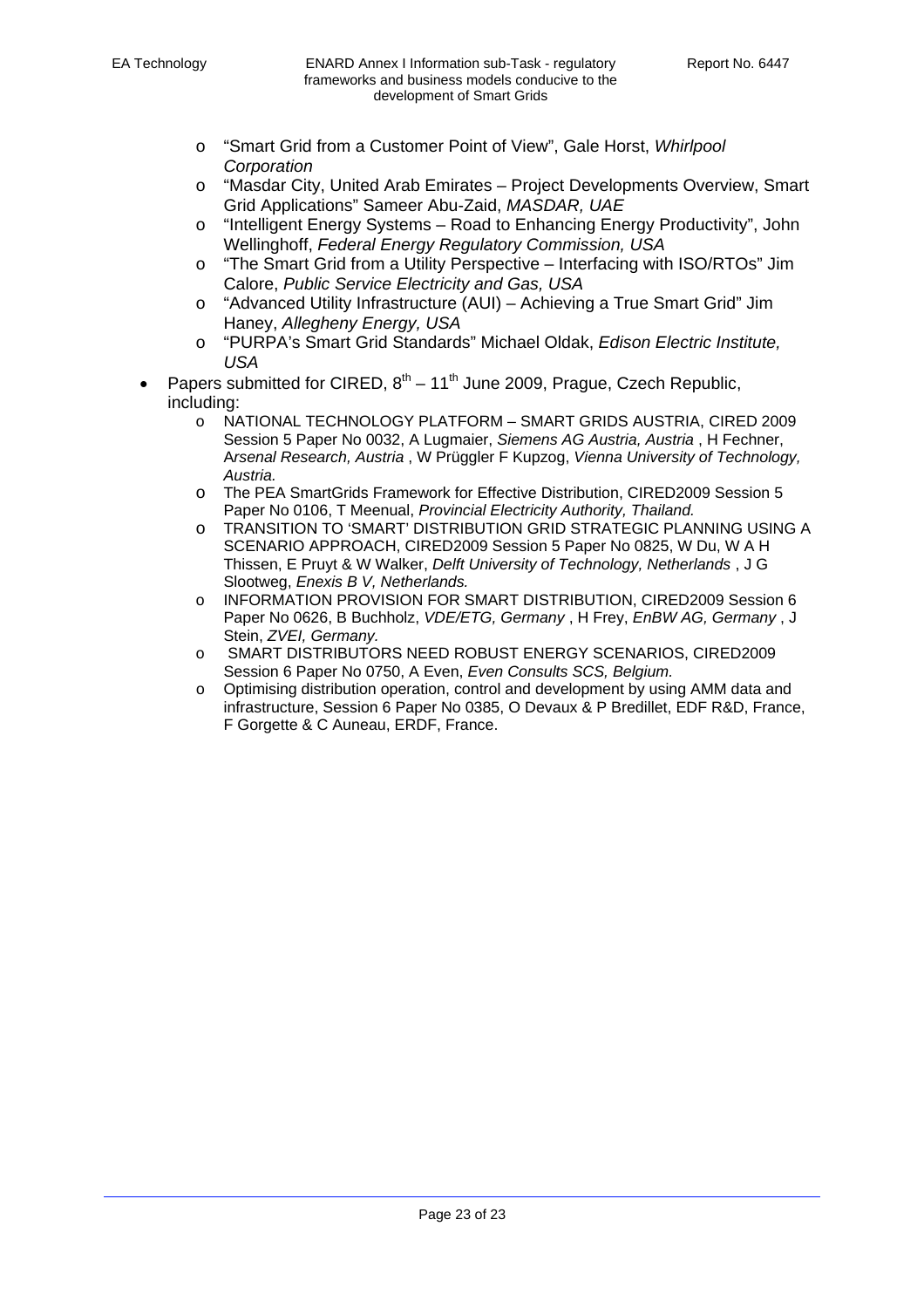- "Smart Grid from a Customer Point of View", Gale Horst, *Whirlpool Corporation*
  - "Masdar City, United Arab Emirates – Project Developments Overview, Smart Grid Applications" Sameer Abu-Zaid, *MASDAR, UAE*
  - "Intelligent Energy Systems – Road to Enhancing Energy Productivity", John Wellinghoff, *Federal Energy Regulatory Commission, USA*
  - "The Smart Grid from a Utility Perspective – Interfacing with ISO/RTOs" Jim Calore, *Public Service Electricity and Gas, USA*
  - "Advanced Utility Infrastructure (AUI) – Achieving a True Smart Grid" Jim Haney, *Allegheny Energy, USA*
  - "PURPA's Smart Grid Standards" Michael Oldak, *Edison Electric Institute, USA*
- Papers submitted for CIRED, 8th – 11th June 2009, Prague, Czech Republic, including:
  - NATIONAL TECHNOLOGY PLATFORM – SMART GRIDS AUSTRIA, CIRED 2009 Session 5 Paper No 0032, A Lugmaier, *Siemens AG Austria, Austria* , H Fechner, A*rsenal Research, Austria* , W Prüggler F Kupzog, *Vienna University of Technology, Austria.*
  - The PEA SmartGrids Framework for Effective Distribution, CIRED2009 Session 5 Paper No 0106, T Meenual, *Provincial Electricity Authority, Thailand.*
  - TRANSITION TO 'SMART' DISTRIBUTION GRID STRATEGIC PLANNING USING A SCENARIO APPROACH, CIRED2009 Session 5 Paper No 0825, W Du, W A H Thissen, E Pruyt & W Walker, *Delft University of Technology, Netherlands* , J G Slootweg, *Enexis B V, Netherlands.*
  - INFORMATION PROVISION FOR SMART DISTRIBUTION, CIRED2009 Session 6 Paper No 0626, B Buchholz, *VDE/ETG, Germany* , H Frey, *EnBW AG, Germany* , J Stein, *ZVEI, Germany.*
  - SMART DISTRIBUTORS NEED ROBUST ENERGY SCENARIOS, CIRED2009 Session 6 Paper No 0750, A Even, *Even Consults SCS, Belgium.*
  - Optimising distribution operation, control and development by using AMM data and infrastructure, Session 6 Paper No 0385, O Devaux & P Bredillet, EDF R&D, France, F Gorgette & C Auneau, ERDF, France.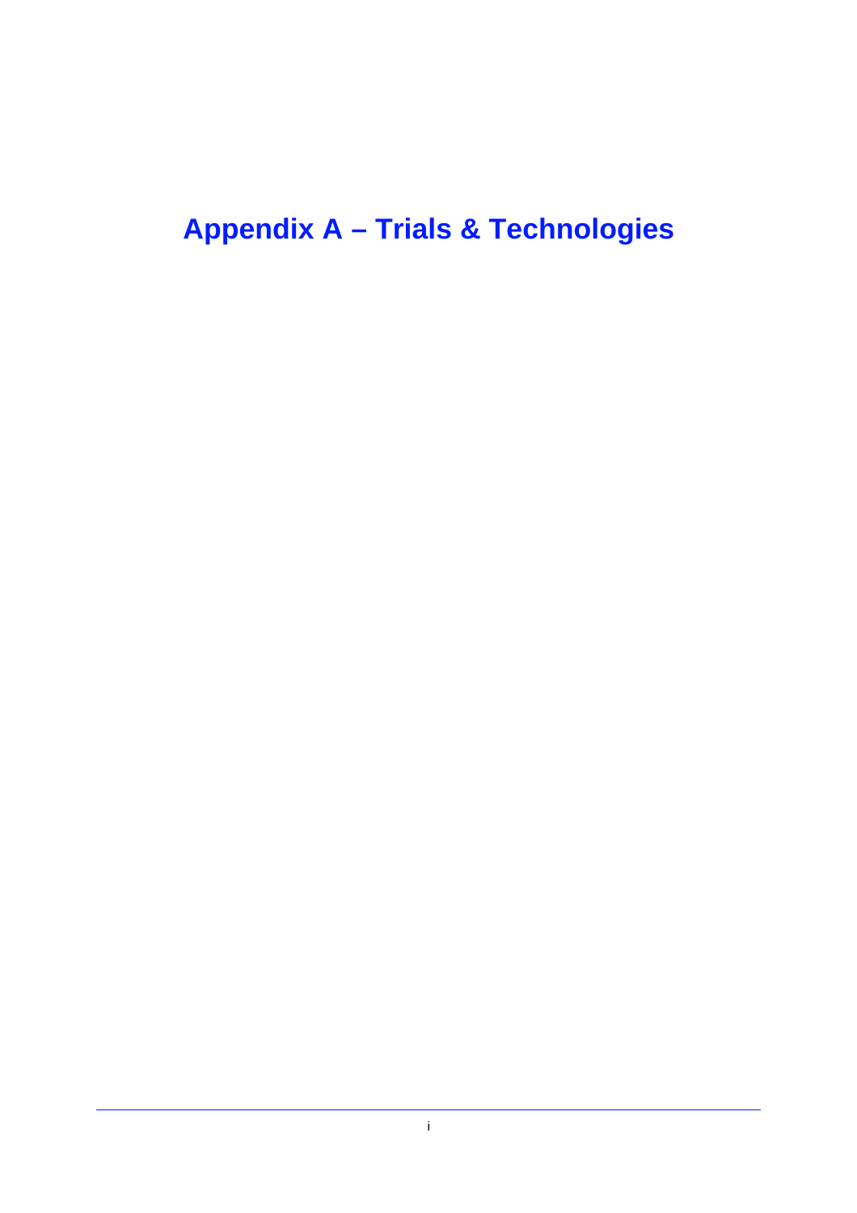# Appendix A – Trials & Technologies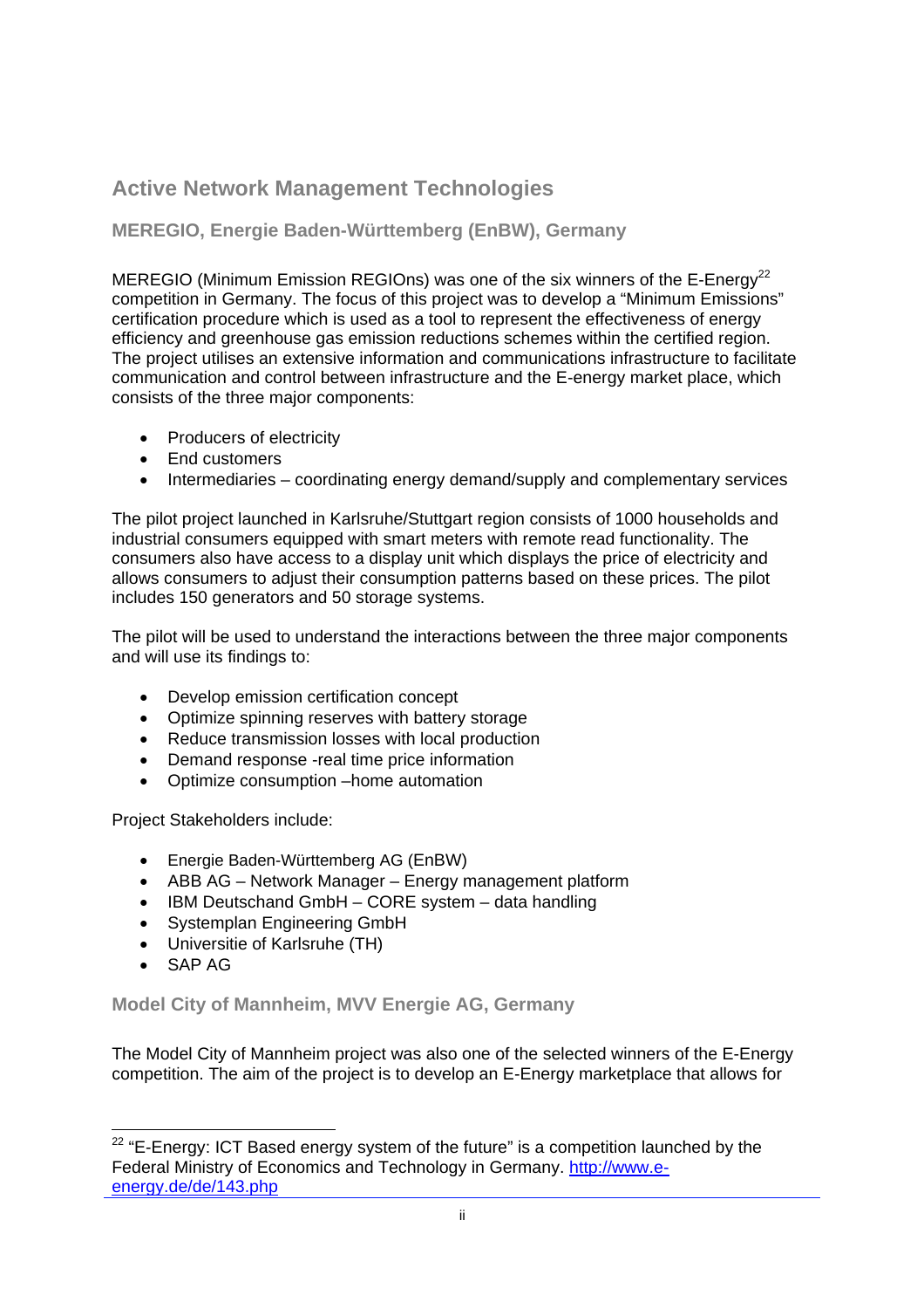## Active Network Management Technologies

### MEREGIO, Energie Baden-Württemberg (EnBW), Germany

MEREGIO (Minimum Emission REGIOns) was one of the six winners of the E-Energy[22] competition in Germany. The focus of this project was to develop a "Minimum Emissions" certification procedure which is used as a tool to represent the effectiveness of energy efficiency and greenhouse gas emission reductions schemes within the certified region. The project utilises an extensive information and communications infrastructure to facilitate communication and control between infrastructure and the E-energy market place, which consists of the three major components:

- Producers of electricity
- End customers
- Intermediaries – coordinating energy demand/supply and complementary services

The pilot project launched in Karlsruhe/Stuttgart region consists of 1000 households and industrial consumers equipped with smart meters with remote read functionality. The consumers also have access to a display unit which displays the price of electricity and allows consumers to adjust their consumption patterns based on these prices. The pilot includes 150 generators and 50 storage systems.

The pilot will be used to understand the interactions between the three major components and will use its findings to:

- Develop emission certification concept
- Optimize spinning reserves with battery storage
- Reduce transmission losses with local production
- Demand response -real time price information
- Optimize consumption –home automation

Project Stakeholders include:

- Energie Baden-Württemberg AG (EnBW)
- ABB AG – Network Manager – Energy management platform
- IBM Deutschand GmbH – CORE system – data handling
- Systemplan Engineering GmbH
- Universitie of Karlsruhe (TH)
- SAP AG

### Model City of Mannheim, MVV Energie AG, Germany

The Model City of Mannheim project was also one of the selected winners of the E-Energy competition. The aim of the project is to develop an E-Energy marketplace that allows for

---

[22] "E-Energy: ICT Based energy system of the future" is a competition launched by the Federal Ministry of Economics and Technology in Germany. http://www.e-energy.de/de/143.php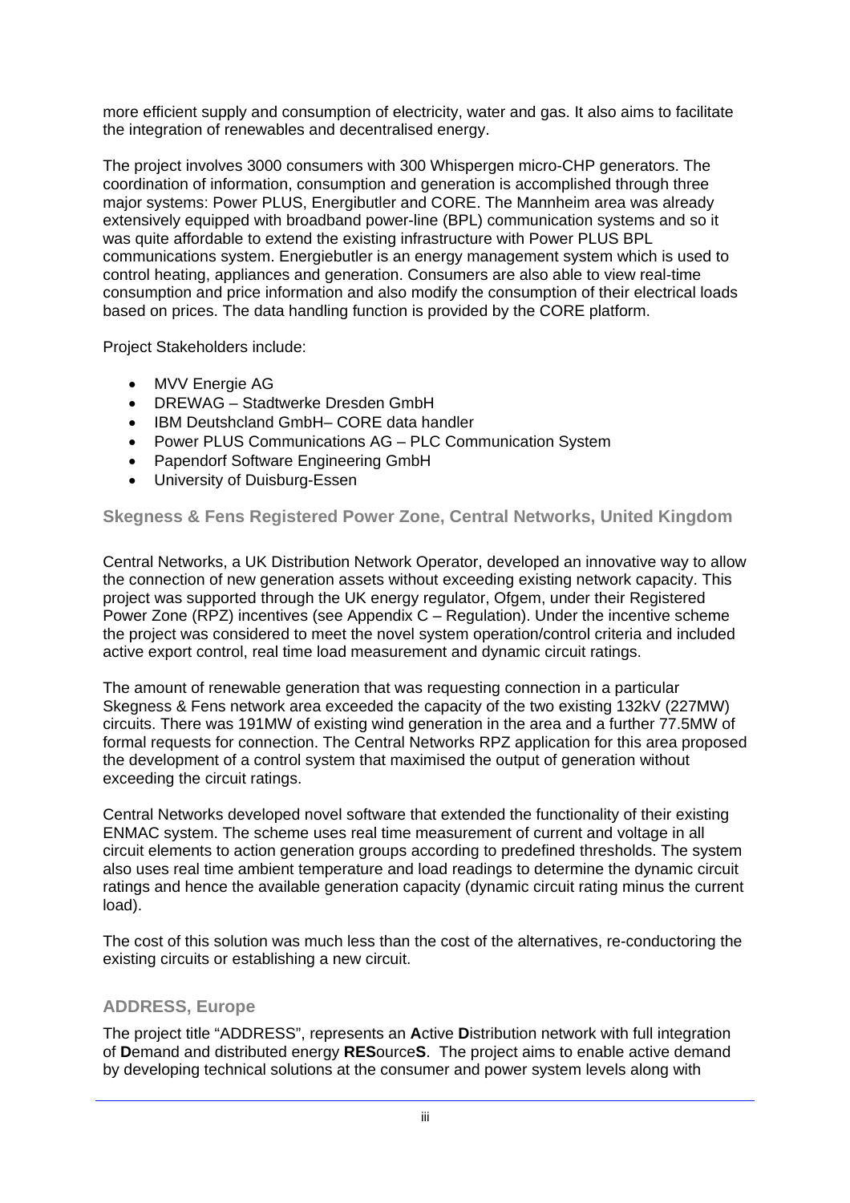more efficient supply and consumption of electricity, water and gas. It also aims to facilitate the integration of renewables and decentralised energy.

The project involves 3000 consumers with 300 Whispergen micro-CHP generators. The coordination of information, consumption and generation is accomplished through three major systems: Power PLUS, Energibutler and CORE. The Mannheim area was already extensively equipped with broadband power-line (BPL) communication systems and so it was quite affordable to extend the existing infrastructure with Power PLUS BPL communications system. Energiebutler is an energy management system which is used to control heating, appliances and generation. Consumers are also able to view real-time consumption and price information and also modify the consumption of their electrical loads based on prices. The data handling function is provided by the CORE platform.

Project Stakeholders include:

- MVV Energie AG
- DREWAG – Stadtwerke Dresden GmbH
- IBM Deutshcland GmbH– CORE data handler
- Power PLUS Communications AG – PLC Communication System
- Papendorf Software Engineering GmbH
- University of Duisburg-Essen

### Skegness & Fens Registered Power Zone, Central Networks, United Kingdom

Central Networks, a UK Distribution Network Operator, developed an innovative way to allow the connection of new generation assets without exceeding existing network capacity. This project was supported through the UK energy regulator, Ofgem, under their Registered Power Zone (RPZ) incentives (see Appendix C – Regulation). Under the incentive scheme the project was considered to meet the novel system operation/control criteria and included active export control, real time load measurement and dynamic circuit ratings.

The amount of renewable generation that was requesting connection in a particular Skegness & Fens network area exceeded the capacity of the two existing 132kV (227MW) circuits. There was 191MW of existing wind generation in the area and a further 77.5MW of formal requests for connection. The Central Networks RPZ application for this area proposed the development of a control system that maximised the output of generation without exceeding the circuit ratings.

Central Networks developed novel software that extended the functionality of their existing ENMAC system. The scheme uses real time measurement of current and voltage in all circuit elements to action generation groups according to predefined thresholds. The system also uses real time ambient temperature and load readings to determine the dynamic circuit ratings and hence the available generation capacity (dynamic circuit rating minus the current load).

The cost of this solution was much less than the cost of the alternatives, re-conductoring the existing circuits or establishing a new circuit.

### ADDRESS, Europe

The project title "ADDRESS", represents an **A**ctive **D**istribution network with full integration of **D**emand and distributed energy **RES**ource**S**. The project aims to enable active demand by developing technical solutions at the consumer and power system levels along with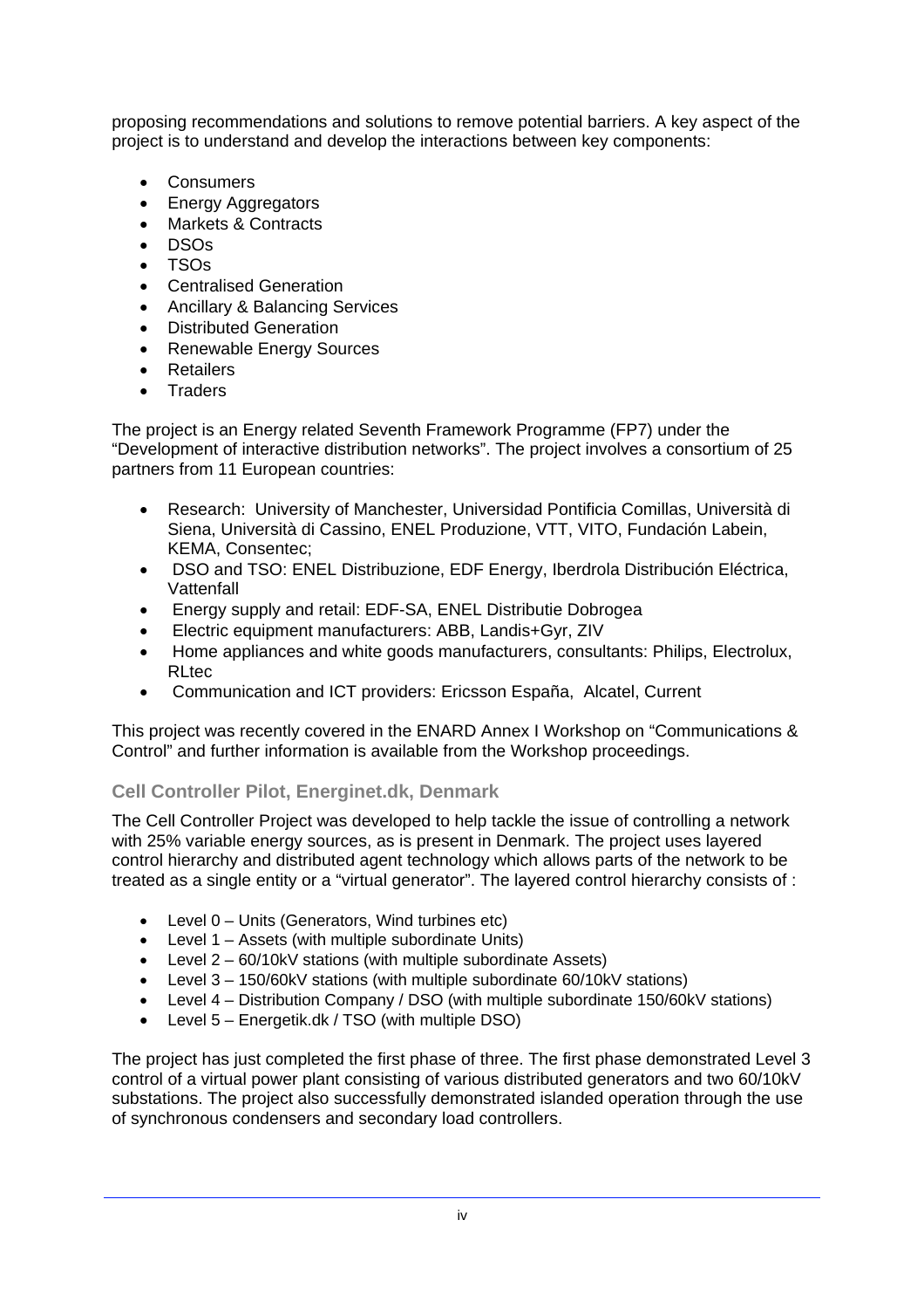proposing recommendations and solutions to remove potential barriers. A key aspect of the project is to understand and develop the interactions between key components:

- Consumers
- Energy Aggregators
- Markets & Contracts
- DSOs
- TSOs
- Centralised Generation
- Ancillary & Balancing Services
- Distributed Generation
- Renewable Energy Sources
- Retailers
- Traders

The project is an Energy related Seventh Framework Programme (FP7) under the "Development of interactive distribution networks". The project involves a consortium of 25 partners from 11 European countries:

- Research: University of Manchester, Universidad Pontificia Comillas, Università di Siena, Università di Cassino, ENEL Produzione, VTT, VITO, Fundación Labein, KEMA, Consentec;
- DSO and TSO: ENEL Distribuzione, EDF Energy, Iberdrola Distribución Eléctrica, Vattenfall
- Energy supply and retail: EDF-SA, ENEL Distributie Dobrogea
- Electric equipment manufacturers: ABB, Landis+Gyr, ZIV
- Home appliances and white goods manufacturers, consultants: Philips, Electrolux, RLtec
- Communication and ICT providers: Ericsson España, Alcatel, Current

This project was recently covered in the ENARD Annex I Workshop on "Communications & Control" and further information is available from the Workshop proceedings.

### Cell Controller Pilot, Energinet.dk, Denmark

The Cell Controller Project was developed to help tackle the issue of controlling a network with 25% variable energy sources, as is present in Denmark. The project uses layered control hierarchy and distributed agent technology which allows parts of the network to be treated as a single entity or a "virtual generator". The layered control hierarchy consists of :

- Level 0 – Units (Generators, Wind turbines etc)
- Level 1 – Assets (with multiple subordinate Units)
- Level 2 – 60/10kV stations (with multiple subordinate Assets)
- Level 3 – 150/60kV stations (with multiple subordinate 60/10kV stations)
- Level 4 – Distribution Company / DSO (with multiple subordinate 150/60kV stations)
- Level 5 – Energetik.dk / TSO (with multiple DSO)

The project has just completed the first phase of three. The first phase demonstrated Level 3 control of a virtual power plant consisting of various distributed generators and two 60/10kV substations. The project also successfully demonstrated islanded operation through the use of synchronous condensers and secondary load controllers.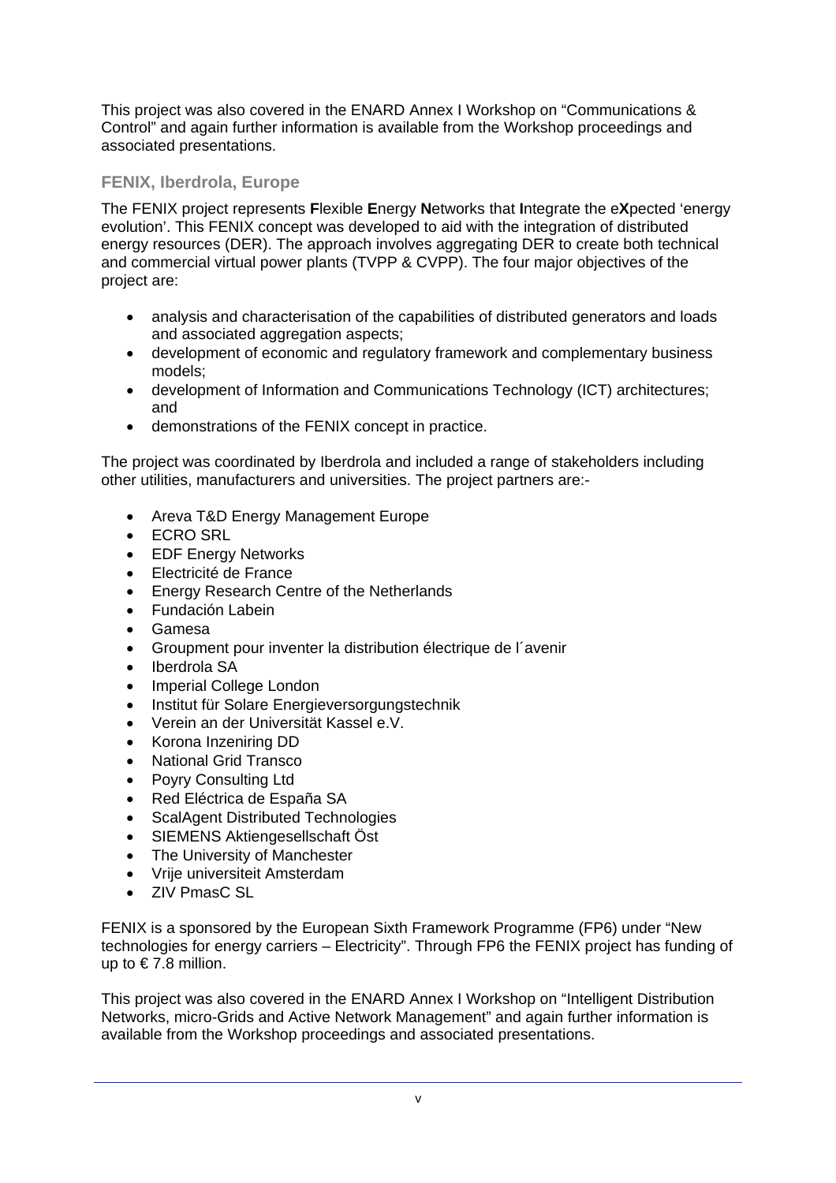This project was also covered in the ENARD Annex I Workshop on "Communications & Control" and again further information is available from the Workshop proceedings and associated presentations.

### FENIX, Iberdrola, Europe

The FENIX project represents **F**lexible **E**nergy **N**etworks that **I**ntegrate the e**X**pected 'energy evolution'. This FENIX concept was developed to aid with the integration of distributed energy resources (DER). The approach involves aggregating DER to create both technical and commercial virtual power plants (TVPP & CVPP). The four major objectives of the project are:

- analysis and characterisation of the capabilities of distributed generators and loads and associated aggregation aspects;
- development of economic and regulatory framework and complementary business models;
- development of Information and Communications Technology (ICT) architectures; and
- demonstrations of the FENIX concept in practice.

The project was coordinated by Iberdrola and included a range of stakeholders including other utilities, manufacturers and universities. The project partners are:-

- Areva T&D Energy Management Europe
- ECRO SRL
- EDF Energy Networks
- Electricité de France
- Energy Research Centre of the Netherlands
- Fundación Labein
- Gamesa
- Groupment pour inventer la distribution électrique de l´avenir
- Iberdrola SA
- Imperial College London
- Institut für Solare Energieversorgungstechnik
- Verein an der Universität Kassel e.V.
- Korona Inzeniring DD
- National Grid Transco
- Poyry Consulting Ltd
- Red Eléctrica de España SA
- ScalAgent Distributed Technologies
- SIEMENS Aktiengesellschaft Öst
- The University of Manchester
- Vrije universiteit Amsterdam
- ZIV PmasC SL

FENIX is a sponsored by the European Sixth Framework Programme (FP6) under "New technologies for energy carriers – Electricity". Through FP6 the FENIX project has funding of up to € 7.8 million.

This project was also covered in the ENARD Annex I Workshop on "Intelligent Distribution Networks, micro-Grids and Active Network Management" and again further information is available from the Workshop proceedings and associated presentations.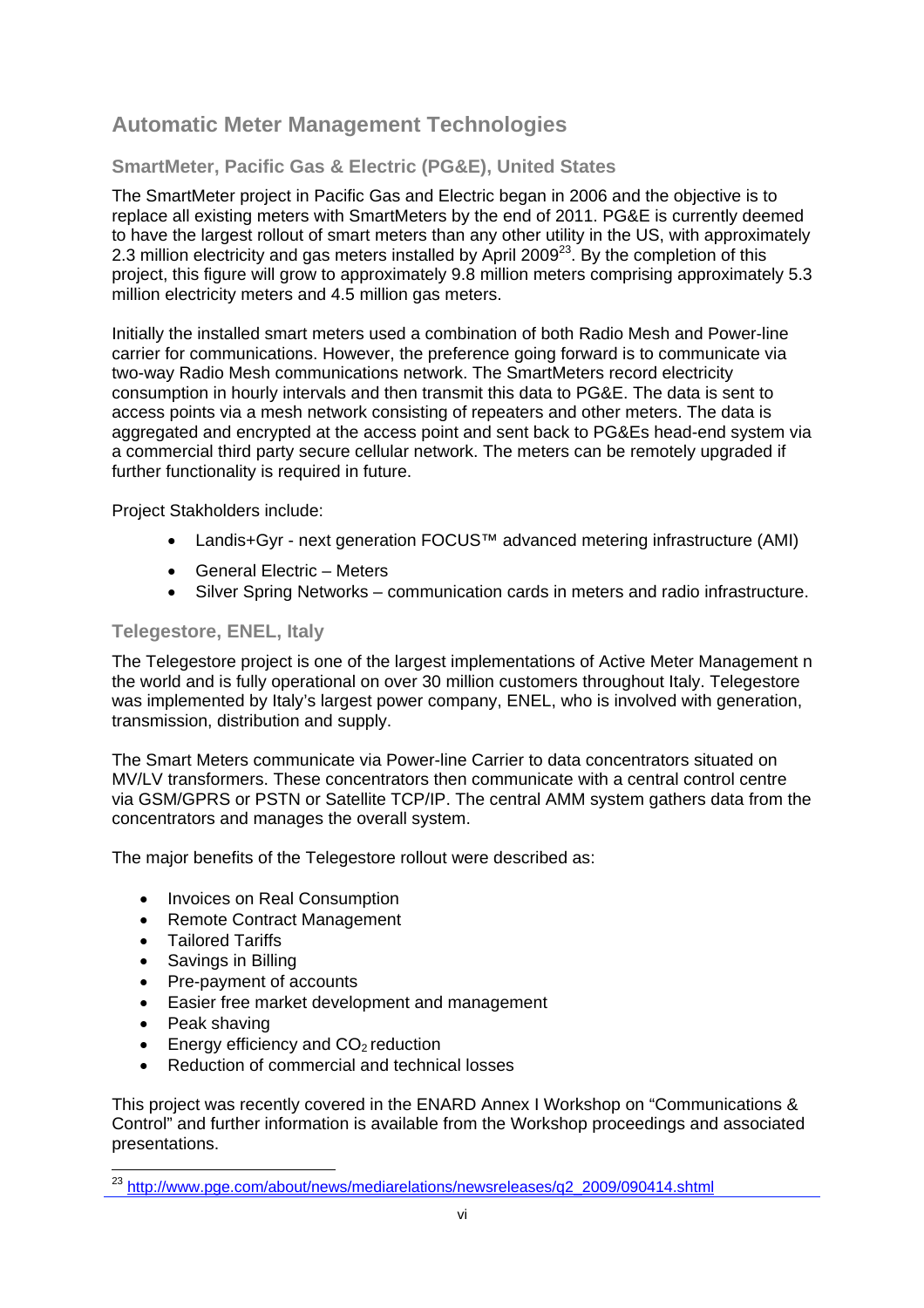## Automatic Meter Management Technologies

### SmartMeter, Pacific Gas & Electric (PG&E), United States

The SmartMeter project in Pacific Gas and Electric began in 2006 and the objective is to replace all existing meters with SmartMeters by the end of 2011. PG&E is currently deemed to have the largest rollout of smart meters than any other utility in the US, with approximately 2.3 million electricity and gas meters installed by April 2009[23]. By the completion of this project, this figure will grow to approximately 9.8 million meters comprising approximately 5.3 million electricity meters and 4.5 million gas meters.

Initially the installed smart meters used a combination of both Radio Mesh and Power-line carrier for communications. However, the preference going forward is to communicate via two-way Radio Mesh communications network. The SmartMeters record electricity consumption in hourly intervals and then transmit this data to PG&E. The data is sent to access points via a mesh network consisting of repeaters and other meters. The data is aggregated and encrypted at the access point and sent back to PG&Es head-end system via a commercial third party secure cellular network. The meters can be remotely upgraded if further functionality is required in future.

Project Stakholders include:

- Landis+Gyr - next generation FOCUS™ advanced metering infrastructure (AMI)
- General Electric – Meters
- Silver Spring Networks – communication cards in meters and radio infrastructure.

### Telegestore, ENEL, Italy

The Telegestore project is one of the largest implementations of Active Meter Management n the world and is fully operational on over 30 million customers throughout Italy. Telegestore was implemented by Italy's largest power company, ENEL, who is involved with generation, transmission, distribution and supply.

The Smart Meters communicate via Power-line Carrier to data concentrators situated on MV/LV transformers. These concentrators then communicate with a central control centre via GSM/GPRS or PSTN or Satellite TCP/IP. The central AMM system gathers data from the concentrators and manages the overall system.

The major benefits of the Telegestore rollout were described as:

- Invoices on Real Consumption
- Remote Contract Management
- Tailored Tariffs
- Savings in Billing
- Pre-payment of accounts
- Easier free market development and management
- Peak shaving
- Energy efficiency and $CO_2$ reduction
- Reduction of commercial and technical losses

This project was recently covered in the ENARD Annex I Workshop on "Communications & Control" and further information is available from the Workshop proceedings and associated presentations.

---

[23] http://www.pge.com/about/news/mediarelations/newsreleases/q2_2009/090414.shtml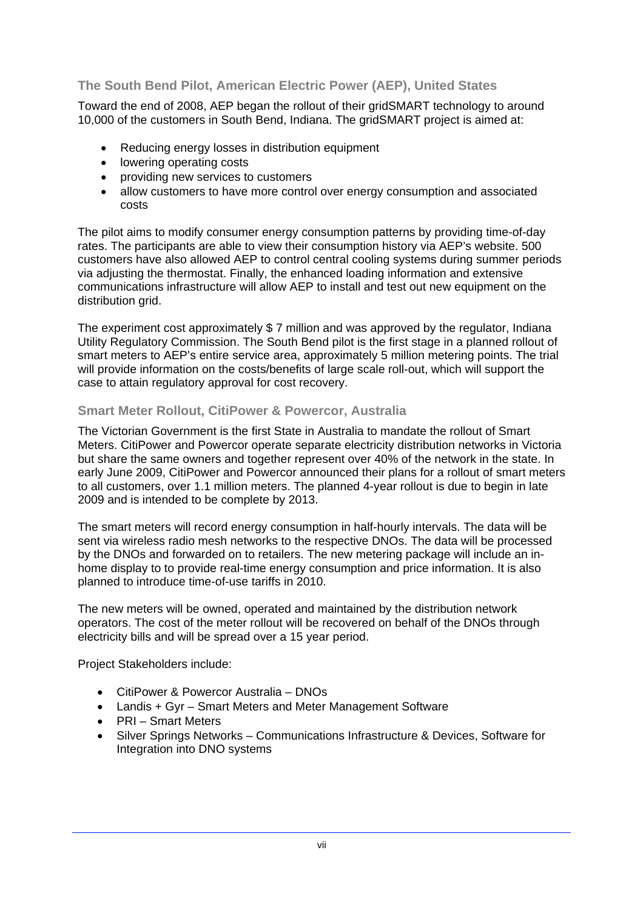### The South Bend Pilot, American Electric Power (AEP), United States

Toward the end of 2008, AEP began the rollout of their gridSMART technology to around 10,000 of the customers in South Bend, Indiana. The gridSMART project is aimed at:

- Reducing energy losses in distribution equipment
- lowering operating costs
- providing new services to customers
- allow customers to have more control over energy consumption and associated costs

The pilot aims to modify consumer energy consumption patterns by providing time-of-day rates. The participants are able to view their consumption history via AEP's website. 500 customers have also allowed AEP to control central cooling systems during summer periods via adjusting the thermostat. Finally, the enhanced loading information and extensive communications infrastructure will allow AEP to install and test out new equipment on the distribution grid.

The experiment cost approximately $ 7 million and was approved by the regulator, Indiana Utility Regulatory Commission. The South Bend pilot is the first stage in a planned rollout of smart meters to AEP's entire service area, approximately 5 million metering points. The trial will provide information on the costs/benefits of large scale roll-out, which will support the case to attain regulatory approval for cost recovery.

### Smart Meter Rollout, CitiPower & Powercor, Australia

The Victorian Government is the first State in Australia to mandate the rollout of Smart Meters. CitiPower and Powercor operate separate electricity distribution networks in Victoria but share the same owners and together represent over 40% of the network in the state. In early June 2009, CitiPower and Powercor announced their plans for a rollout of smart meters to all customers, over 1.1 million meters. The planned 4-year rollout is due to begin in late 2009 and is intended to be complete by 2013.

The smart meters will record energy consumption in half-hourly intervals. The data will be sent via wireless radio mesh networks to the respective DNOs. The data will be processed by the DNOs and forwarded on to retailers. The new metering package will include an in-home display to to provide real-time energy consumption and price information. It is also planned to introduce time-of-use tariffs in 2010.

The new meters will be owned, operated and maintained by the distribution network operators. The cost of the meter rollout will be recovered on behalf of the DNOs through electricity bills and will be spread over a 15 year period.

Project Stakeholders include:

- CitiPower & Powercor Australia – DNOs
- Landis + Gyr – Smart Meters and Meter Management Software
- PRI – Smart Meters
- Silver Springs Networks – Communications Infrastructure & Devices, Software for Integration into DNO systems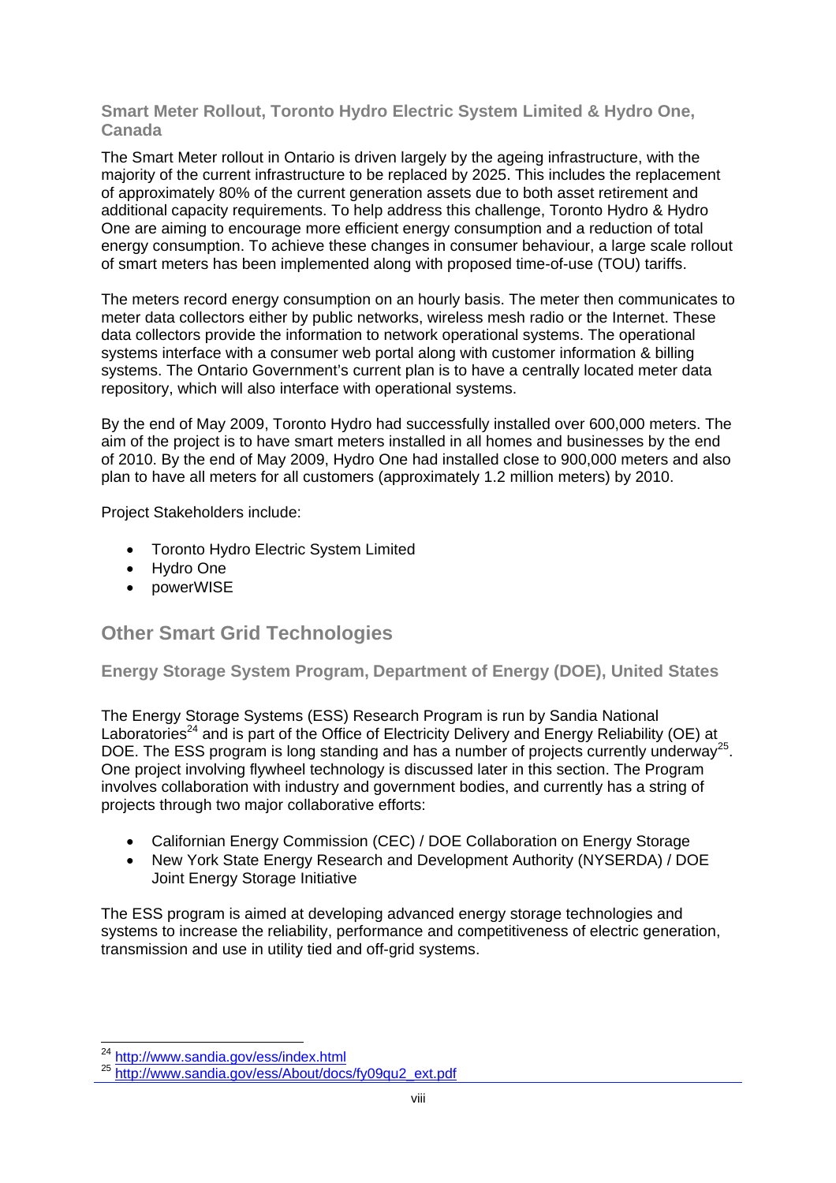### Smart Meter Rollout, Toronto Hydro Electric System Limited & Hydro One, Canada

The Smart Meter rollout in Ontario is driven largely by the ageing infrastructure, with the majority of the current infrastructure to be replaced by 2025. This includes the replacement of approximately 80% of the current generation assets due to both asset retirement and additional capacity requirements. To help address this challenge, Toronto Hydro & Hydro One are aiming to encourage more efficient energy consumption and a reduction of total energy consumption. To achieve these changes in consumer behaviour, a large scale rollout of smart meters has been implemented along with proposed time-of-use (TOU) tariffs.

The meters record energy consumption on an hourly basis. The meter then communicates to meter data collectors either by public networks, wireless mesh radio or the Internet. These data collectors provide the information to network operational systems. The operational systems interface with a consumer web portal along with customer information & billing systems. The Ontario Government's current plan is to have a centrally located meter data repository, which will also interface with operational systems.

By the end of May 2009, Toronto Hydro had successfully installed over 600,000 meters. The aim of the project is to have smart meters installed in all homes and businesses by the end of 2010. By the end of May 2009, Hydro One had installed close to 900,000 meters and also plan to have all meters for all customers (approximately 1.2 million meters) by 2010.

Project Stakeholders include:

- Toronto Hydro Electric System Limited
- Hydro One
- powerWISE

## Other Smart Grid Technologies

### Energy Storage System Program, Department of Energy (DOE), United States

The Energy Storage Systems (ESS) Research Program is run by Sandia National Laboratories[24] and is part of the Office of Electricity Delivery and Energy Reliability (OE) at DOE. The ESS program is long standing and has a number of projects currently underway[25]. One project involving flywheel technology is discussed later in this section. The Program involves collaboration with industry and government bodies, and currently has a string of projects through two major collaborative efforts:

- Californian Energy Commission (CEC) / DOE Collaboration on Energy Storage
- New York State Energy Research and Development Authority (NYSERDA) / DOE Joint Energy Storage Initiative

The ESS program is aimed at developing advanced energy storage technologies and systems to increase the reliability, performance and competitiveness of electric generation, transmission and use in utility tied and off-grid systems.

---

[24] http://www.sandia.gov/ess/index.html
[25] http://www.sandia.gov/ess/About/docs/fy09qu2_ext.pdf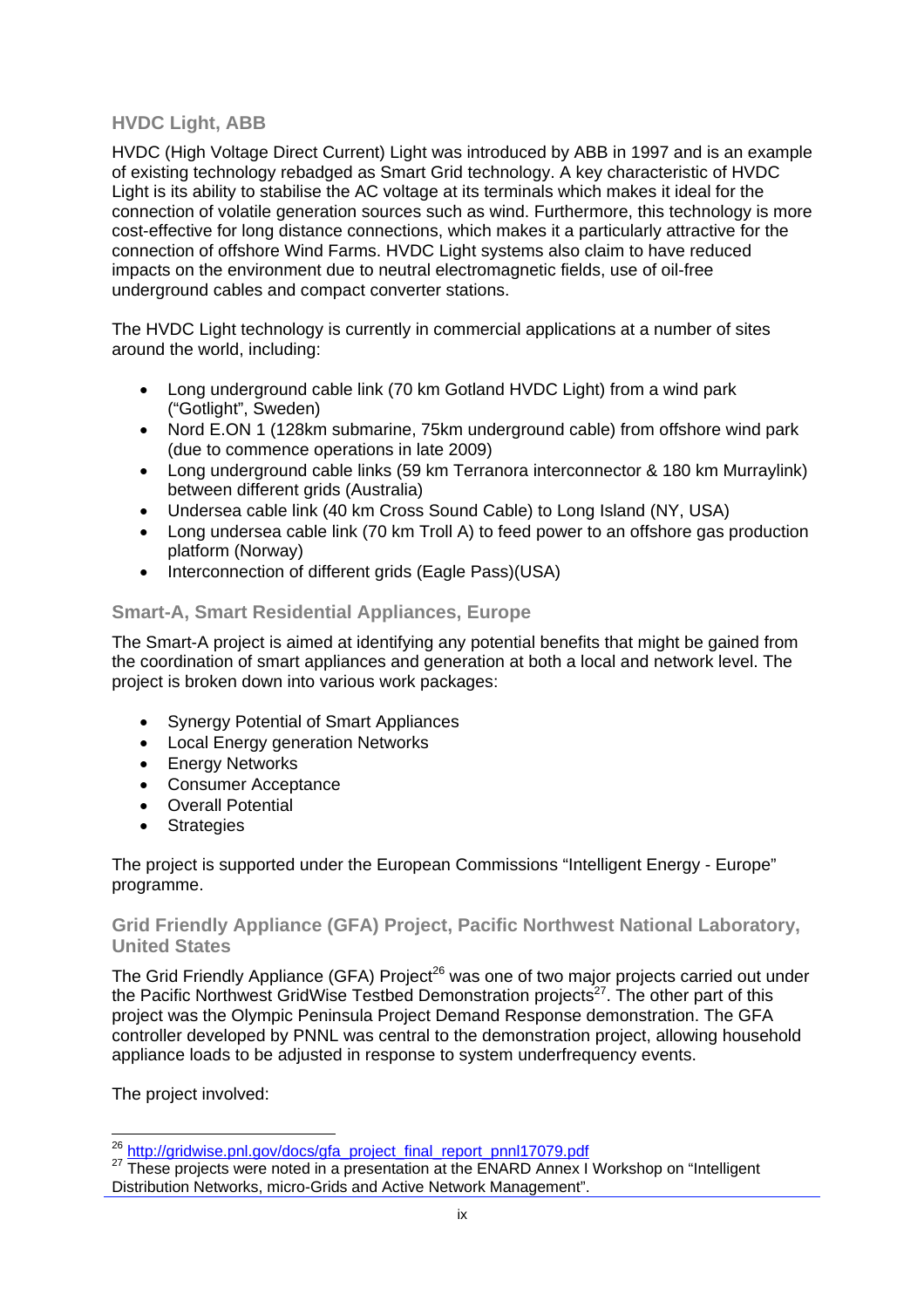### HVDC Light, ABB

HVDC (High Voltage Direct Current) Light was introduced by ABB in 1997 and is an example of existing technology rebadged as Smart Grid technology. A key characteristic of HVDC Light is its ability to stabilise the AC voltage at its terminals which makes it ideal for the connection of volatile generation sources such as wind. Furthermore, this technology is more cost-effective for long distance connections, which makes it a particularly attractive for the connection of offshore Wind Farms. HVDC Light systems also claim to have reduced impacts on the environment due to neutral electromagnetic fields, use of oil-free underground cables and compact converter stations.

The HVDC Light technology is currently in commercial applications at a number of sites around the world, including:

- Long underground cable link (70 km Gotland HVDC Light) from a wind park ("Gotlight", Sweden)
- Nord E.ON 1 (128km submarine, 75km underground cable) from offshore wind park (due to commence operations in late 2009)
- Long underground cable links (59 km Terranora interconnector & 180 km Murraylink) between different grids (Australia)
- Undersea cable link (40 km Cross Sound Cable) to Long Island (NY, USA)
- Long undersea cable link (70 km Troll A) to feed power to an offshore gas production platform (Norway)
- Interconnection of different grids (Eagle Pass)(USA)

### Smart-A, Smart Residential Appliances, Europe

The Smart-A project is aimed at identifying any potential benefits that might be gained from the coordination of smart appliances and generation at both a local and network level. The project is broken down into various work packages:

- Synergy Potential of Smart Appliances
- Local Energy generation Networks
- Energy Networks
- Consumer Acceptance
- Overall Potential
- Strategies

The project is supported under the European Commissions "Intelligent Energy - Europe" programme.

### Grid Friendly Appliance (GFA) Project, Pacific Northwest National Laboratory, United States

The Grid Friendly Appliance (GFA) Project[26] was one of two major projects carried out under the Pacific Northwest GridWise Testbed Demonstration projects[27]. The other part of this project was the Olympic Peninsula Project Demand Response demonstration. The GFA controller developed by PNNL was central to the demonstration project, allowing household appliance loads to be adjusted in response to system underfrequency events.

The project involved:

[26] http://gridwise.pnl.gov/docs/gfa_project_final_report_pnnl17079.pdf

[27] These projects were noted in a presentation at the ENARD Annex I Workshop on "Intelligent Distribution Networks, micro-Grids and Active Network Management".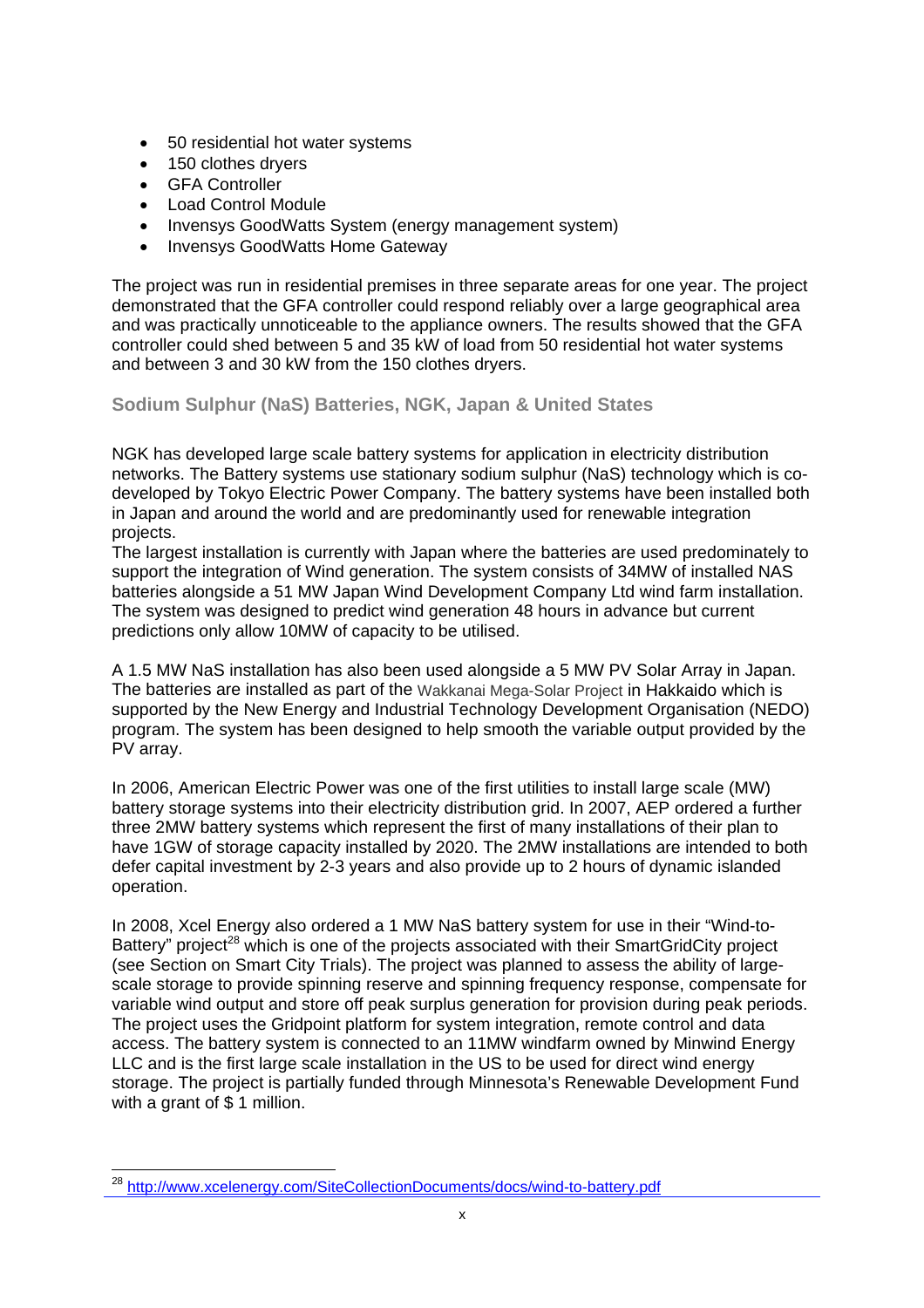- 50 residential hot water systems
- 150 clothes dryers
- GFA Controller
- Load Control Module
- Invensys GoodWatts System (energy management system)
- Invensys GoodWatts Home Gateway

The project was run in residential premises in three separate areas for one year. The project demonstrated that the GFA controller could respond reliably over a large geographical area and was practically unnoticeable to the appliance owners. The results showed that the GFA controller could shed between 5 and 35 kW of load from 50 residential hot water systems and between 3 and 30 kW from the 150 clothes dryers.

### Sodium Sulphur (NaS) Batteries, NGK, Japan & United States

NGK has developed large scale battery systems for application in electricity distribution networks. The Battery systems use stationary sodium sulphur (NaS) technology which is co-developed by Tokyo Electric Power Company. The battery systems have been installed both in Japan and around the world and are predominantly used for renewable integration projects.
The largest installation is currently with Japan where the batteries are used predominately to support the integration of Wind generation. The system consists of 34MW of installed NAS batteries alongside a 51 MW Japan Wind Development Company Ltd wind farm installation. The system was designed to predict wind generation 48 hours in advance but current predictions only allow 10MW of capacity to be utilised.

A 1.5 MW NaS installation has also been used alongside a 5 MW PV Solar Array in Japan. The batteries are installed as part of the Wakkanai Mega-Solar Project in Hakkaido which is supported by the New Energy and Industrial Technology Development Organisation (NEDO) program. The system has been designed to help smooth the variable output provided by the PV array.

In 2006, American Electric Power was one of the first utilities to install large scale (MW) battery storage systems into their electricity distribution grid. In 2007, AEP ordered a further three 2MW battery systems which represent the first of many installations of their plan to have 1GW of storage capacity installed by 2020. The 2MW installations are intended to both defer capital investment by 2-3 years and also provide up to 2 hours of dynamic islanded operation.

In 2008, Xcel Energy also ordered a 1 MW NaS battery system for use in their "Wind-to-Battery" project[28] which is one of the projects associated with their SmartGridCity project (see Section on Smart City Trials). The project was planned to assess the ability of large-scale storage to provide spinning reserve and spinning frequency response, compensate for variable wind output and store off peak surplus generation for provision during peak periods. The project uses the Gridpoint platform for system integration, remote control and data access. The battery system is connected to an 11MW windfarm owned by Minwind Energy LLC and is the first large scale installation in the US to be used for direct wind energy storage. The project is partially funded through Minnesota's Renewable Development Fund with a grant of $ 1 million.

---

[28] http://www.xcelenergy.com/SiteCollectionDocuments/docs/wind-to-battery.pdf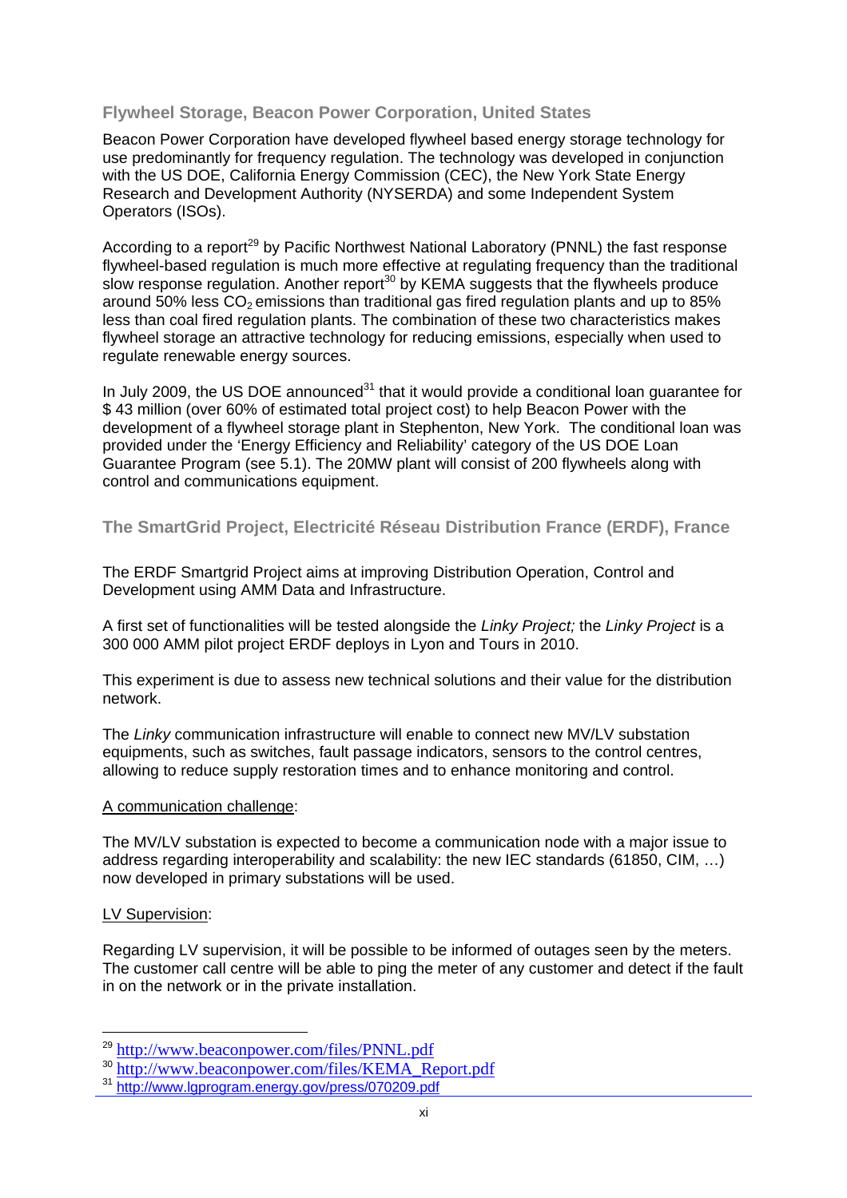### Flywheel Storage, Beacon Power Corporation, United States

Beacon Power Corporation have developed flywheel based energy storage technology for use predominantly for frequency regulation. The technology was developed in conjunction with the US DOE, California Energy Commission (CEC), the New York State Energy Research and Development Authority (NYSERDA) and some Independent System Operators (ISOs).

According to a report[29] by Pacific Northwest National Laboratory (PNNL) the fast response flywheel-based regulation is much more effective at regulating frequency than the traditional slow response regulation. Another report[30] by KEMA suggests that the flywheels produce around 50% less $CO_2$ emissions than traditional gas fired regulation plants and up to 85% less than coal fired regulation plants. The combination of these two characteristics makes flywheel storage an attractive technology for reducing emissions, especially when used to regulate renewable energy sources.

In July 2009, the US DOE announced[31] that it would provide a conditional loan guarantee for $ 43 million (over 60% of estimated total project cost) to help Beacon Power with the development of a flywheel storage plant in Stephenton, New York. The conditional loan was provided under the 'Energy Efficiency and Reliability' category of the US DOE Loan Guarantee Program (see 5.1). The 20MW plant will consist of 200 flywheels along with control and communications equipment.

### The SmartGrid Project, Electricité Réseau Distribution France (ERDF), France

The ERDF Smartgrid Project aims at improving Distribution Operation, Control and Development using AMM Data and Infrastructure.

A first set of functionalities will be tested alongside the *Linky Project;* the *Linky Project* is a 300 000 AMM pilot project ERDF deploys in Lyon and Tours in 2010.

This experiment is due to assess new technical solutions and their value for the distribution network.

The *Linky* communication infrastructure will enable to connect new MV/LV substation equipments, such as switches, fault passage indicators, sensors to the control centres, allowing to reduce supply restoration times and to enhance monitoring and control.

<u>A communication challenge</u>:

The MV/LV substation is expected to become a communication node with a major issue to address regarding interoperability and scalability: the new IEC standards (61850, CIM, …) now developed in primary substations will be used.

<u>LV Supervision</u>:

Regarding LV supervision, it will be possible to be informed of outages seen by the meters. The customer call centre will be able to ping the meter of any customer and detect if the fault in on the network or in the private installation.

---

[29] http://www.beaconpower.com/files/PNNL.pdf

[30] http://www.beaconpower.com/files/KEMA_Report.pdf

[31] http://www.lgprogram.energy.gov/press/070209.pdf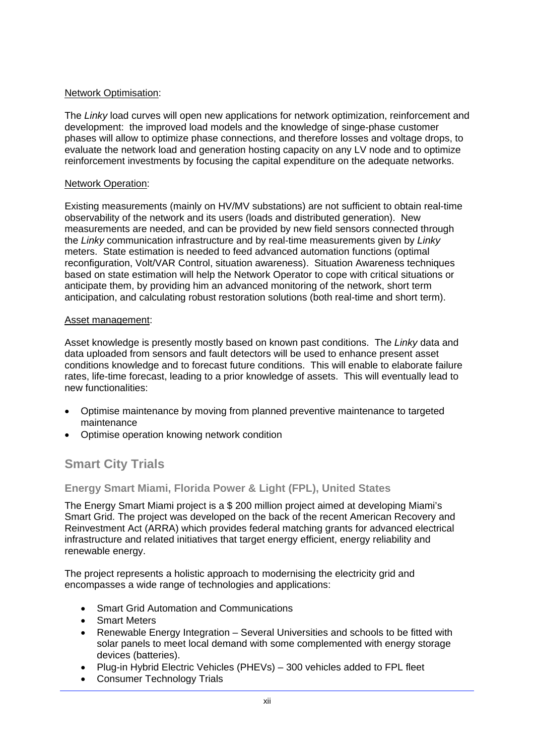Network Optimisation:

The *Linky* load curves will open new applications for network optimization, reinforcement and development: the improved load models and the knowledge of singe-phase customer phases will allow to optimize phase connections, and therefore losses and voltage drops, to evaluate the network load and generation hosting capacity on any LV node and to optimize reinforcement investments by focusing the capital expenditure on the adequate networks.

Network Operation:

Existing measurements (mainly on HV/MV substations) are not sufficient to obtain real-time observability of the network and its users (loads and distributed generation). New measurements are needed, and can be provided by new field sensors connected through the *Linky* communication infrastructure and by real-time measurements given by *Linky* meters. State estimation is needed to feed advanced automation functions (optimal reconfiguration, Volt/VAR Control, situation awareness). Situation Awareness techniques based on state estimation will help the Network Operator to cope with critical situations or anticipate them, by providing him an advanced monitoring of the network, short term anticipation, and calculating robust restoration solutions (both real-time and short term).

Asset management:

Asset knowledge is presently mostly based on known past conditions. The *Linky* data and data uploaded from sensors and fault detectors will be used to enhance present asset conditions knowledge and to forecast future conditions. This will enable to elaborate failure rates, life-time forecast, leading to a prior knowledge of assets. This will eventually lead to new functionalities:

- Optimise maintenance by moving from planned preventive maintenance to targeted maintenance
- Optimise operation knowing network condition

## Smart City Trials

### Energy Smart Miami, Florida Power & Light (FPL), United States

The Energy Smart Miami project is a $ 200 million project aimed at developing Miami's Smart Grid. The project was developed on the back of the recent American Recovery and Reinvestment Act (ARRA) which provides federal matching grants for advanced electrical infrastructure and related initiatives that target energy efficient, energy reliability and renewable energy.

The project represents a holistic approach to modernising the electricity grid and encompasses a wide range of technologies and applications:

- Smart Grid Automation and Communications
- Smart Meters
- Renewable Energy Integration – Several Universities and schools to be fitted with solar panels to meet local demand with some complemented with energy storage devices (batteries).
- Plug-in Hybrid Electric Vehicles (PHEVs) – 300 vehicles added to FPL fleet
- Consumer Technology Trials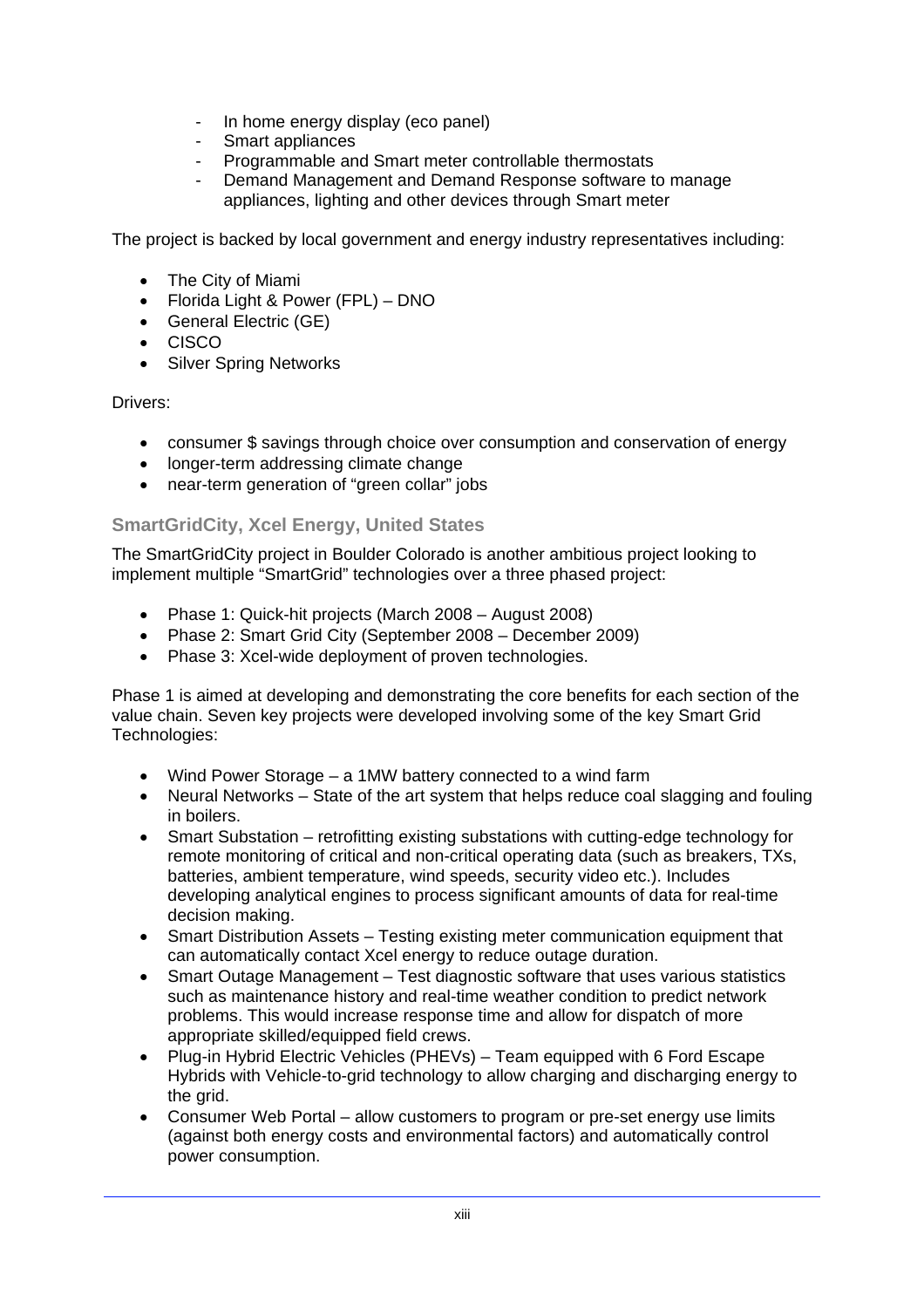- In home energy display (eco panel)
- Smart appliances
- Programmable and Smart meter controllable thermostats
- Demand Management and Demand Response software to manage appliances, lighting and other devices through Smart meter

The project is backed by local government and energy industry representatives including:

- The City of Miami
- Florida Light & Power (FPL) – DNO
- General Electric (GE)
- CISCO
- Silver Spring Networks

Drivers:

- consumer $ savings through choice over consumption and conservation of energy
- longer-term addressing climate change
- near-term generation of "green collar" jobs

### SmartGridCity, Xcel Energy, United States

The SmartGridCity project in Boulder Colorado is another ambitious project looking to implement multiple "SmartGrid" technologies over a three phased project:

- Phase 1: Quick-hit projects (March 2008 – August 2008)
- Phase 2: Smart Grid City (September 2008 – December 2009)
- Phase 3: Xcel-wide deployment of proven technologies.

Phase 1 is aimed at developing and demonstrating the core benefits for each section of the value chain. Seven key projects were developed involving some of the key Smart Grid Technologies:

- Wind Power Storage – a 1MW battery connected to a wind farm
- Neural Networks – State of the art system that helps reduce coal slagging and fouling in boilers.
- Smart Substation – retrofitting existing substations with cutting-edge technology for remote monitoring of critical and non-critical operating data (such as breakers, TXs, batteries, ambient temperature, wind speeds, security video etc.). Includes developing analytical engines to process significant amounts of data for real-time decision making.
- Smart Distribution Assets – Testing existing meter communication equipment that can automatically contact Xcel energy to reduce outage duration.
- Smart Outage Management – Test diagnostic software that uses various statistics such as maintenance history and real-time weather condition to predict network problems. This would increase response time and allow for dispatch of more appropriate skilled/equipped field crews.
- Plug-in Hybrid Electric Vehicles (PHEVs) – Team equipped with 6 Ford Escape Hybrids with Vehicle-to-grid technology to allow charging and discharging energy to the grid.
- Consumer Web Portal – allow customers to program or pre-set energy use limits (against both energy costs and environmental factors) and automatically control power consumption.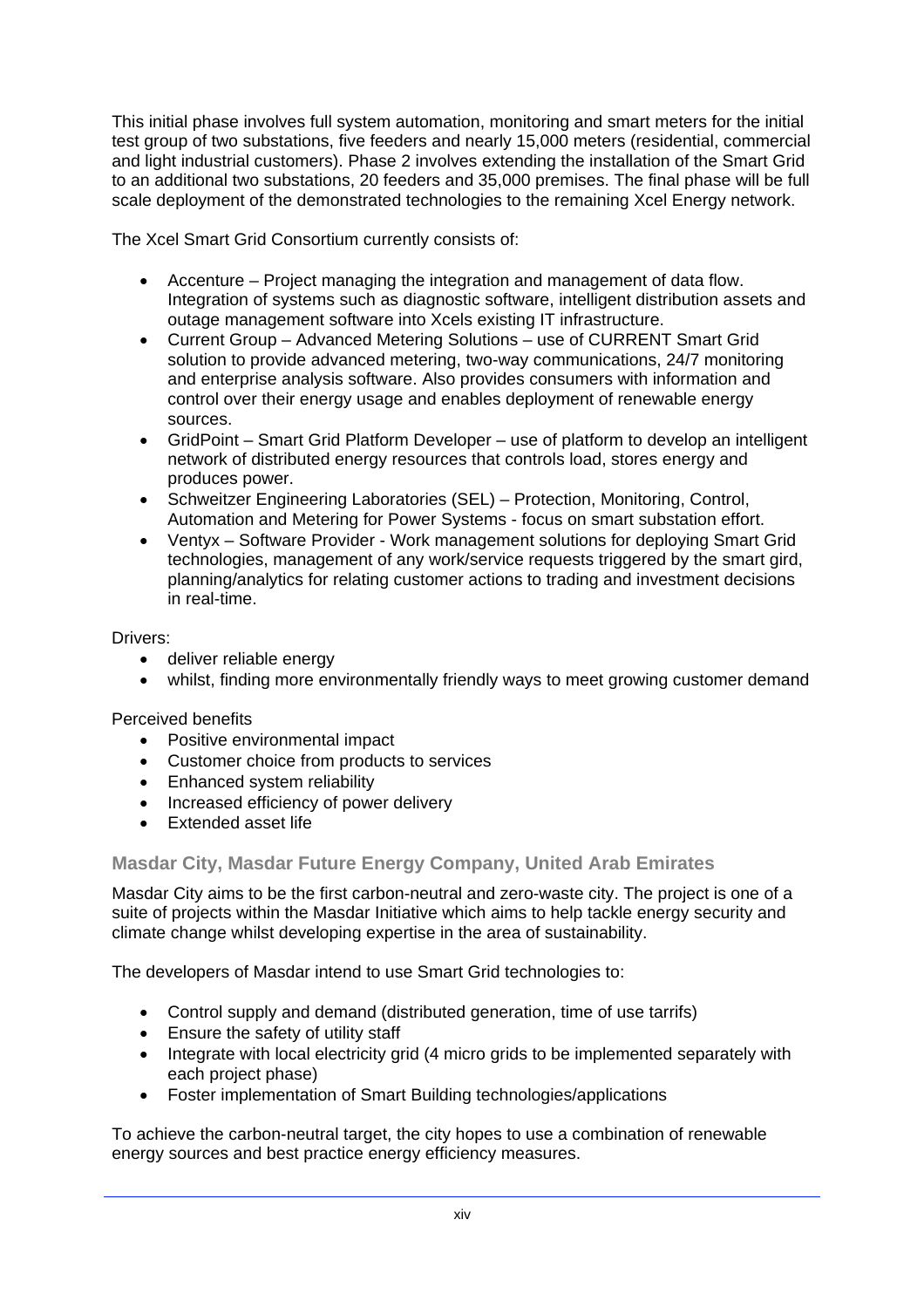This initial phase involves full system automation, monitoring and smart meters for the initial test group of two substations, five feeders and nearly 15,000 meters (residential, commercial and light industrial customers). Phase 2 involves extending the installation of the Smart Grid to an additional two substations, 20 feeders and 35,000 premises. The final phase will be full scale deployment of the demonstrated technologies to the remaining Xcel Energy network.

The Xcel Smart Grid Consortium currently consists of:

- Accenture – Project managing the integration and management of data flow. Integration of systems such as diagnostic software, intelligent distribution assets and outage management software into Xcels existing IT infrastructure.
- Current Group – Advanced Metering Solutions – use of CURRENT Smart Grid solution to provide advanced metering, two-way communications, 24/7 monitoring and enterprise analysis software. Also provides consumers with information and control over their energy usage and enables deployment of renewable energy sources.
- GridPoint – Smart Grid Platform Developer – use of platform to develop an intelligent network of distributed energy resources that controls load, stores energy and produces power.
- Schweitzer Engineering Laboratories (SEL) – Protection, Monitoring, Control, Automation and Metering for Power Systems - focus on smart substation effort.
- Ventyx – Software Provider - Work management solutions for deploying Smart Grid technologies, management of any work/service requests triggered by the smart gird, planning/analytics for relating customer actions to trading and investment decisions in real-time.

Drivers:

- deliver reliable energy
- whilst, finding more environmentally friendly ways to meet growing customer demand

Perceived benefits

- Positive environmental impact
- Customer choice from products to services
- Enhanced system reliability
- Increased efficiency of power delivery
- Extended asset life

### Masdar City, Masdar Future Energy Company, United Arab Emirates

Masdar City aims to be the first carbon-neutral and zero-waste city. The project is one of a suite of projects within the Masdar Initiative which aims to help tackle energy security and climate change whilst developing expertise in the area of sustainability.

The developers of Masdar intend to use Smart Grid technologies to:

- Control supply and demand (distributed generation, time of use tarrifs)
- Ensure the safety of utility staff
- Integrate with local electricity grid (4 micro grids to be implemented separately with each project phase)
- Foster implementation of Smart Building technologies/applications

To achieve the carbon-neutral target, the city hopes to use a combination of renewable energy sources and best practice energy efficiency measures.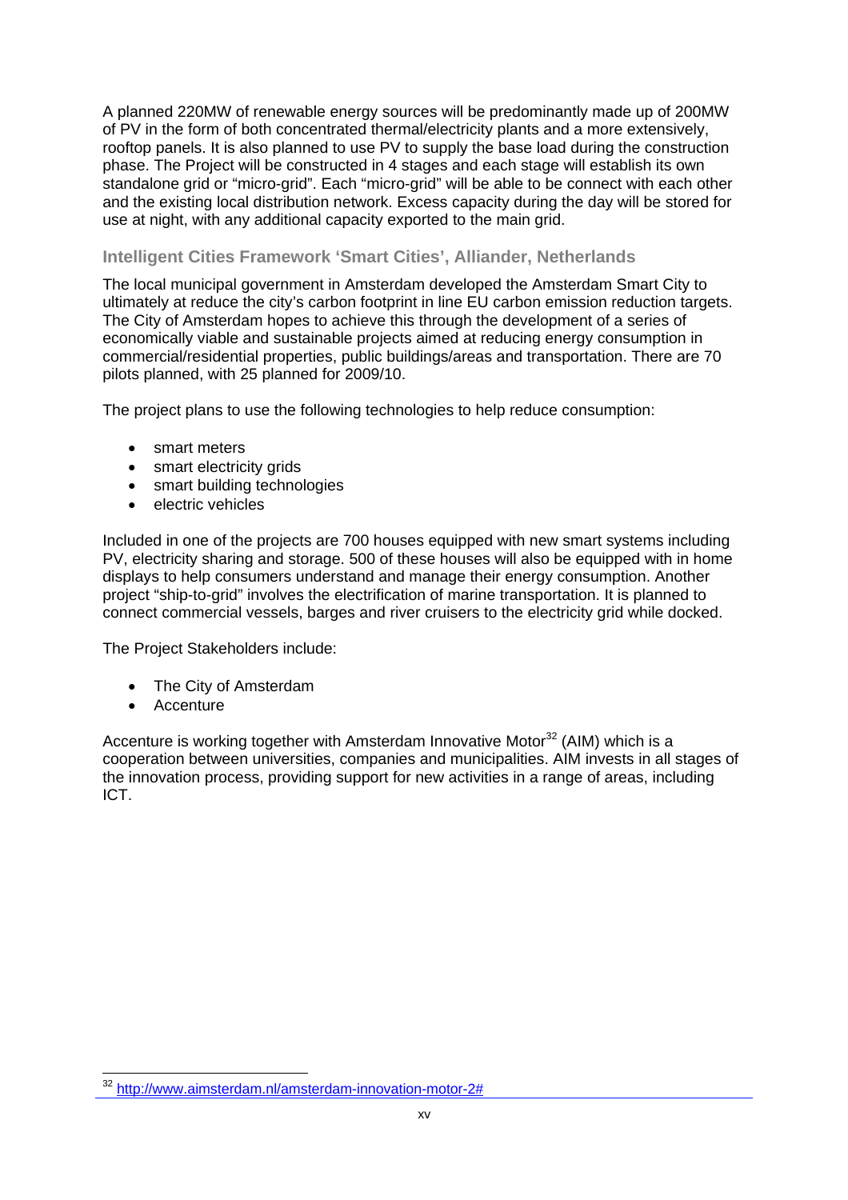A planned 220MW of renewable energy sources will be predominantly made up of 200MW of PV in the form of both concentrated thermal/electricity plants and a more extensively, rooftop panels. It is also planned to use PV to supply the base load during the construction phase. The Project will be constructed in 4 stages and each stage will establish its own standalone grid or "micro-grid". Each "micro-grid" will be able to be connect with each other and the existing local distribution network. Excess capacity during the day will be stored for use at night, with any additional capacity exported to the main grid.

### Intelligent Cities Framework 'Smart Cities', Alliander, Netherlands

The local municipal government in Amsterdam developed the Amsterdam Smart City to ultimately at reduce the city's carbon footprint in line EU carbon emission reduction targets. The City of Amsterdam hopes to achieve this through the development of a series of economically viable and sustainable projects aimed at reducing energy consumption in commercial/residential properties, public buildings/areas and transportation. There are 70 pilots planned, with 25 planned for 2009/10.

The project plans to use the following technologies to help reduce consumption:

- smart meters
- smart electricity grids
- smart building technologies
- electric vehicles

Included in one of the projects are 700 houses equipped with new smart systems including PV, electricity sharing and storage. 500 of these houses will also be equipped with in home displays to help consumers understand and manage their energy consumption. Another project "ship-to-grid" involves the electrification of marine transportation. It is planned to connect commercial vessels, barges and river cruisers to the electricity grid while docked.

The Project Stakeholders include:

- The City of Amsterdam
- Accenture

Accenture is working together with Amsterdam Innovative Motor[32] (AIM) which is a cooperation between universities, companies and municipalities. AIM invests in all stages of the innovation process, providing support for new activities in a range of areas, including ICT.

[32] http://www.aimsterdam.nl/amsterdam-innovation-motor-2#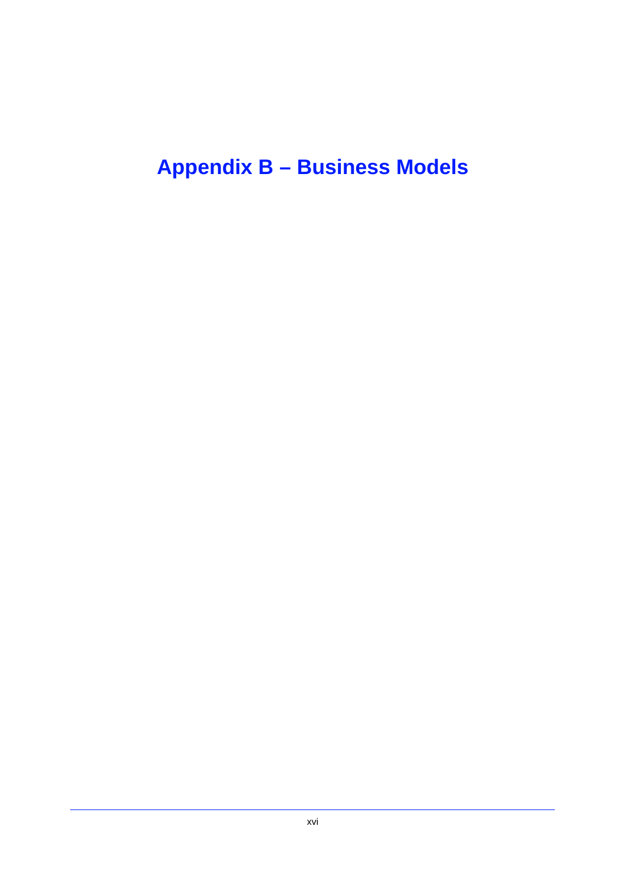# Appendix B – Business Models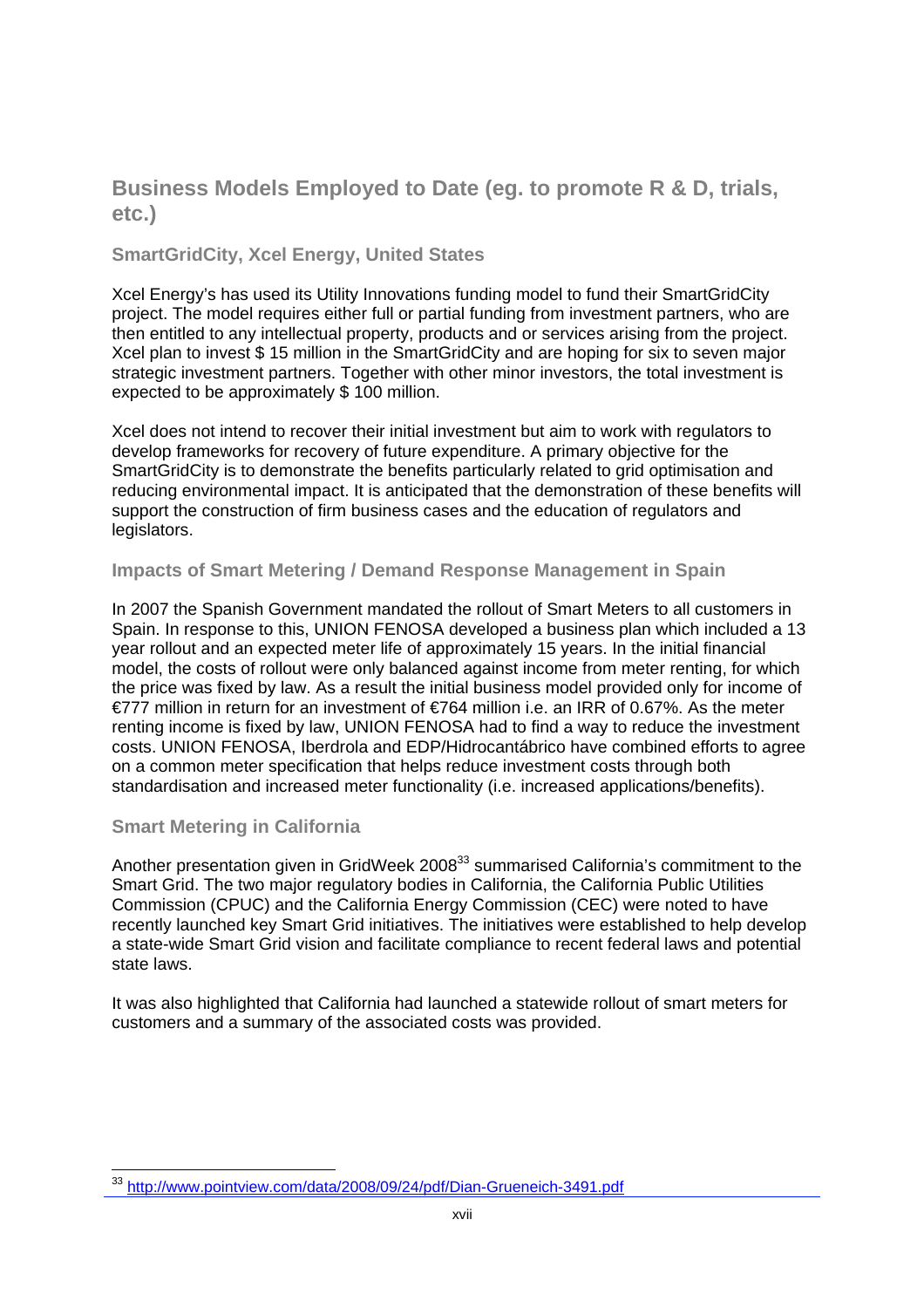## Business Models Employed to Date (eg. to promote R & D, trials, etc.)

### SmartGridCity, Xcel Energy, United States

Xcel Energy's has used its Utility Innovations funding model to fund their SmartGridCity project. The model requires either full or partial funding from investment partners, who are then entitled to any intellectual property, products and or services arising from the project. Xcel plan to invest $ 15 million in the SmartGridCity and are hoping for six to seven major strategic investment partners. Together with other minor investors, the total investment is expected to be approximately $ 100 million.

Xcel does not intend to recover their initial investment but aim to work with regulators to develop frameworks for recovery of future expenditure. A primary objective for the SmartGridCity is to demonstrate the benefits particularly related to grid optimisation and reducing environmental impact. It is anticipated that the demonstration of these benefits will support the construction of firm business cases and the education of regulators and legislators.

### Impacts of Smart Metering / Demand Response Management in Spain

In 2007 the Spanish Government mandated the rollout of Smart Meters to all customers in Spain. In response to this, UNION FENOSA developed a business plan which included a 13 year rollout and an expected meter life of approximately 15 years. In the initial financial model, the costs of rollout were only balanced against income from meter renting, for which the price was fixed by law. As a result the initial business model provided only for income of €777 million in return for an investment of €764 million i.e. an IRR of 0.67%. As the meter renting income is fixed by law, UNION FENOSA had to find a way to reduce the investment costs. UNION FENOSA, Iberdrola and EDP/Hidrocantábrico have combined efforts to agree on a common meter specification that helps reduce investment costs through both standardisation and increased meter functionality (i.e. increased applications/benefits).

### Smart Metering in California

Another presentation given in GridWeek 2008[33] summarised California's commitment to the Smart Grid. The two major regulatory bodies in California, the California Public Utilities Commission (CPUC) and the California Energy Commission (CEC) were noted to have recently launched key Smart Grid initiatives. The initiatives were established to help develop a state-wide Smart Grid vision and facilitate compliance to recent federal laws and potential state laws.

It was also highlighted that California had launched a statewide rollout of smart meters for customers and a summary of the associated costs was provided.

---

[33] http://www.pointview.com/data/2008/09/24/pdf/Dian-Grueneich-3491.pdf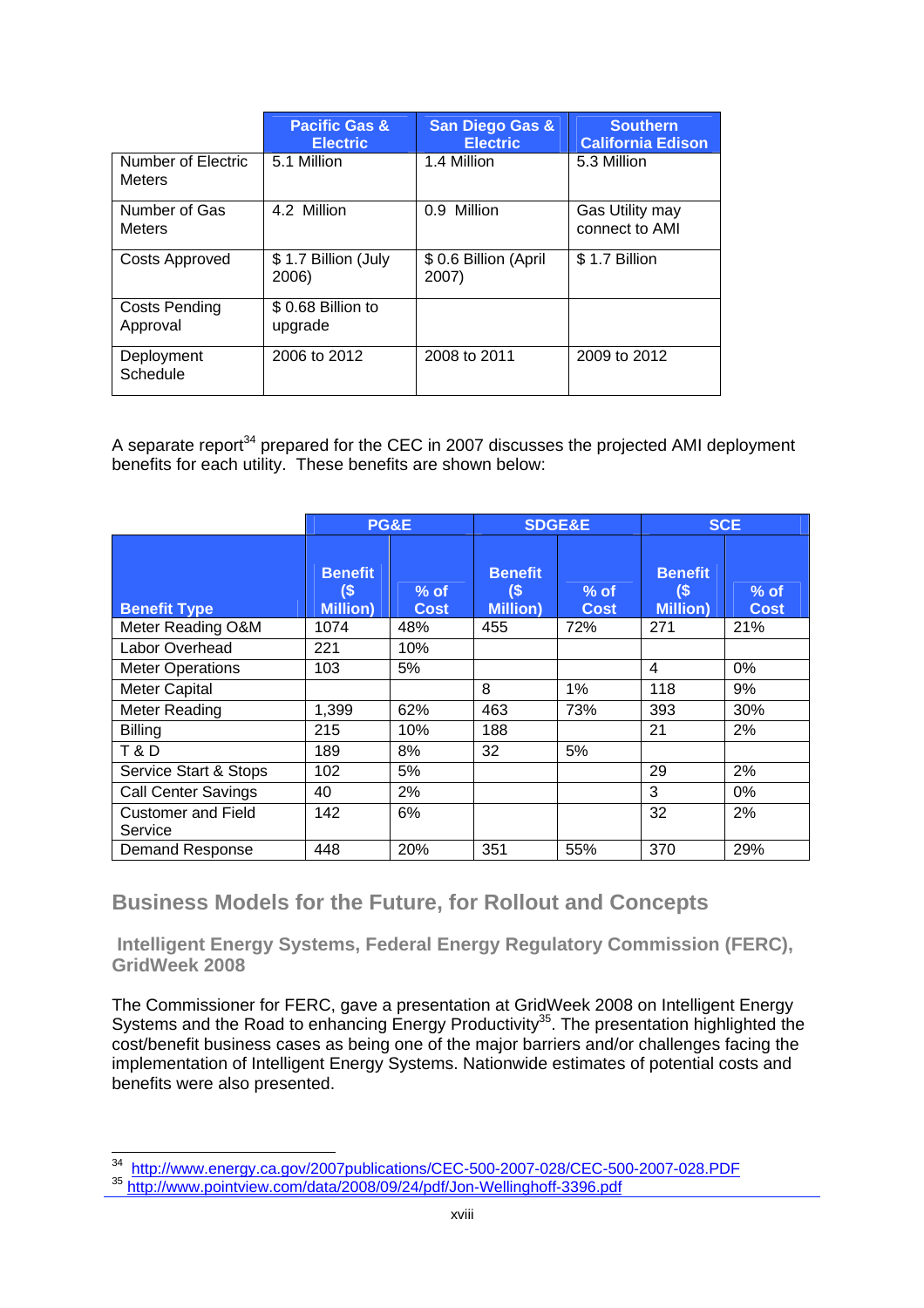| | Pacific Gas & Electric | San Diego Gas & Electric | Southern California Edison |
|---|---|---|---|
| Number of Electric Meters | 5.1 Million | 1.4 Million | 5.3 Million |
| Number of Gas Meters | 4.2 Million | 0.9 Million | Gas Utility may connect to AMI |
| Costs Approved | $ 1.7 Billion (July 2006) | $ 0.6 Billion (April 2007) | $ 1.7 Billion |
| Costs Pending Approval | $ 0.68 Billion to upgrade | | |
| Deployment Schedule | 2006 to 2012 | 2008 to 2011 | 2009 to 2012 |

A separate report[34] prepared for the CEC in 2007 discusses the projected AMI deployment benefits for each utility. These benefits are shown below:

| | PG&E | | SDGE&E | | SCE | |
|---|---|---|---|---|---|---|
| Benefit Type | Benefit ($ Million) | % of Cost | Benefit ($ Million) | % of Cost | Benefit ($ Million) | % of Cost |
| Meter Reading O&M | 1074 | 48% | 455 | 72% | 271 | 21% |
| Labor Overhead | 221 | 10% | | | | |
| Meter Operations | 103 | 5% | | | 4 | 0% |
| Meter Capital | | | 8 | 1% | 118 | 9% |
| Meter Reading | 1,399 | 62% | 463 | 73% | 393 | 30% |
| Billing | 215 | 10% | 188 | | 21 | 2% |
| T & D | 189 | 8% | 32 | 5% | | |
| Service Start & Stops | 102 | 5% | | | 29 | 2% |
| Call Center Savings | 40 | 2% | | | 3 | 0% |
| Customer and Field Service | 142 | 6% | | | 32 | 2% |
| Demand Response | 448 | 20% | 351 | 55% | 370 | 29% |

## Business Models for the Future, for Rollout and Concepts

### Intelligent Energy Systems, Federal Energy Regulatory Commission (FERC), GridWeek 2008

The Commissioner for FERC, gave a presentation at GridWeek 2008 on Intelligent Energy Systems and the Road to enhancing Energy Productivity[35]. The presentation highlighted the cost/benefit business cases as being one of the major barriers and/or challenges facing the implementation of Intelligent Energy Systems. Nationwide estimates of potential costs and benefits were also presented.

[34] http://www.energy.ca.gov/2007publications/CEC-500-2007-028/CEC-500-2007-028.PDF
[35] http://www.pointview.com/data/2008/09/24/pdf/Jon-Wellinghoff-3396.pdf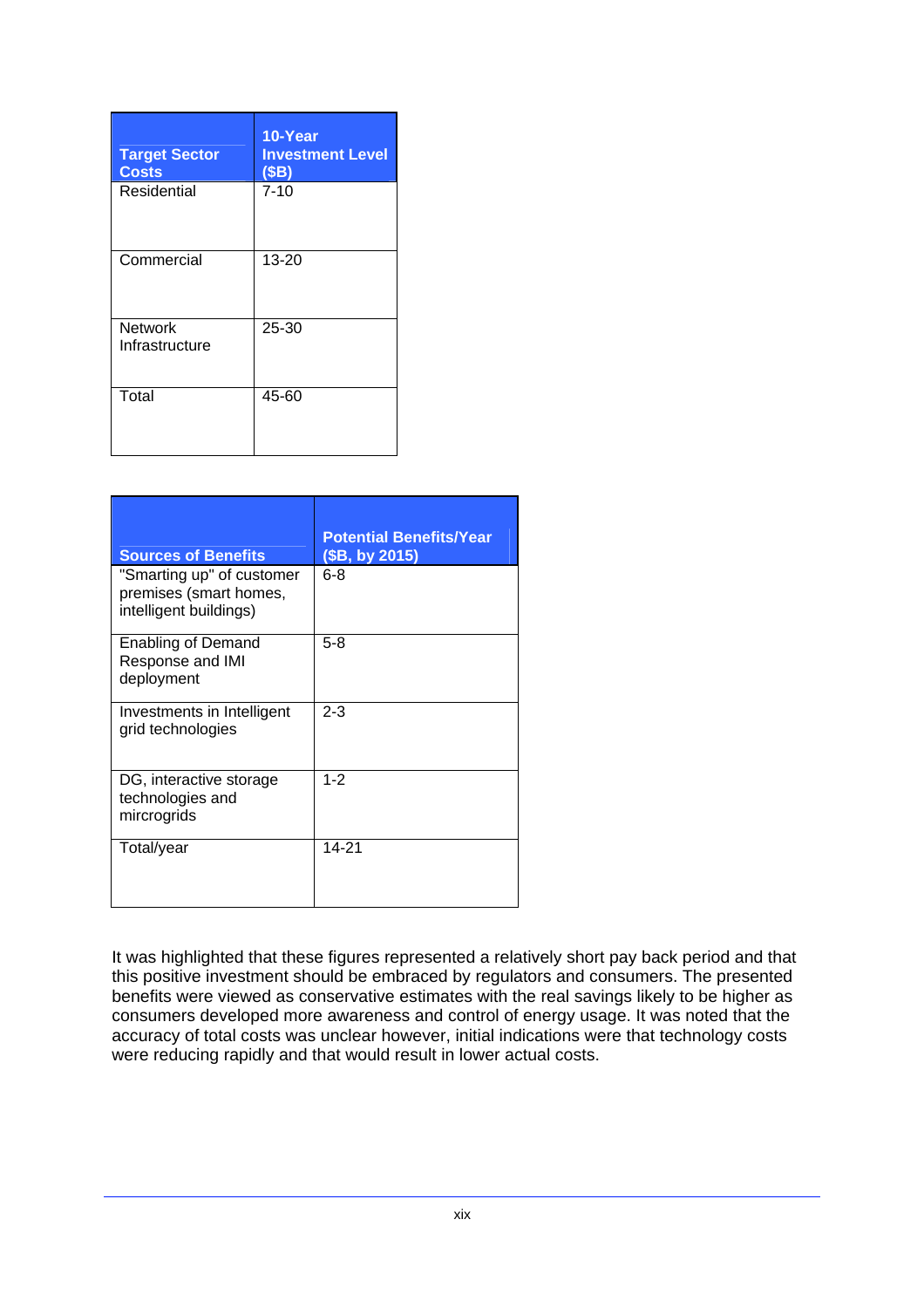| Target Sector Costs | 10-Year Investment Level ($B) |
|---|---|
| Residential | 7-10 |
| Commercial | 13-20 |
| Network Infrastructure | 25-30 |
| Total | 45-60 |

| Sources of Benefits | Potential Benefits/Year ($B, by 2015) |
|---|---|
| "Smarting up" of customer premises (smart homes, intelligent buildings) | 6-8 |
| Enabling of Demand Response and IMI deployment | 5-8 |
| Investments in Intelligent grid technologies | 2-3 |
| DG, interactive storage technologies and mircrogrids | 1-2 |
| Total/year | 14-21 |

It was highlighted that these figures represented a relatively short pay back period and that this positive investment should be embraced by regulators and consumers. The presented benefits were viewed as conservative estimates with the real savings likely to be higher as consumers developed more awareness and control of energy usage. It was noted that the accuracy of total costs was unclear however, initial indications were that technology costs were reducing rapidly and that would result in lower actual costs.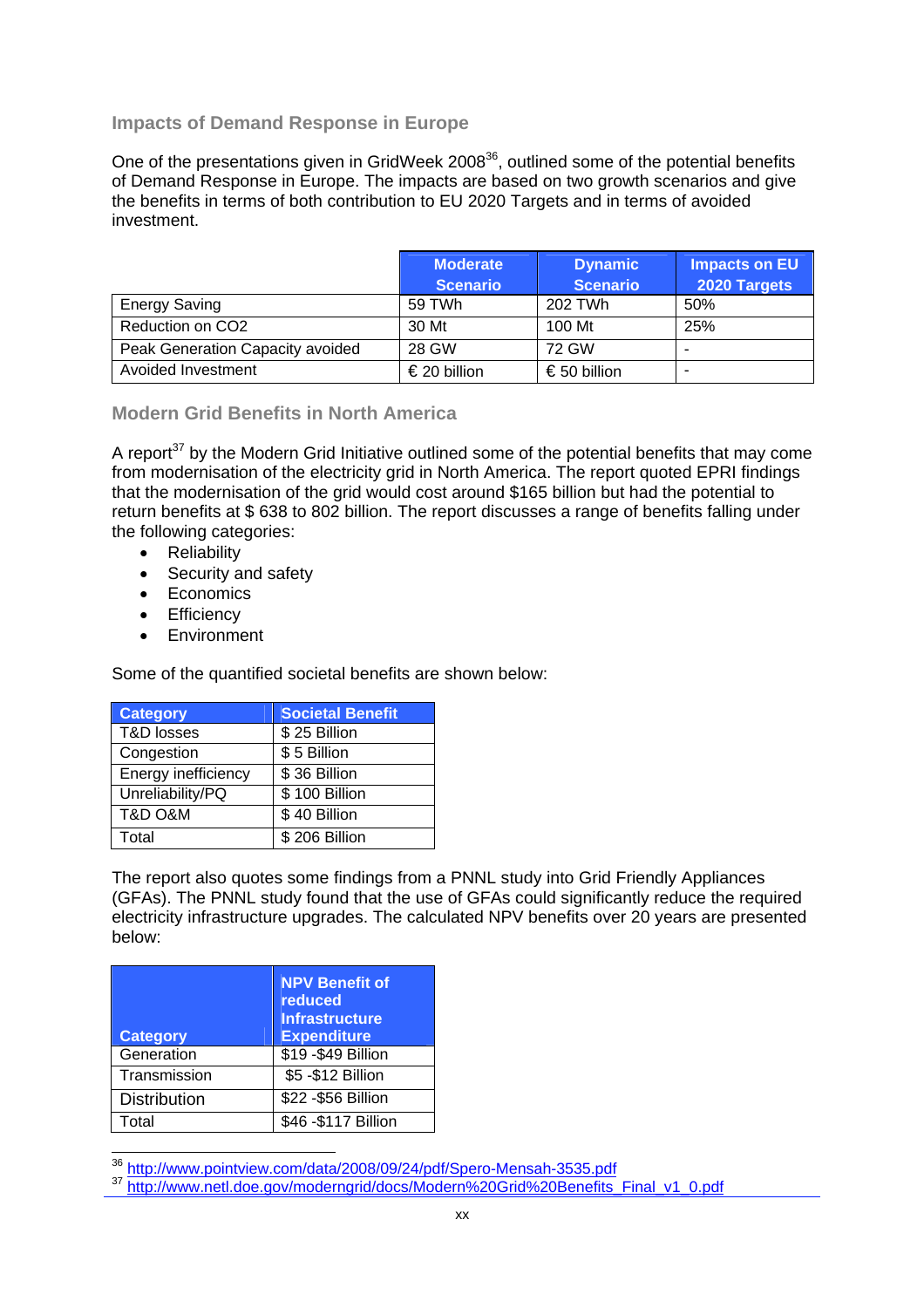### Impacts of Demand Response in Europe

One of the presentations given in GridWeek 2008[36], outlined some of the potential benefits of Demand Response in Europe. The impacts are based on two growth scenarios and give the benefits in terms of both contribution to EU 2020 Targets and in terms of avoided investment.

| | Moderate Scenario | Dynamic Scenario | Impacts on EU 2020 Targets |
|---|---|---|---|
| Energy Saving | 59 TWh | 202 TWh | 50% |
| Reduction on CO2 | 30 Mt | 100 Mt | 25% |
| Peak Generation Capacity avoided | 28 GW | 72 GW | - |
| Avoided Investment | € 20 billion | € 50 billion | - |

### Modern Grid Benefits in North America

A report[37] by the Modern Grid Initiative outlined some of the potential benefits that may come from modernisation of the electricity grid in North America. The report quoted EPRI findings that the modernisation of the grid would cost around $165 billion but had the potential to return benefits at $ 638 to 802 billion. The report discusses a range of benefits falling under the following categories:

- Reliability
- Security and safety
- Economics
- Efficiency
- Environment

Some of the quantified societal benefits are shown below:

| Category | Societal Benefit |
|---|---|
| T&D losses | $ 25 Billion |
| Congestion | $ 5 Billion |
| Energy inefficiency | $ 36 Billion |
| Unreliability/PQ | $ 100 Billion |
| T&D O&M | $ 40 Billion |
| Total | $ 206 Billion |

The report also quotes some findings from a PNNL study into Grid Friendly Appliances (GFAs). The PNNL study found that the use of GFAs could significantly reduce the required electricity infrastructure upgrades. The calculated NPV benefits over 20 years are presented below:

| Category | NPV Benefit of reduced Infrastructure Expenditure |
|---|---|
| Generation | $19 -$49 Billion |
| Transmission | $5 -$12 Billion |
| Distribution | $22 -$56 Billion |
| Total | $46 -$117 Billion |

[36] http://www.pointview.com/data/2008/09/24/pdf/Spero-Mensah-3535.pdf

[37] http://www.netl.doe.gov/moderngrid/docs/Modern%20Grid%20Benefits_Final_v1_0.pdf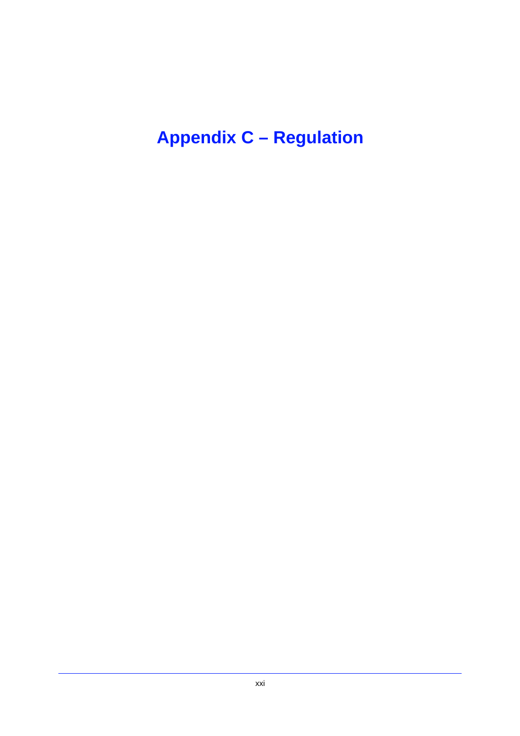# Appendix C – Regulation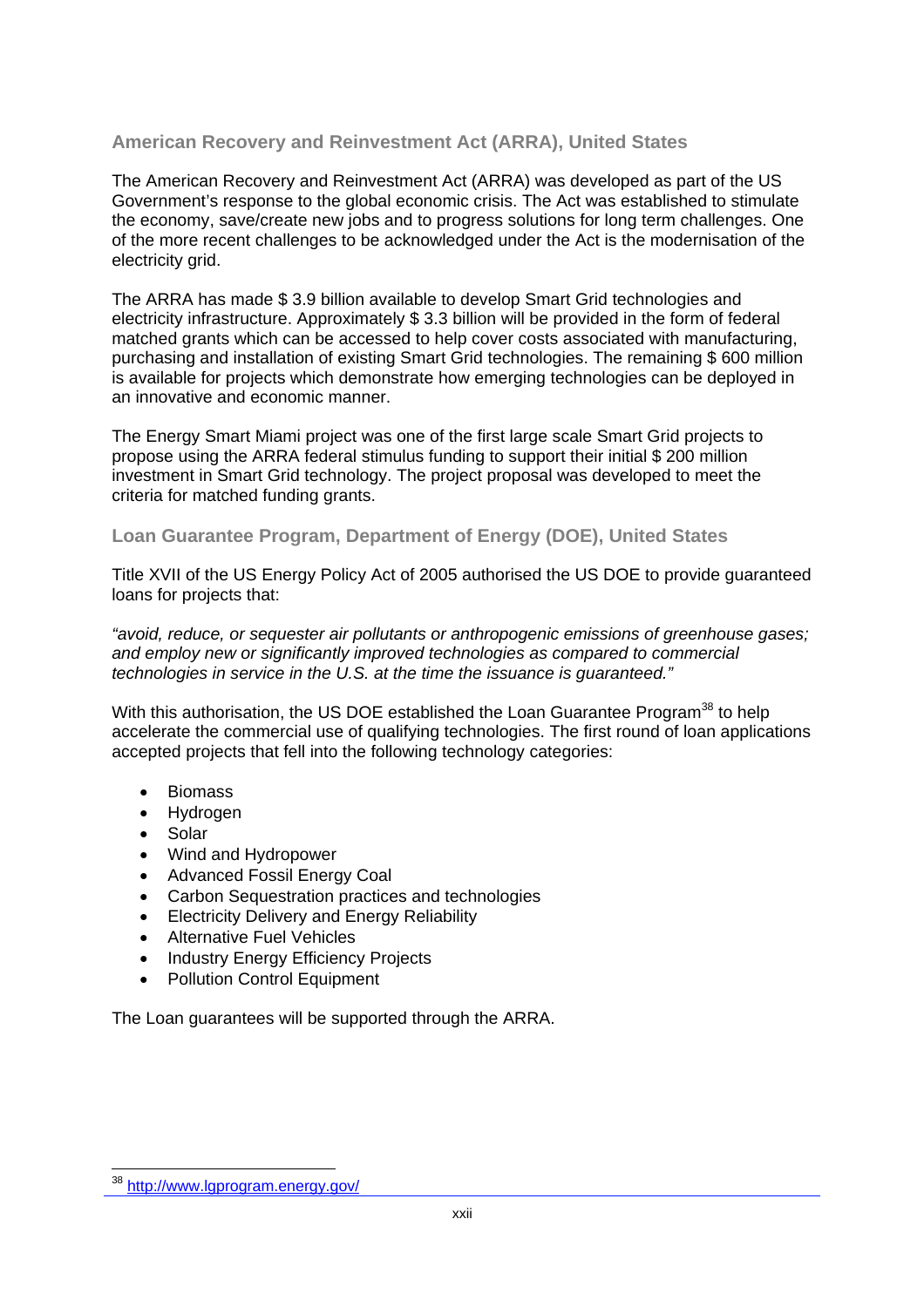### American Recovery and Reinvestment Act (ARRA), United States

The American Recovery and Reinvestment Act (ARRA) was developed as part of the US Government's response to the global economic crisis. The Act was established to stimulate the economy, save/create new jobs and to progress solutions for long term challenges. One of the more recent challenges to be acknowledged under the Act is the modernisation of the electricity grid.

The ARRA has made $ 3.9 billion available to develop Smart Grid technologies and electricity infrastructure. Approximately $ 3.3 billion will be provided in the form of federal matched grants which can be accessed to help cover costs associated with manufacturing, purchasing and installation of existing Smart Grid technologies. The remaining $ 600 million is available for projects which demonstrate how emerging technologies can be deployed in an innovative and economic manner.

The Energy Smart Miami project was one of the first large scale Smart Grid projects to propose using the ARRA federal stimulus funding to support their initial $ 200 million investment in Smart Grid technology. The project proposal was developed to meet the criteria for matched funding grants.

### Loan Guarantee Program, Department of Energy (DOE), United States

Title XVII of the US Energy Policy Act of 2005 authorised the US DOE to provide guaranteed loans for projects that:

*"avoid, reduce, or sequester air pollutants or anthropogenic emissions of greenhouse gases; and employ new or significantly improved technologies as compared to commercial technologies in service in the U.S. at the time the issuance is guaranteed."*

With this authorisation, the US DOE established the Loan Guarantee Program[38] to help accelerate the commercial use of qualifying technologies. The first round of loan applications accepted projects that fell into the following technology categories:

- Biomass
- Hydrogen
- Solar
- Wind and Hydropower
- Advanced Fossil Energy Coal
- Carbon Sequestration practices and technologies
- Electricity Delivery and Energy Reliability
- Alternative Fuel Vehicles
- Industry Energy Efficiency Projects
- Pollution Control Equipment

The Loan guarantees will be supported through the ARRA.

[38] http://www.lgprogram.energy.gov/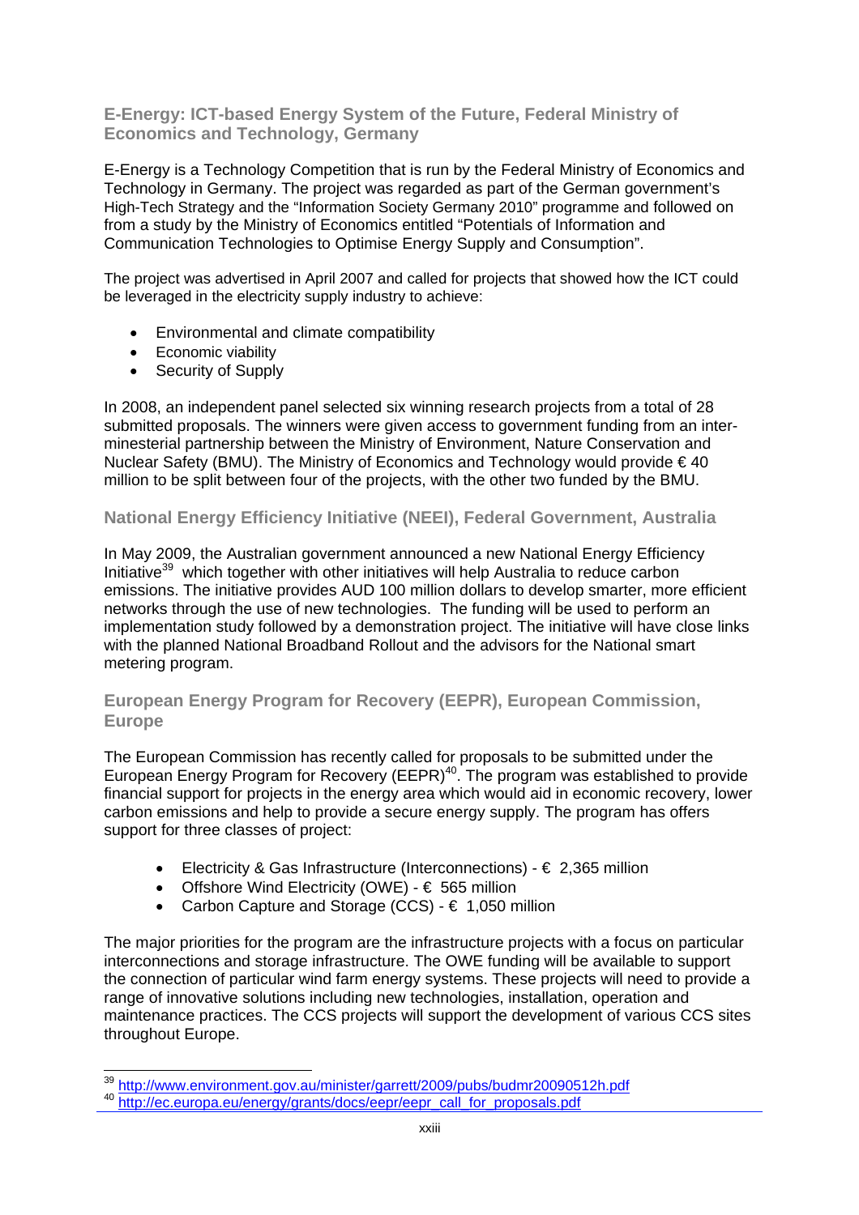### E-Energy: ICT-based Energy System of the Future, Federal Ministry of Economics and Technology, Germany

E-Energy is a Technology Competition that is run by the Federal Ministry of Economics and Technology in Germany. The project was regarded as part of the German government's High-Tech Strategy and the "Information Society Germany 2010" programme and followed on from a study by the Ministry of Economics entitled "Potentials of Information and Communication Technologies to Optimise Energy Supply and Consumption".

The project was advertised in April 2007 and called for projects that showed how the ICT could be leveraged in the electricity supply industry to achieve:

- Environmental and climate compatibility
- Economic viability
- Security of Supply

In 2008, an independent panel selected six winning research projects from a total of 28 submitted proposals. The winners were given access to government funding from an inter-ministerial partnership between the Ministry of Environment, Nature Conservation and Nuclear Safety (BMU). The Ministry of Economics and Technology would provide € 40 million to be split between four of the projects, with the other two funded by the BMU.

### National Energy Efficiency Initiative (NEEI), Federal Government, Australia

In May 2009, the Australian government announced a new National Energy Efficiency Initiative[39] which together with other initiatives will help Australia to reduce carbon emissions. The initiative provides AUD 100 million dollars to develop smarter, more efficient networks through the use of new technologies. The funding will be used to perform an implementation study followed by a demonstration project. The initiative will have close links with the planned National Broadband Rollout and the advisors for the National smart metering program.

### European Energy Program for Recovery (EEPR), European Commission, Europe

The European Commission has recently called for proposals to be submitted under the European Energy Program for Recovery (EEPR)[40]. The program was established to provide financial support for projects in the energy area which would aid in economic recovery, lower carbon emissions and help to provide a secure energy supply. The program has offers support for three classes of project:

- Electricity & Gas Infrastructure (Interconnections) - € 2,365 million
- Offshore Wind Electricity (OWE) - € 565 million
- Carbon Capture and Storage (CCS) - € 1,050 million

The major priorities for the program are the infrastructure projects with a focus on particular interconnections and storage infrastructure. The OWE funding will be available to support the connection of particular wind farm energy systems. These projects will need to provide a range of innovative solutions including new technologies, installation, operation and maintenance practices. The CCS projects will support the development of various CCS sites throughout Europe.

---

[39] http://www.environment.gov.au/minister/garrett/2009/pubs/budmr20090512h.pdf

[40] http://ec.europa.eu/energy/grants/docs/eepr/eepr_call_for_proposals.pdf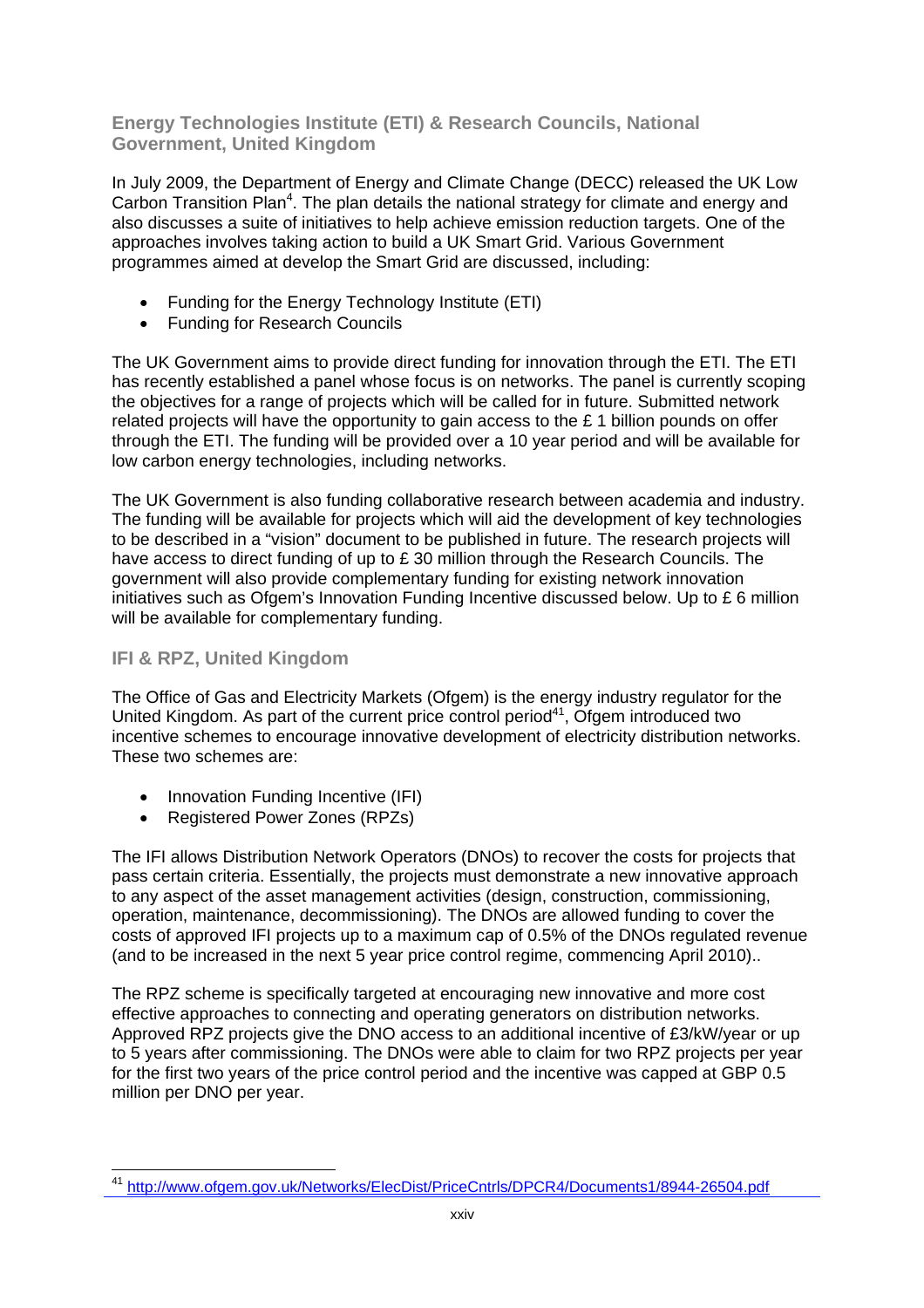### Energy Technologies Institute (ETI) & Research Councils, National Government, United Kingdom

In July 2009, the Department of Energy and Climate Change (DECC) released the UK Low Carbon Transition Plan[4]. The plan details the national strategy for climate and energy and also discusses a suite of initiatives to help achieve emission reduction targets. One of the approaches involves taking action to build a UK Smart Grid. Various Government programmes aimed at develop the Smart Grid are discussed, including:

- Funding for the Energy Technology Institute (ETI)
- Funding for Research Councils

The UK Government aims to provide direct funding for innovation through the ETI. The ETI has recently established a panel whose focus is on networks. The panel is currently scoping the objectives for a range of projects which will be called for in future. Submitted network related projects will have the opportunity to gain access to the £ 1 billion pounds on offer through the ETI. The funding will be provided over a 10 year period and will be available for low carbon energy technologies, including networks.

The UK Government is also funding collaborative research between academia and industry. The funding will be available for projects which will aid the development of key technologies to be described in a "vision" document to be published in future. The research projects will have access to direct funding of up to £ 30 million through the Research Councils. The government will also provide complementary funding for existing network innovation initiatives such as Ofgem's Innovation Funding Incentive discussed below. Up to £ 6 million will be available for complementary funding.

### IFI & RPZ, United Kingdom

The Office of Gas and Electricity Markets (Ofgem) is the energy industry regulator for the United Kingdom. As part of the current price control period[41], Ofgem introduced two incentive schemes to encourage innovative development of electricity distribution networks. These two schemes are:

- Innovation Funding Incentive (IFI)
- Registered Power Zones (RPZs)

The IFI allows Distribution Network Operators (DNOs) to recover the costs for projects that pass certain criteria. Essentially, the projects must demonstrate a new innovative approach to any aspect of the asset management activities (design, construction, commissioning, operation, maintenance, decommissioning). The DNOs are allowed funding to cover the costs of approved IFI projects up to a maximum cap of 0.5% of the DNOs regulated revenue (and to be increased in the next 5 year price control regime, commencing April 2010)..

The RPZ scheme is specifically targeted at encouraging new innovative and more cost effective approaches to connecting and operating generators on distribution networks. Approved RPZ projects give the DNO access to an additional incentive of £3/kW/year or up to 5 years after commissioning. The DNOs were able to claim for two RPZ projects per year for the first two years of the price control period and the incentive was capped at GBP 0.5 million per DNO per year.

[41] http://www.ofgem.gov.uk/Networks/ElecDist/PriceCntrls/DPCR4/Documents1/8944-26504.pdf